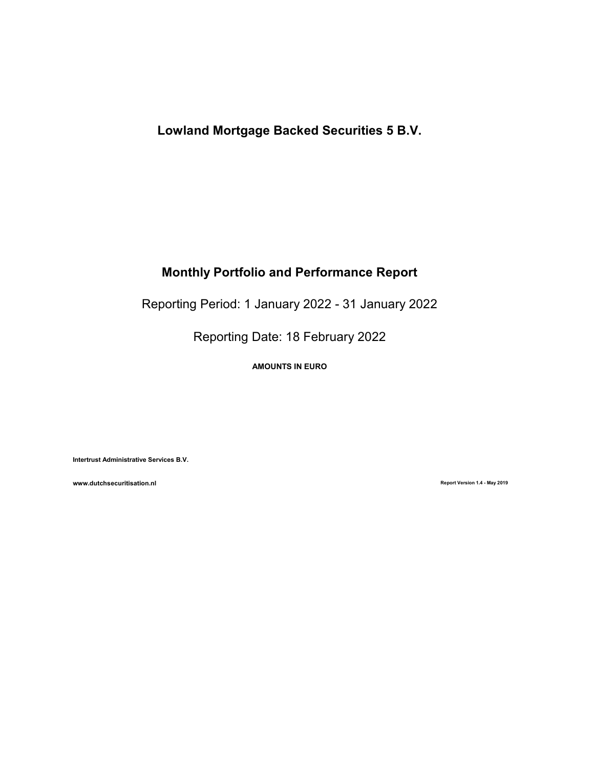# Lowland Mortgage Backed Securities 5 B.V.

## Monthly Portfolio and Performance Report

Reporting Period: 1 January 2022 - 31 January 2022

Reporting Date: 18 February 2022

**AMOUNTS IN EURO**

**Intertrust Administrative Services B.V.**

**www.dutchsecuritisation.nl**

**Report Version 1.4 - May 2019**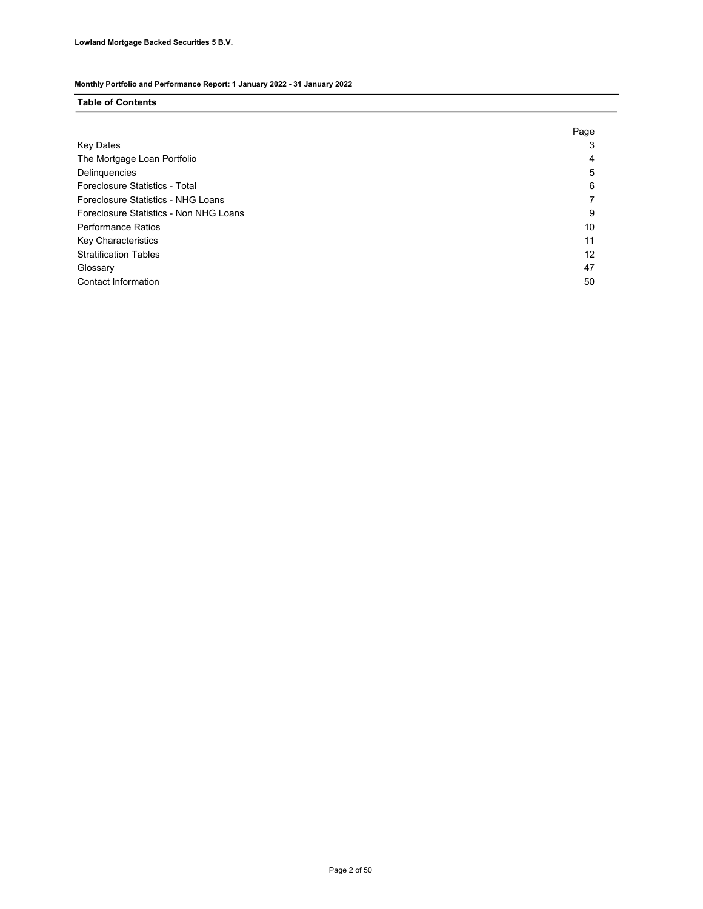**Lowland Mortgage Backed Securities 5 B.V.**

**Monthly Portfolio and Performance Report: 1 January 2022 - 31 January 2022**

## Table of Contents

| | Page |
|---|---|
| Key Dates | 3 |
| The Mortgage Loan Portfolio | 4 |
| Delinquencies | 5 |
| Foreclosure Statistics - Total | 6 |
| Foreclosure Statistics - NHG Loans | 7 |
| Foreclosure Statistics - Non NHG Loans | 9 |
| Performance Ratios | 10 |
| Key Characteristics | 11 |
| Stratification Tables | 12 |
| Glossary | 47 |
| Contact Information | 50 |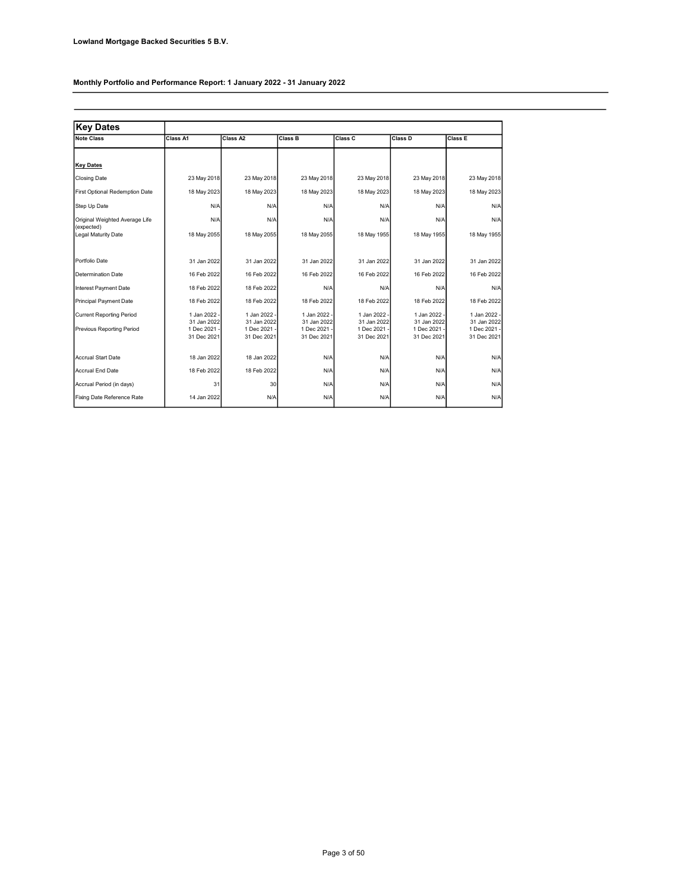**Lowland Mortgage Backed Securities 5 B.V.**

**Monthly Portfolio and Performance Report: 1 January 2022 - 31 January 2022**

## Key Dates

| Note Class | Class A1 | Class A2 | Class B | Class C | Class D | Class E |
|---|---|---|---|---|---|---|
| **Key Dates** | | | | | | |
| Closing Date | 23 May 2018 | 23 May 2018 | 23 May 2018 | 23 May 2018 | 23 May 2018 | 23 May 2018 |
| First Optional Redemption Date | 18 May 2023 | 18 May 2023 | 18 May 2023 | 18 May 2023 | 18 May 2023 | 18 May 2023 |
| Step Up Date | N/A | N/A | N/A | N/A | N/A | N/A |
| Original Weighted Average Life (expected) | N/A | N/A | N/A | N/A | N/A | N/A |
| Legal Maturity Date | 18 May 2055 | 18 May 2055 | 18 May 2055 | 18 May 1955 | 18 May 1955 | 18 May 1955 |
| Portfolio Date | 31 Jan 2022 | 31 Jan 2022 | 31 Jan 2022 | 31 Jan 2022 | 31 Jan 2022 | 31 Jan 2022 |
| Determination Date | 16 Feb 2022 | 16 Feb 2022 | 16 Feb 2022 | 16 Feb 2022 | 16 Feb 2022 | 16 Feb 2022 |
| Interest Payment Date | 18 Feb 2022 | 18 Feb 2022 | N/A | N/A | N/A | N/A |
| Principal Payment Date | 18 Feb 2022 | 18 Feb 2022 | 18 Feb 2022 | 18 Feb 2022 | 18 Feb 2022 | 18 Feb 2022 |
| Current Reporting Period | 1 Jan 2022 - 31 Jan 2022 | 1 Jan 2022 - 31 Jan 2022 | 1 Jan 2022 - 31 Jan 2022 | 1 Jan 2022 - 31 Jan 2022 | 1 Jan 2022 - 31 Jan 2022 | 1 Jan 2022 - 31 Jan 2022 |
| Previous Reporting Period | 1 Dec 2021 - 31 Dec 2021 | 1 Dec 2021 - 31 Dec 2021 | 1 Dec 2021 - 31 Dec 2021 | 1 Dec 2021 - 31 Dec 2021 | 1 Dec 2021 - 31 Dec 2021 | 1 Dec 2021 - 31 Dec 2021 |
| Accrual Start Date | 18 Jan 2022 | 18 Jan 2022 | N/A | N/A | N/A | N/A |
| Accrual End Date | 18 Feb 2022 | 18 Feb 2022 | N/A | N/A | N/A | N/A |
| Accrual Period (in days) | 31 | 30 | N/A | N/A | N/A | N/A |
| Fixing Date Reference Rate | 14 Jan 2022 | N/A | N/A | N/A | N/A | N/A |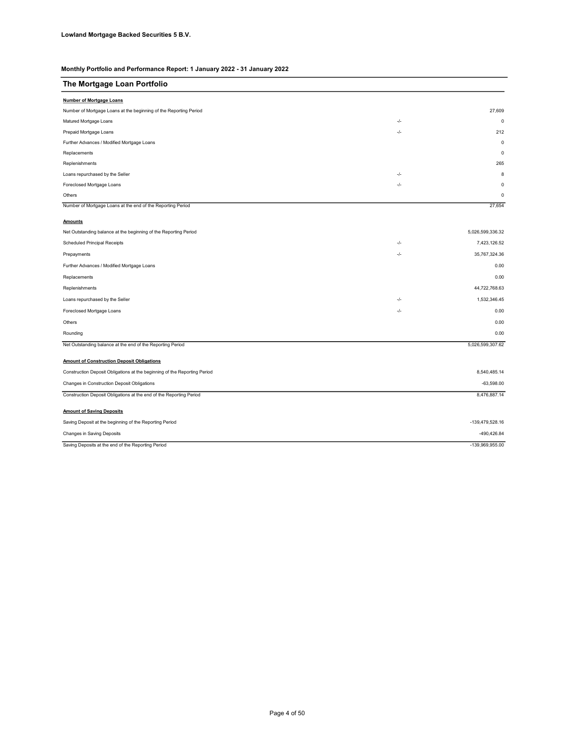**Lowland Mortgage Backed Securities 5 B.V.**

**Monthly Portfolio and Performance Report: 1 January 2022 - 31 January 2022**

## The Mortgage Loan Portfolio

**Number of Mortgage Loans**

| | | |
|---|---|---|
| Number of Mortgage Loans at the beginning of the Reporting Period | | 27,609 |
| Matured Mortgage Loans | -/- | 0 |
| Prepaid Mortgage Loans | -/- | 212 |
| Further Advances / Modified Mortgage Loans | | 0 |
| Replacements | | 0 |
| Replenishments | | 265 |
| Loans repurchased by the Seller | -/- | 8 |
| Foreclosed Mortgage Loans | -/- | 0 |
| Others | | 0 |
| Number of Mortgage Loans at the end of the Reporting Period | | 27,654 |

**Amounts**

| | | |
|---|---|---|
| Net Outstanding balance at the beginning of the Reporting Period | | 5,026,599,336.32 |
| Scheduled Principal Receipts | -/- | 7,423,126.52 |
| Prepayments | -/- | 35,767,324.36 |
| Further Advances / Modified Mortgage Loans | | 0.00 |
| Replacements | | 0.00 |
| Replenishments | | 44,722,768.63 |
| Loans repurchased by the Seller | -/- | 1,532,346.45 |
| Foreclosed Mortgage Loans | -/- | 0.00 |
| Others | | 0.00 |
| Rounding | | 0.00 |
| Net Outstanding balance at the end of the Reporting Period | | 5,026,599,307.62 |

**Amount of Construction Deposit Obligations**

| | |
|---|---|
| Construction Deposit Obligations at the beginning of the Reporting Period | 8,540,485.14 |
| Changes in Construction Deposit Obligations | -63,598.00 |
| Construction Deposit Obligations at the end of the Reporting Period | 8,476,887.14 |

**Amount of Saving Deposits**

| | |
|---|---|
| Saving Deposit at the beginning of the Reporting Period | -139,479,528.16 |
| Changes in Saving Deposits | -490,426.84 |
| Saving Deposits at the end of the Reporting Period | -139,969,955.00 |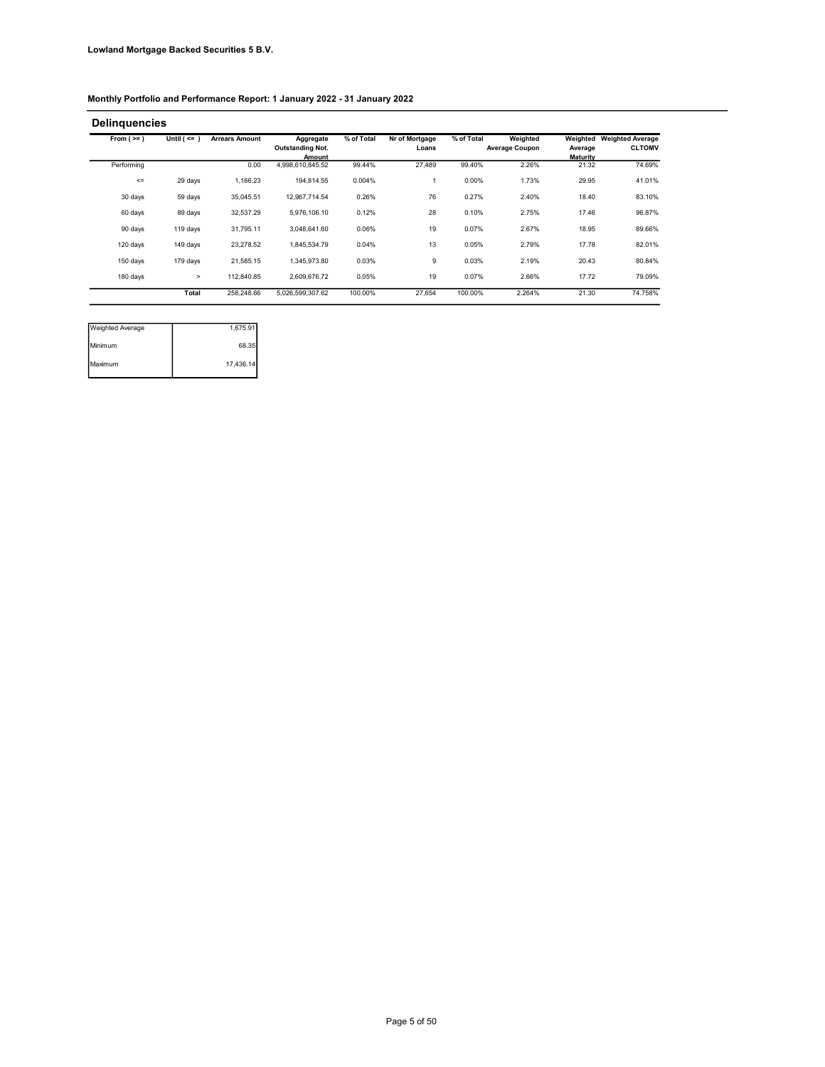**Lowland Mortgage Backed Securities 5 B.V.**

**Monthly Portfolio and Performance Report: 1 January 2022 - 31 January 2022**

## Delinquencies

| From ( >= ) | Until ( <= ) | Arrears Amount | Aggregate Outstanding Not. Amount | % of Total | Nr of Mortgage Loans | % of Total | Weighted Average Coupon | Weighted Average Maturity | Weighted Average CLTOMV |
|---|---|---|---|---|---|---|---|---|---|
| Performing | | 0.00 | 4,998,610,845.52 | 99.44% | 27,489 | 99.40% | 2.26% | 21.32 | 74.69% |
| <= | 29 days | 1,166.23 | 194,814.55 | 0.004% | 1 | 0.00% | 1.73% | 29.95 | 41.01% |
| 30 days | 59 days | 35,045.51 | 12,967,714.54 | 0.26% | 76 | 0.27% | 2.40% | 18.40 | 83.10% |
| 60 days | 89 days | 32,537.29 | 5,976,106.10 | 0.12% | 28 | 0.10% | 2.75% | 17.46 | 96.87% |
| 90 days | 119 days | 31,795.11 | 3,048,641.60 | 0.06% | 19 | 0.07% | 2.67% | 18.95 | 89.66% |
| 120 days | 149 days | 23,278.52 | 1,845,534.79 | 0.04% | 13 | 0.05% | 2.79% | 17.78 | 82.01% |
| 150 days | 179 days | 21,585.15 | 1,345,973.80 | 0.03% | 9 | 0.03% | 2.19% | 20.43 | 80.84% |
| 180 days | > | 112,840.85 | 2,609,676.72 | 0.05% | 19 | 0.07% | 2.66% | 17.72 | 79.09% |
| | **Total** | 258,248.66 | 5,026,599,307.62 | 100.00% | 27,654 | 100.00% | 2.264% | 21.30 | 74.758% |

| | |
|---|---|
| Weighted Average | 1,675.91 |
| Minimum | 68.35 |
| Maximum | 17,436.14 |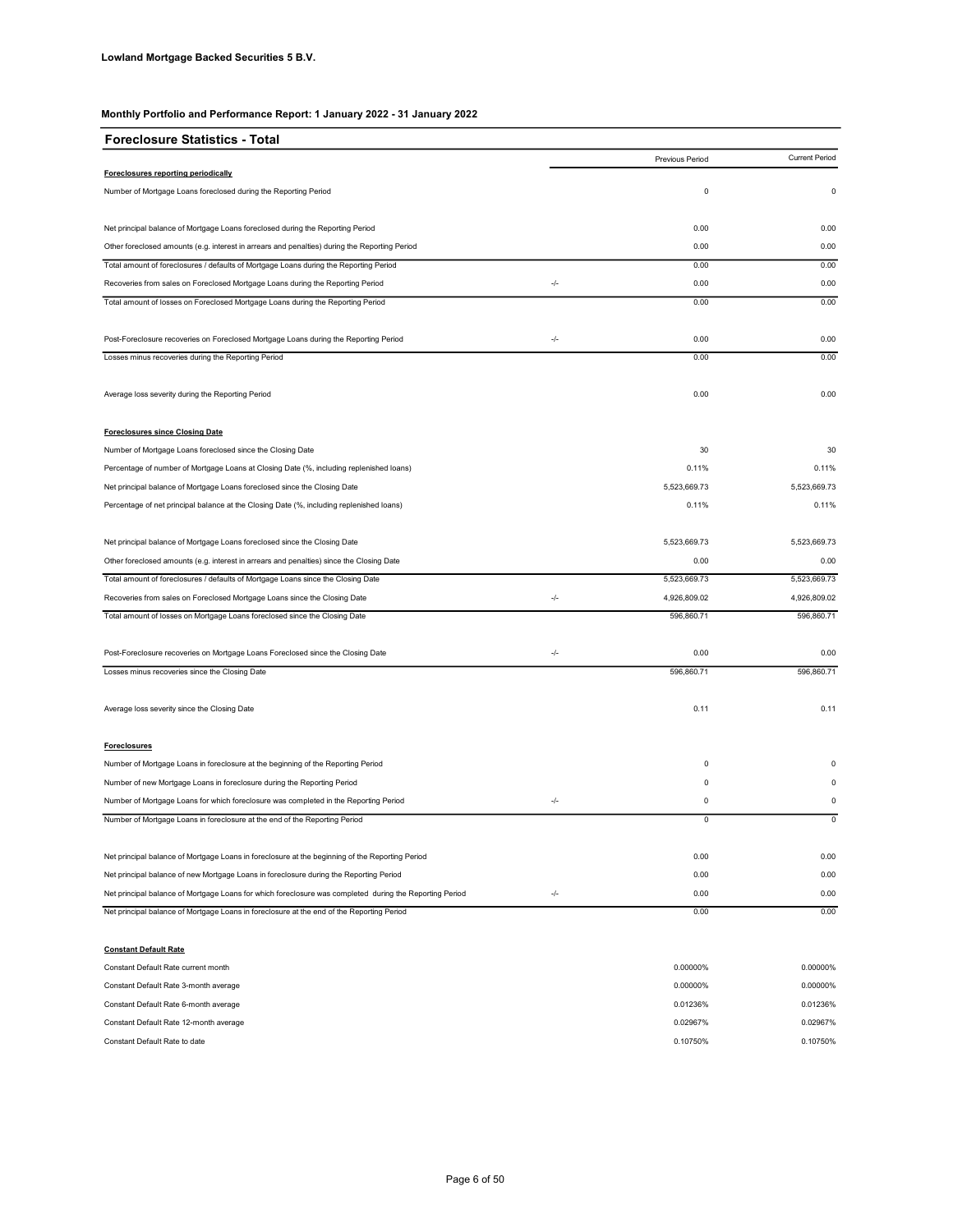**Lowland Mortgage Backed Securities 5 B.V.**

**Monthly Portfolio and Performance Report: 1 January 2022 - 31 January 2022**

## Foreclosure Statistics - Total

| | | Previous Period | Current Period |
|---|---|---|---|
| **Foreclosures reporting periodically** | | | |
| Number of Mortgage Loans foreclosed during the Reporting Period | | 0 | 0 |
| Net principal balance of Mortgage Loans foreclosed during the Reporting Period | | 0.00 | 0.00 |
| Other foreclosed amounts (e.g. interest in arrears and penalties) during the Reporting Period | | 0.00 | 0.00 |
| Total amount of foreclosures / defaults of Mortgage Loans during the Reporting Period | | 0.00 | 0.00 |
| Recoveries from sales on Foreclosed Mortgage Loans during the Reporting Period | -/- | 0.00 | 0.00 |
| Total amount of losses on Foreclosed Mortgage Loans during the Reporting Period | | 0.00 | 0.00 |
| Post-Foreclosure recoveries on Foreclosed Mortgage Loans during the Reporting Period | -/- | 0.00 | 0.00 |
| Losses minus recoveries during the Reporting Period | | 0.00 | 0.00 |
| Average loss severity during the Reporting Period | | 0.00 | 0.00 |
| **Foreclosures since Closing Date** | | | |
| Number of Mortgage Loans foreclosed since the Closing Date | | 30 | 30 |
| Percentage of number of Mortgage Loans at Closing Date (%, including replenished loans) | | 0.11% | 0.11% |
| Net principal balance of Mortgage Loans foreclosed since the Closing Date | | 5,523,669.73 | 5,523,669.73 |
| Percentage of net principal balance at the Closing Date (%, including replenished loans) | | 0.11% | 0.11% |
| Net principal balance of Mortgage Loans foreclosed since the Closing Date | | 5,523,669.73 | 5,523,669.73 |
| Other foreclosed amounts (e.g. interest in arrears and penalties) since the Closing Date | | 0.00 | 0.00 |
| Total amount of foreclosures / defaults of Mortgage Loans since the Closing Date | | 5,523,669.73 | 5,523,669.73 |
| Recoveries from sales on Foreclosed Mortgage Loans since the Closing Date | -/- | 4,926,809.02 | 4,926,809.02 |
| Total amount of losses on Mortgage Loans foreclosed since the Closing Date | | 596,860.71 | 596,860.71 |
| Post-Foreclosure recoveries on Mortgage Loans Foreclosed since the Closing Date | -/- | 0.00 | 0.00 |
| Losses minus recoveries since the Closing Date | | 596,860.71 | 596,860.71 |
| Average loss severity since the Closing Date | | 0.11 | 0.11 |
| **Foreclosures** | | | |
| Number of Mortgage Loans in foreclosure at the beginning of the Reporting Period | | 0 | 0 |
| Number of new Mortgage Loans in foreclosure during the Reporting Period | | 0 | 0 |
| Number of Mortgage Loans for which foreclosure was completed in the Reporting Period | -/- | 0 | 0 |
| Number of Mortgage Loans in foreclosure at the end of the Reporting Period | | 0 | 0 |
| Net principal balance of Mortgage Loans in foreclosure at the beginning of the Reporting Period | | 0.00 | 0.00 |
| Net principal balance of new Mortgage Loans in foreclosure during the Reporting Period | | 0.00 | 0.00 |
| Net principal balance of Mortgage Loans for which foreclosure was completed during the Reporting Period | -/- | 0.00 | 0.00 |
| Net principal balance of Mortgage Loans in foreclosure at the end of the Reporting Period | | 0.00 | 0.00 |
| **Constant Default Rate** | | | |
| Constant Default Rate current month | | 0.00000% | 0.00000% |
| Constant Default Rate 3-month average | | 0.00000% | 0.00000% |
| Constant Default Rate 6-month average | | 0.01236% | 0.01236% |
| Constant Default Rate 12-month average | | 0.02967% | 0.02967% |
| Constant Default Rate to date | | 0.10750% | 0.10750% |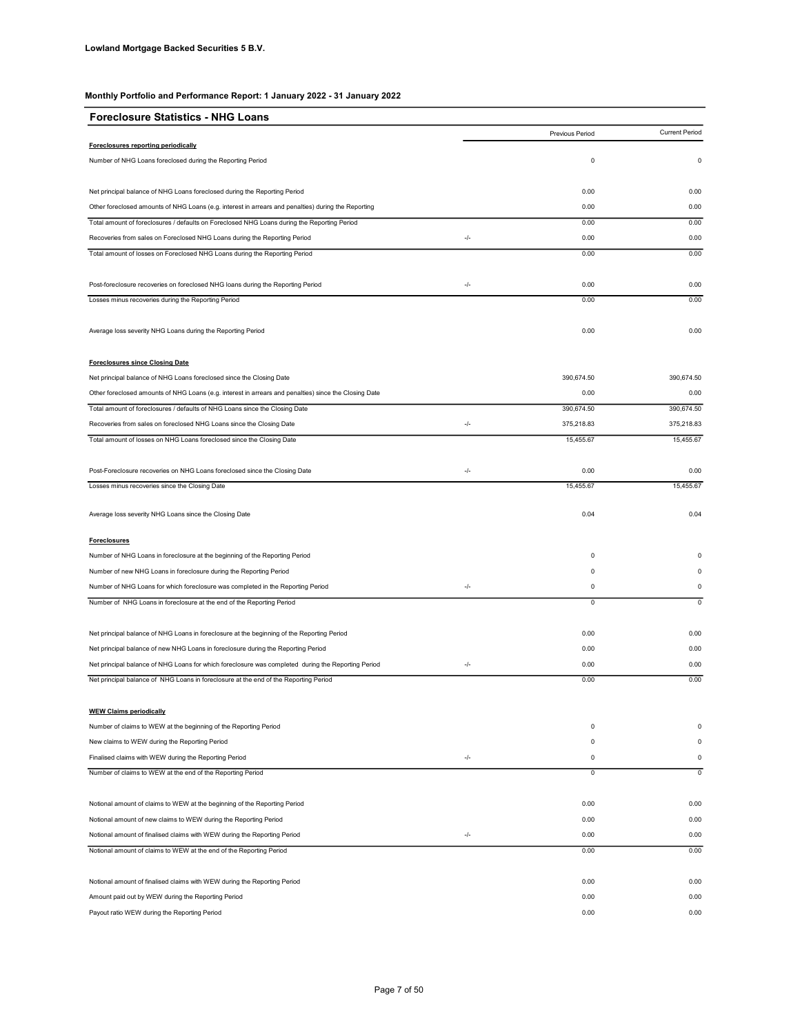**Lowland Mortgage Backed Securities 5 B.V.**

**Monthly Portfolio and Performance Report: 1 January 2022 - 31 January 2022**

## Foreclosure Statistics - NHG Loans

| | | Previous Period | Current Period |
|---|---|---|---|
| **Foreclosures reporting periodically** | | | |
| Number of NHG Loans foreclosed during the Reporting Period | | 0 | 0 |
| Net principal balance of NHG Loans foreclosed during the Reporting Period | | 0.00 | 0.00 |
| Other foreclosed amounts of NHG Loans (e.g. interest in arrears and penalties) during the Reporting | | 0.00 | 0.00 |
| Total amount of foreclosures / defaults on Foreclosed NHG Loans during the Reporting Period | | 0.00 | 0.00 |
| Recoveries from sales on Foreclosed NHG Loans during the Reporting Period | -/- | 0.00 | 0.00 |
| Total amount of losses on Foreclosed NHG Loans during the Reporting Period | | 0.00 | 0.00 |
| Post-foreclosure recoveries on foreclosed NHG loans during the Reporting Period | -/- | 0.00 | 0.00 |
| Losses minus recoveries during the Reporting Period | | 0.00 | 0.00 |
| Average loss severity NHG Loans during the Reporting Period | | 0.00 | 0.00 |
| **Foreclosures since Closing Date** | | | |
| Net principal balance of NHG Loans foreclosed since the Closing Date | | 390,674.50 | 390,674.50 |
| Other foreclosed amounts of NHG Loans (e.g. interest in arrears and penalties) since the Closing Date | | 0.00 | 0.00 |
| Total amount of foreclosures / defaults of NHG Loans since the Closing Date | | 390,674.50 | 390,674.50 |
| Recoveries from sales on foreclosed NHG Loans since the Closing Date | -/- | 375,218.83 | 375,218.83 |
| Total amount of losses on NHG Loans foreclosed since the Closing Date | | 15,455.67 | 15,455.67 |
| Post-Foreclosure recoveries on NHG Loans foreclosed since the Closing Date | -/- | 0.00 | 0.00 |
| Losses minus recoveries since the Closing Date | | 15,455.67 | 15,455.67 |
| Average loss severity NHG Loans since the Closing Date | | 0.04 | 0.04 |
| **Foreclosures** | | | |
| Number of NHG Loans in foreclosure at the beginning of the Reporting Period | | 0 | 0 |
| Number of new NHG Loans in foreclosure during the Reporting Period | | 0 | 0 |
| Number of NHG Loans for which foreclosure was completed in the Reporting Period | -/- | 0 | 0 |
| Number of NHG Loans in foreclosure at the end of the Reporting Period | | 0 | 0 |
| Net principal balance of NHG Loans in foreclosure at the beginning of the Reporting Period | | 0.00 | 0.00 |
| Net principal balance of new NHG Loans in foreclosure during the Reporting Period | | 0.00 | 0.00 |
| Net principal balance of NHG Loans for which foreclosure was completed during the Reporting Period | -/- | 0.00 | 0.00 |
| Net principal balance of NHG Loans in foreclosure at the end of the Reporting Period | | 0.00 | 0.00 |
| **WEW Claims periodically** | | | |
| Number of claims to WEW at the beginning of the Reporting Period | | 0 | 0 |
| New claims to WEW during the Reporting Period | | 0 | 0 |
| Finalised claims with WEW during the Reporting Period | -/- | 0 | 0 |
| Number of claims to WEW at the end of the Reporting Period | | 0 | 0 |
| Notional amount of claims to WEW at the beginning of the Reporting Period | | 0.00 | 0.00 |
| Notional amount of new claims to WEW during the Reporting Period | | 0.00 | 0.00 |
| Notional amount of finalised claims with WEW during the Reporting Period | -/- | 0.00 | 0.00 |
| Notional amount of claims to WEW at the end of the Reporting Period | | 0.00 | 0.00 |
| Notional amount of finalised claims with WEW during the Reporting Period | | 0.00 | 0.00 |
| Amount paid out by WEW during the Reporting Period | | 0.00 | 0.00 |
| Payout ratio WEW during the Reporting Period | | 0.00 | 0.00 |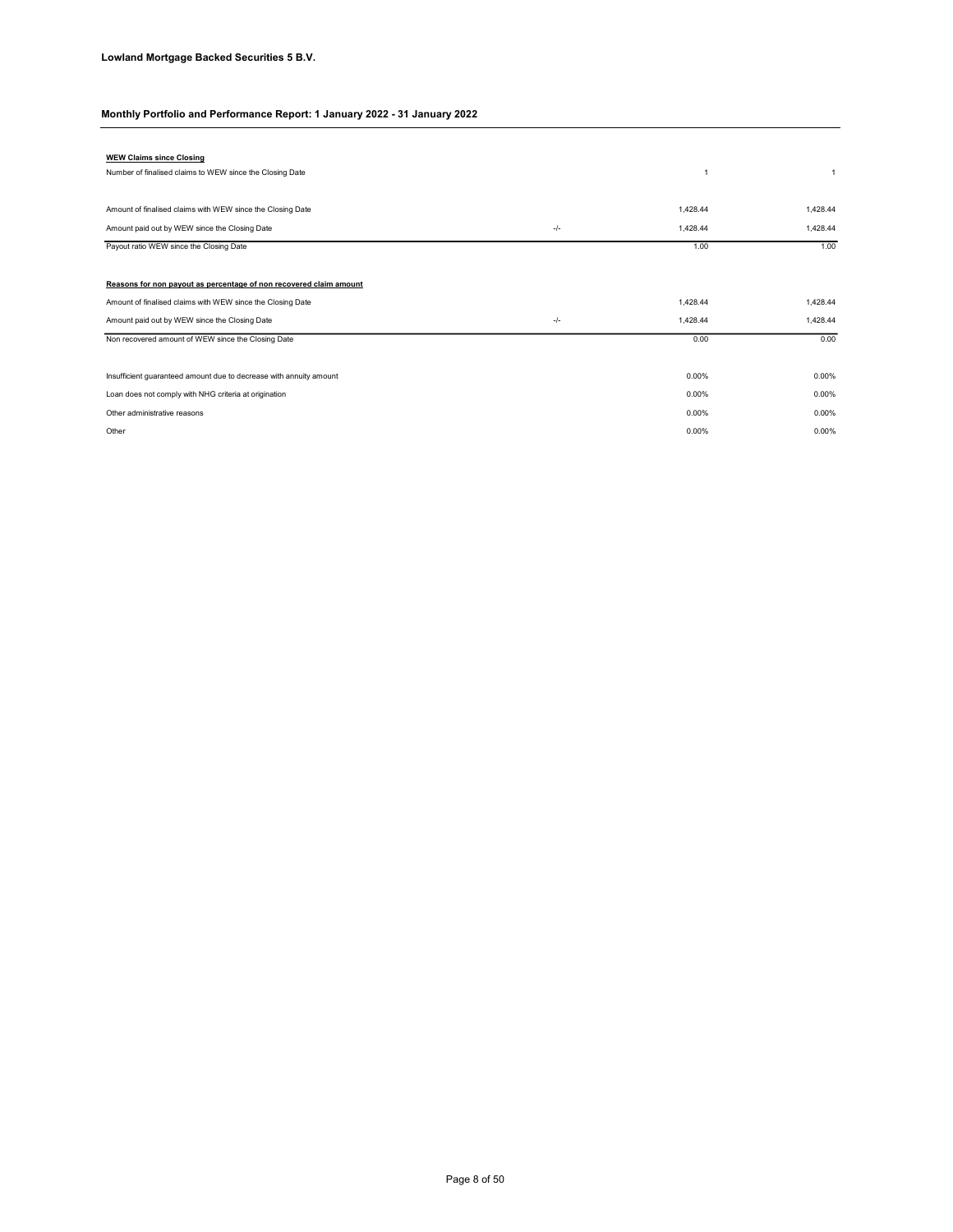**Lowland Mortgage Backed Securities 5 B.V.**

**Monthly Portfolio and Performance Report: 1 January 2022 - 31 January 2022**

| **WEW Claims since Closing** | | | |
|---|---|---|---|
| Number of finalised claims to WEW since the Closing Date | | 1 | 1 |
| | | | |
| Amount of finalised claims with WEW since the Closing Date | | 1,428.44 | 1,428.44 |
| Amount paid out by WEW since the Closing Date | -/- | 1,428.44 | 1,428.44 |
| Payout ratio WEW since the Closing Date | | 1.00 | 1.00 |

| **Reasons for non payout as percentage of non recovered claim amount** | | | |
|---|---|---|---|
| Amount of finalised claims with WEW since the Closing Date | | 1,428.44 | 1,428.44 |
| Amount paid out by WEW since the Closing Date | -/- | 1,428.44 | 1,428.44 |
| Non recovered amount of WEW since the Closing Date | | 0.00 | 0.00 |
| | | | |
| Insufficient guaranteed amount due to decrease with annuity amount | | 0.00% | 0.00% |
| Loan does not comply with NHG criteria at origination | | 0.00% | 0.00% |
| Other administrative reasons | | 0.00% | 0.00% |
| Other | | 0.00% | 0.00% |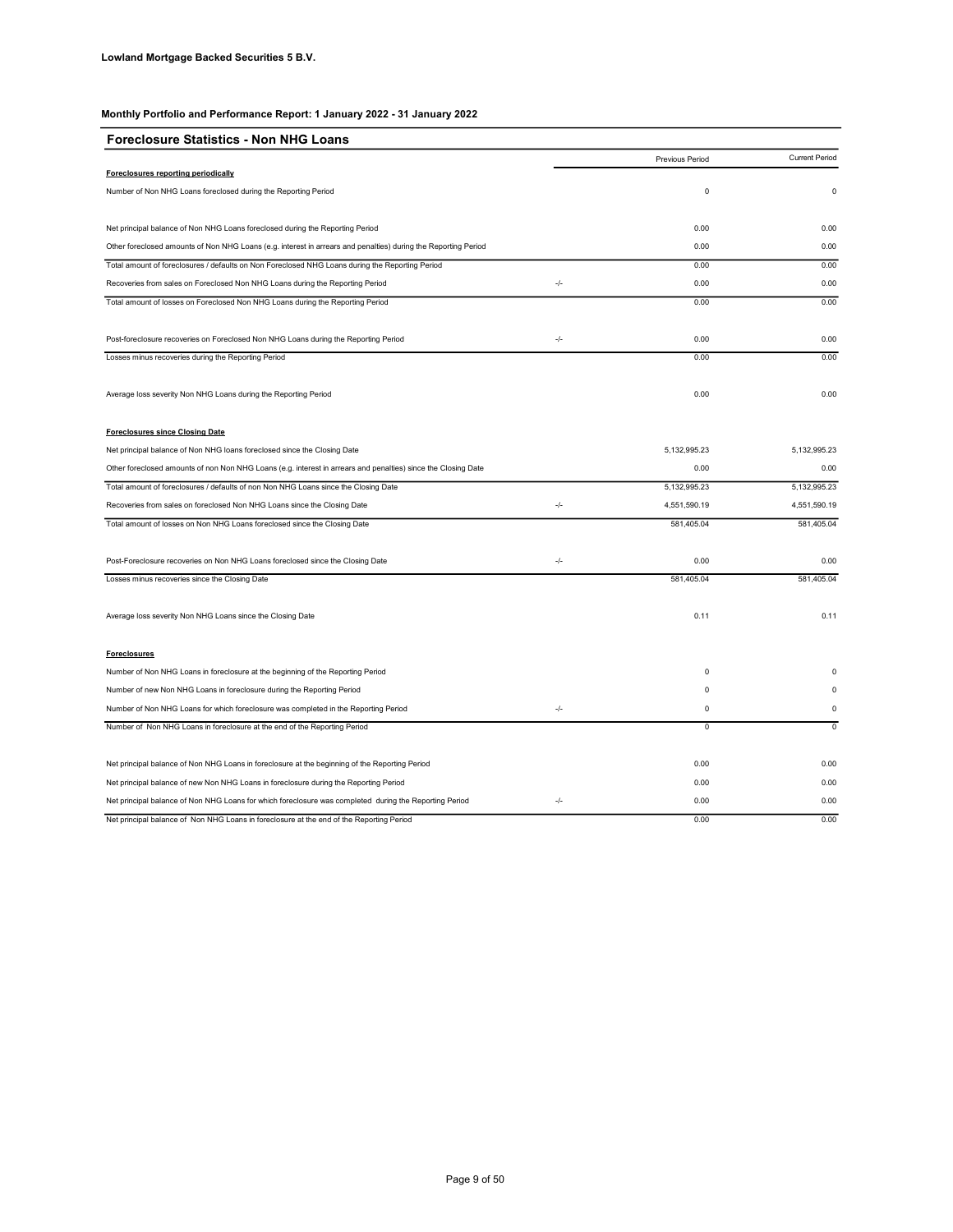**Lowland Mortgage Backed Securities 5 B.V.**

**Monthly Portfolio and Performance Report: 1 January 2022 - 31 January 2022**

## Foreclosure Statistics - Non NHG Loans

| | | Previous Period | Current Period |
|---|---|---|---|
| **Foreclosures reporting periodically** | | | |
| Number of Non NHG Loans foreclosed during the Reporting Period | | 0 | 0 |
| Net principal balance of Non NHG Loans foreclosed during the Reporting Period | | 0.00 | 0.00 |
| Other foreclosed amounts of Non NHG Loans (e.g. interest in arrears and penalties) during the Reporting Period | | 0.00 | 0.00 |
| Total amount of foreclosures / defaults on Non Foreclosed NHG Loans during the Reporting Period | | 0.00 | 0.00 |
| Recoveries from sales on Foreclosed Non NHG Loans during the Reporting Period | -/- | 0.00 | 0.00 |
| Total amount of losses on Foreclosed Non NHG Loans during the Reporting Period | | 0.00 | 0.00 |
| Post-foreclosure recoveries on Foreclosed Non NHG Loans during the Reporting Period | -/- | 0.00 | 0.00 |
| Losses minus recoveries during the Reporting Period | | 0.00 | 0.00 |
| Average loss severity Non NHG Loans during the Reporting Period | | 0.00 | 0.00 |
| **Foreclosures since Closing Date** | | | |
| Net principal balance of Non NHG loans foreclosed since the Closing Date | | 5,132,995.23 | 5,132,995.23 |
| Other foreclosed amounts of non Non NHG Loans (e.g. interest in arrears and penalties) since the Closing Date | | 0.00 | 0.00 |
| Total amount of foreclosures / defaults of non Non NHG Loans since the Closing Date | | 5,132,995.23 | 5,132,995.23 |
| Recoveries from sales on foreclosed Non NHG Loans since the Closing Date | -/- | 4,551,590.19 | 4,551,590.19 |
| Total amount of losses on Non NHG Loans foreclosed since the Closing Date | | 581,405.04 | 581,405.04 |
| Post-Foreclosure recoveries on Non NHG Loans foreclosed since the Closing Date | -/- | 0.00 | 0.00 |
| Losses minus recoveries since the Closing Date | | 581,405.04 | 581,405.04 |
| Average loss severity Non NHG Loans since the Closing Date | | 0.11 | 0.11 |
| **Foreclosures** | | | |
| Number of Non NHG Loans in foreclosure at the beginning of the Reporting Period | | 0 | 0 |
| Number of new Non NHG Loans in foreclosure during the Reporting Period | | 0 | 0 |
| Number of Non NHG Loans for which foreclosure was completed in the Reporting Period | -/- | 0 | 0 |
| Number of Non NHG Loans in foreclosure at the end of the Reporting Period | | 0 | 0 |
| Net principal balance of Non NHG Loans in foreclosure at the beginning of the Reporting Period | | 0.00 | 0.00 |
| Net principal balance of new Non NHG Loans in foreclosure during the Reporting Period | | 0.00 | 0.00 |
| Net principal balance of Non NHG Loans for which foreclosure was completed during the Reporting Period | -/- | 0.00 | 0.00 |
| Net principal balance of Non NHG Loans in foreclosure at the end of the Reporting Period | | 0.00 | 0.00 |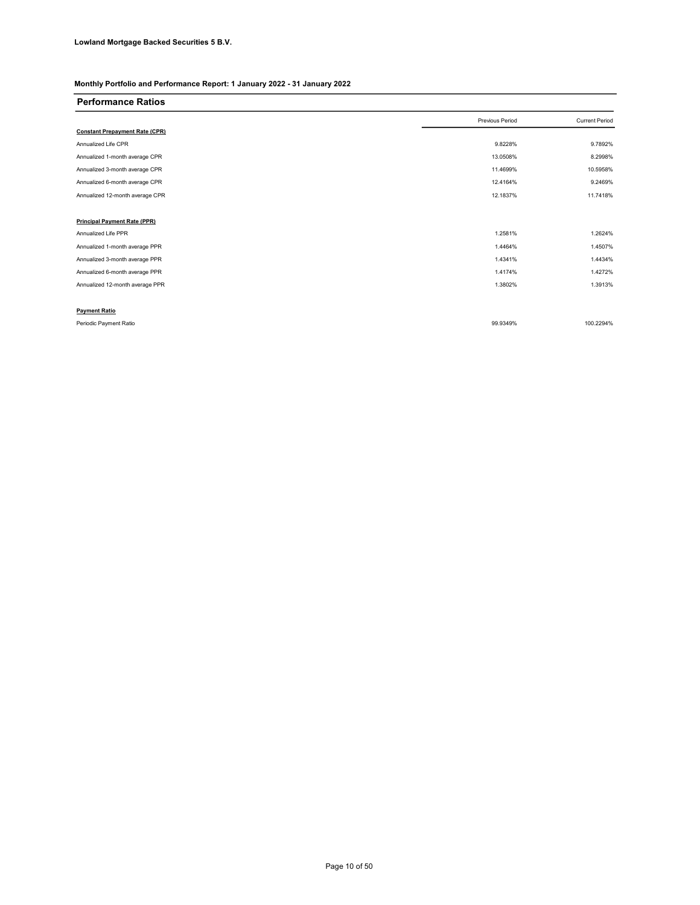**Lowland Mortgage Backed Securities 5 B.V.**

**Monthly Portfolio and Performance Report: 1 January 2022 - 31 January 2022**

## Performance Ratios

| | Previous Period | Current Period |
|---|---|---|
| **Constant Prepayment Rate (CPR)** | | |
| Annualized Life CPR | 9.8228% | 9.7892% |
| Annualized 1-month average CPR | 13.0508% | 8.2998% |
| Annualized 3-month average CPR | 11.4699% | 10.5958% |
| Annualized 6-month average CPR | 12.4164% | 9.2469% |
| Annualized 12-month average CPR | 12.1837% | 11.7418% |
| | | |
| **Principal Payment Rate (PPR)** | | |
| Annualized Life PPR | 1.2581% | 1.2624% |
| Annualized 1-month average PPR | 1.4464% | 1.4507% |
| Annualized 3-month average PPR | 1.4341% | 1.4434% |
| Annualized 6-month average PPR | 1.4174% | 1.4272% |
| Annualized 12-month average PPR | 1.3802% | 1.3913% |
| | | |
| **Payment Ratio** | | |
| Periodic Payment Ratio | 99.9349% | 100.2294% |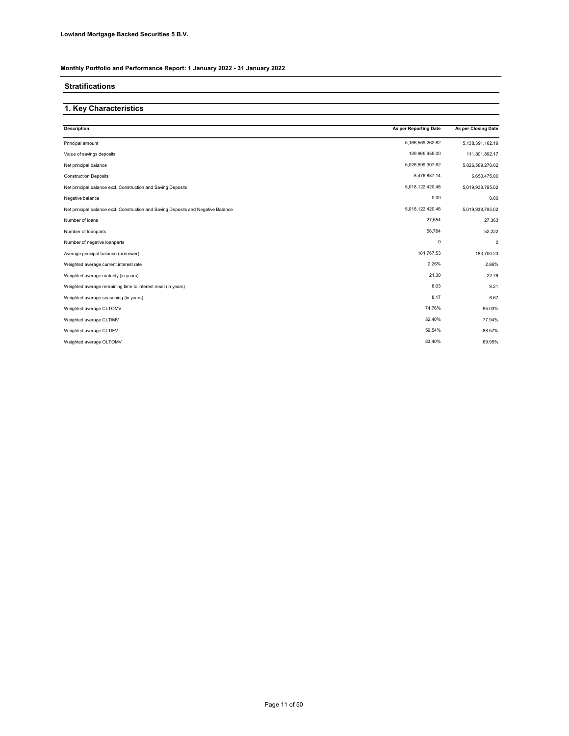**Lowland Mortgage Backed Securities 5 B.V.**

**Monthly Portfolio and Performance Report: 1 January 2022 - 31 January 2022**

## Stratifications

## 1. Key Characteristics

| Description | As per Reporting Date | As per Closing Date |
|---|---|---|
| Principal amount | 5,166,569,262.62 | 5,138,391,162.19 |
| Value of savings deposits | 139,969,955.00 | 111,801,892.17 |
| Net principal balance | 5,026,599,307.62 | 5,026,589,270.02 |
| Construction Deposits | 8,476,887.14 | 6,650,475.00 |
| Net principal balance excl. Construction and Saving Deposits | 5,018,122,420.48 | 5,019,938,795.02 |
| Negative balance | 0.00 | 0.00 |
| Net principal balance excl. Construction and Saving Deposits and Negative Balance | 5,018,122,420.48 | 5,019,938,795.02 |
| Number of loans | 27,654 | 27,363 |
| Number of loanparts | 56,784 | 52,222 |
| Number of negative loanparts | 0 | 0 |
| Average principal balance (borrower) | 181,767.53 | 183,700.23 |
| Weighted average current interest rate | 2.26% | 2.86% |
| Weighted average maturity (in years) | 21.30 | 22.76 |
| Weighted average remaining time to interest reset (in years) | 8.03 | 8.21 |
| Weighted average seasoning (in years) | 8.17 | 6.67 |
| Weighted average CLTOMV | 74.76% | 85.03% |
| Weighted average CLTIMV | 52.40% | 77.94% |
| Weighted average CLTIFV | 59.54% | 88.57% |
| Weighted average OLTOMV | 83.40% | 89.95% |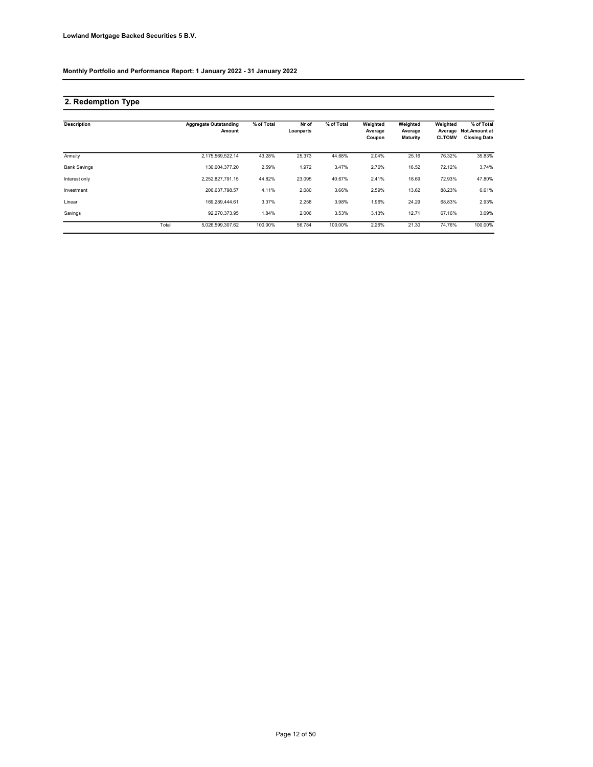**Lowland Mortgage Backed Securities 5 B.V.**

**Monthly Portfolio and Performance Report: 1 January 2022 - 31 January 2022**

## 2. Redemption Type

| Description | | Aggregate Outstanding Amount | % of Total | Nr of Loanparts | % of Total | Weighted Average Coupon | Weighted Average Maturity | Weighted Average CLTOMV | % of Total Not.Amount at Closing Date |
|---|---|---|---|---|---|---|---|---|---|
| Annuity | | 2,175,569,522.14 | 43.28% | 25,373 | 44.68% | 2.04% | 25.16 | 76.32% | 35.83% |
| Bank Savings | | 130,004,377.20 | 2.59% | 1,972 | 3.47% | 2.76% | 16.52 | 72.12% | 3.74% |
| Interest only | | 2,252,827,791.15 | 44.82% | 23,095 | 40.67% | 2.41% | 18.69 | 72.93% | 47.80% |
| Investment | | 206,637,798.57 | 4.11% | 2,080 | 3.66% | 2.59% | 13.62 | 88.23% | 6.61% |
| Linear | | 169,289,444.61 | 3.37% | 2,258 | 3.98% | 1.96% | 24.29 | 68.83% | 2.93% |
| Savings | | 92,270,373.95 | 1.84% | 2,006 | 3.53% | 3.13% | 12.71 | 67.16% | 3.09% |
| | Total | 5,026,599,307.62 | 100.00% | 56,784 | 100.00% | 2.26% | 21.30 | 74.76% | 100.00% |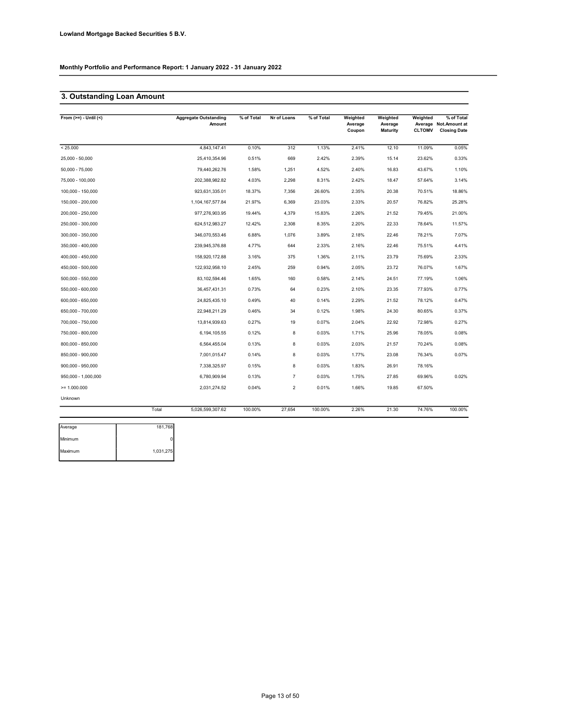**Lowland Mortgage Backed Securities 5 B.V.**

**Monthly Portfolio and Performance Report: 1 January 2022 - 31 January 2022**

## 3. Outstanding Loan Amount

| From (>=) - Until (<) | | Aggregate Outstanding Amount | % of Total | Nr of Loans | % of Total | Weighted Average Coupon | Weighted Average Maturity | Weighted Average CLTOMV | % of Total Not.Amount at Closing Date |
|---|---|---|---|---|---|---|---|---|---|
| < 25.000 | | 4,843,147.41 | 0.10% | 312 | 1.13% | 2.41% | 12.10 | 11.09% | 0.05% |
| 25,000 - 50,000 | | 25,410,354.96 | 0.51% | 669 | 2.42% | 2.39% | 15.14 | 23.62% | 0.33% |
| 50,000 - 75,000 | | 79,440,262.76 | 1.58% | 1,251 | 4.52% | 2.40% | 16.83 | 43.67% | 1.10% |
| 75,000 - 100,000 | | 202,388,982.82 | 4.03% | 2,298 | 8.31% | 2.42% | 18.47 | 57.64% | 3.14% |
| 100,000 - 150,000 | | 923,631,335.01 | 18.37% | 7,356 | 26.60% | 2.35% | 20.38 | 70.51% | 18.86% |
| 150,000 - 200,000 | | 1,104,167,577.84 | 21.97% | 6,369 | 23.03% | 2.33% | 20.57 | 76.82% | 25.28% |
| 200,000 - 250,000 | | 977,276,903.95 | 19.44% | 4,379 | 15.83% | 2.26% | 21.52 | 79.45% | 21.00% |
| 250,000 - 300,000 | | 624,512,983.27 | 12.42% | 2,308 | 8.35% | 2.20% | 22.33 | 78.64% | 11.57% |
| 300,000 - 350,000 | | 346,070,553.46 | 6.88% | 1,076 | 3.89% | 2.18% | 22.46 | 78.21% | 7.07% |
| 350,000 - 400,000 | | 239,945,376.88 | 4.77% | 644 | 2.33% | 2.16% | 22.46 | 75.51% | 4.41% |
| 400,000 - 450,000 | | 158,920,172.88 | 3.16% | 375 | 1.36% | 2.11% | 23.79 | 75.69% | 2.33% |
| 450,000 - 500,000 | | 122,932,958.10 | 2.45% | 259 | 0.94% | 2.05% | 23.72 | 76.07% | 1.67% |
| 500,000 - 550,000 | | 83,102,594.46 | 1.65% | 160 | 0.58% | 2.14% | 24.51 | 77.19% | 1.06% |
| 550,000 - 600,000 | | 36,457,431.31 | 0.73% | 64 | 0.23% | 2.10% | 23.35 | 77.93% | 0.77% |
| 600,000 - 650,000 | | 24,825,435.10 | 0.49% | 40 | 0.14% | 2.29% | 21.52 | 78.12% | 0.47% |
| 650,000 - 700,000 | | 22,948,211.29 | 0.46% | 34 | 0.12% | 1.98% | 24.30 | 80.65% | 0.37% |
| 700,000 - 750,000 | | 13,814,939.63 | 0.27% | 19 | 0.07% | 2.04% | 22.92 | 72.98% | 0.27% |
| 750,000 - 800,000 | | 6,194,105.55 | 0.12% | 8 | 0.03% | 1.71% | 25.96 | 78.05% | 0.08% |
| 800,000 - 850,000 | | 6,564,455.04 | 0.13% | 8 | 0.03% | 2.03% | 21.57 | 70.24% | 0.08% |
| 850,000 - 900,000 | | 7,001,015.47 | 0.14% | 8 | 0.03% | 1.77% | 23.08 | 76.34% | 0.07% |
| 900,000 - 950,000 | | 7,338,325.97 | 0.15% | 8 | 0.03% | 1.83% | 26.91 | 78.16% | |
| 950,000 - 1,000,000 | | 6,780,909.94 | 0.13% | 7 | 0.03% | 1.75% | 27.85 | 69.96% | 0.02% |
| >= 1.000.000 | | 2,031,274.52 | 0.04% | 2 | 0.01% | 1.66% | 19.85 | 67.50% | |
| Unknown | | | | | | | | | |
| | Total | 5,026,599,307.62 | 100.00% | 27,654 | 100.00% | 2.26% | 21.30 | 74.76% | 100.00% |

| | |
|---|---|
| Average | 181,768 |
| Minimum | 0 |
| Maximum | 1,031,275 |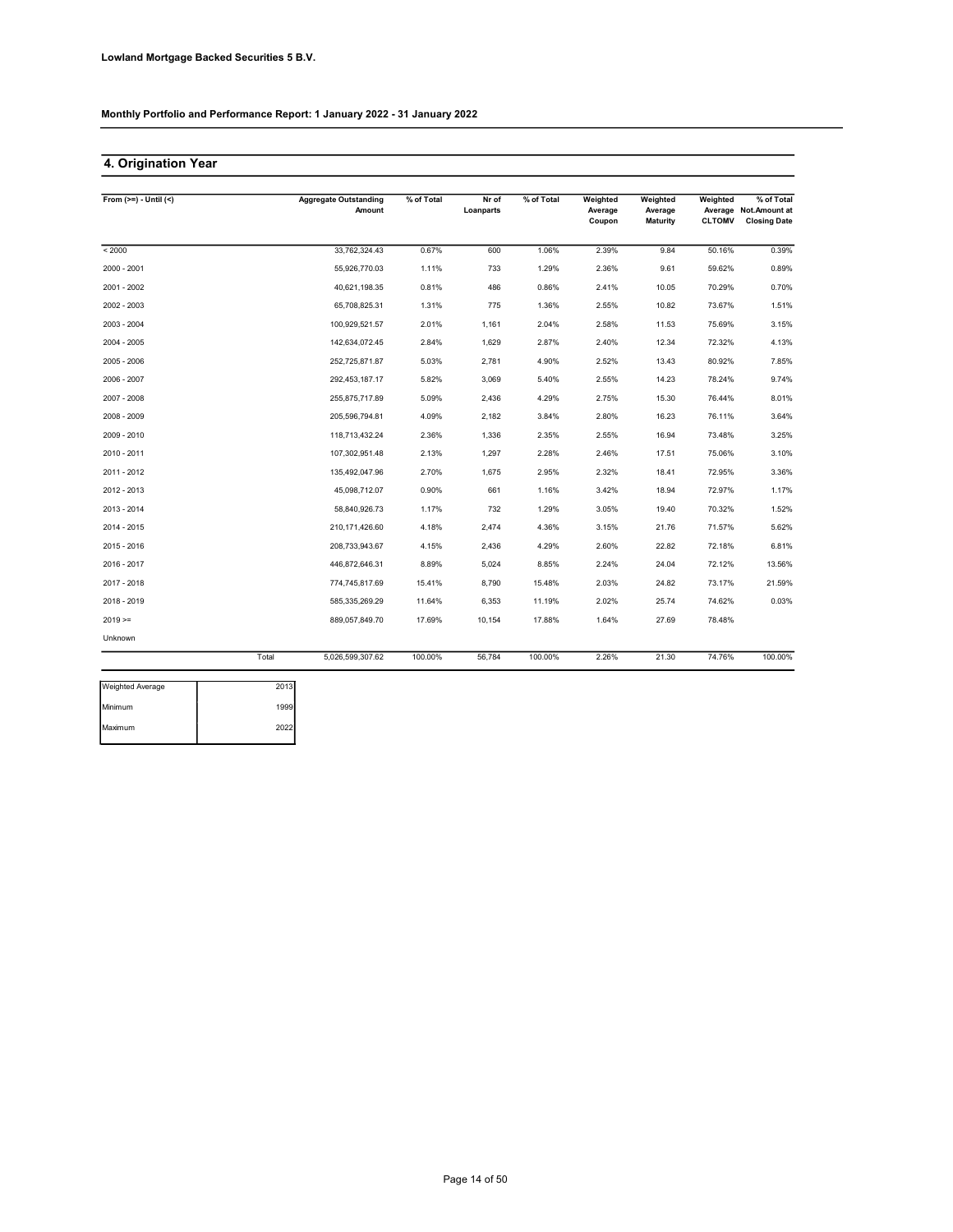**Lowland Mortgage Backed Securities 5 B.V.**

**Monthly Portfolio and Performance Report: 1 January 2022 - 31 January 2022**

## 4. Origination Year

| From (>=) - Until (<) | Aggregate Outstanding Amount | % of Total | Nr of Loanparts | % of Total | Weighted Average Coupon | Weighted Average Maturity | Weighted Average CLTOMV | % of Total Not.Amount at Closing Date |
|---|---|---|---|---|---|---|---|---|
| < 2000 | 33,762,324.43 | 0.67% | 600 | 1.06% | 2.39% | 9.84 | 50.16% | 0.39% |
| 2000 - 2001 | 55,926,770.03 | 1.11% | 733 | 1.29% | 2.36% | 9.61 | 59.62% | 0.89% |
| 2001 - 2002 | 40,621,198.35 | 0.81% | 486 | 0.86% | 2.41% | 10.05 | 70.29% | 0.70% |
| 2002 - 2003 | 65,708,825.31 | 1.31% | 775 | 1.36% | 2.55% | 10.82 | 73.67% | 1.51% |
| 2003 - 2004 | 100,929,521.57 | 2.01% | 1,161 | 2.04% | 2.58% | 11.53 | 75.69% | 3.15% |
| 2004 - 2005 | 142,634,072.45 | 2.84% | 1,629 | 2.87% | 2.40% | 12.34 | 72.32% | 4.13% |
| 2005 - 2006 | 252,725,871.87 | 5.03% | 2,781 | 4.90% | 2.52% | 13.43 | 80.92% | 7.85% |
| 2006 - 2007 | 292,453,187.17 | 5.82% | 3,069 | 5.40% | 2.55% | 14.23 | 78.24% | 9.74% |
| 2007 - 2008 | 255,875,717.89 | 5.09% | 2,436 | 4.29% | 2.75% | 15.30 | 76.44% | 8.01% |
| 2008 - 2009 | 205,596,794.81 | 4.09% | 2,182 | 3.84% | 2.80% | 16.23 | 76.11% | 3.64% |
| 2009 - 2010 | 118,713,432.24 | 2.36% | 1,336 | 2.35% | 2.55% | 16.94 | 73.48% | 3.25% |
| 2010 - 2011 | 107,302,951.48 | 2.13% | 1,297 | 2.28% | 2.46% | 17.51 | 75.06% | 3.10% |
| 2011 - 2012 | 135,492,047.96 | 2.70% | 1,675 | 2.95% | 2.32% | 18.41 | 72.95% | 3.36% |
| 2012 - 2013 | 45,098,712.07 | 0.90% | 661 | 1.16% | 3.42% | 18.94 | 72.97% | 1.17% |
| 2013 - 2014 | 58,840,926.73 | 1.17% | 732 | 1.29% | 3.05% | 19.40 | 70.32% | 1.52% |
| 2014 - 2015 | 210,171,426.60 | 4.18% | 2,474 | 4.36% | 3.15% | 21.76 | 71.57% | 5.62% |
| 2015 - 2016 | 208,733,943.67 | 4.15% | 2,436 | 4.29% | 2.60% | 22.82 | 72.18% | 6.81% |
| 2016 - 2017 | 446,872,646.31 | 8.89% | 5,024 | 8.85% | 2.24% | 24.04 | 72.12% | 13.56% |
| 2017 - 2018 | 774,745,817.69 | 15.41% | 8,790 | 15.48% | 2.03% | 24.82 | 73.17% | 21.59% |
| 2018 - 2019 | 585,335,269.29 | 11.64% | 6,353 | 11.19% | 2.02% | 25.74 | 74.62% | 0.03% |
| 2019 >= | 889,057,849.70 | 17.69% | 10,154 | 17.88% | 1.64% | 27.69 | 78.48% | |
| Unknown | | | | | | | | |
| Total | 5,026,599,307.62 | 100.00% | 56,784 | 100.00% | 2.26% | 21.30 | 74.76% | 100.00% |

| | |
|---|---|
| Weighted Average | 2013 |
| Minimum | 1999 |
| Maximum | 2022 |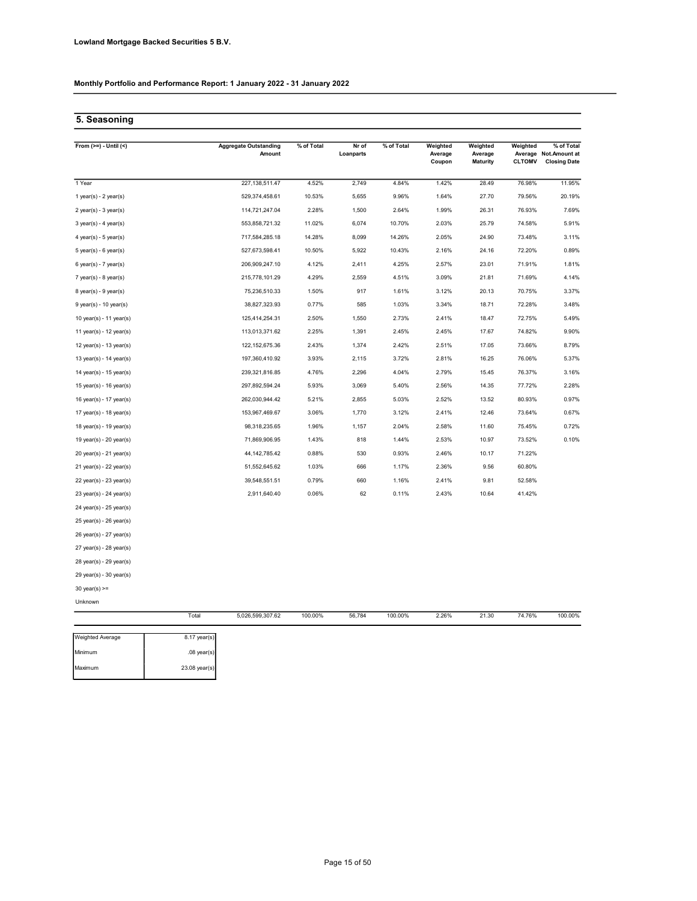**Lowland Mortgage Backed Securities 5 B.V.**

**Monthly Portfolio and Performance Report: 1 January 2022 - 31 January 2022**

## 5. Seasoning

| From (>=) - Until (<) | Aggregate Outstanding Amount | % of Total | Nr of Loanparts | % of Total | Weighted Average Coupon | Weighted Average Maturity | Weighted Average CLTOMV | % of Total Not.Amount at Closing Date |
|---|---|---|---|---|---|---|---|---|
| 1 Year | 227,138,511.47 | 4.52% | 2,749 | 4.84% | 1.42% | 28.49 | 76.98% | 11.95% |
| 1 year(s) - 2 year(s) | 529,374,458.61 | 10.53% | 5,655 | 9.96% | 1.64% | 27.70 | 79.56% | 20.19% |
| 2 year(s) - 3 year(s) | 114,721,247.04 | 2.28% | 1,500 | 2.64% | 1.99% | 26.31 | 76.93% | 7.69% |
| 3 year(s) - 4 year(s) | 553,858,721.32 | 11.02% | 6,074 | 10.70% | 2.03% | 25.79 | 74.58% | 5.91% |
| 4 year(s) - 5 year(s) | 717,584,285.18 | 14.28% | 8,099 | 14.26% | 2.05% | 24.90 | 73.48% | 3.11% |
| 5 year(s) - 6 year(s) | 527,673,598.41 | 10.50% | 5,922 | 10.43% | 2.16% | 24.16 | 72.20% | 0.89% |
| 6 year(s) - 7 year(s) | 206,909,247.10 | 4.12% | 2,411 | 4.25% | 2.57% | 23.01 | 71.91% | 1.81% |
| 7 year(s) - 8 year(s) | 215,778,101.29 | 4.29% | 2,559 | 4.51% | 3.09% | 21.81 | 71.69% | 4.14% |
| 8 year(s) - 9 year(s) | 75,236,510.33 | 1.50% | 917 | 1.61% | 3.12% | 20.13 | 70.75% | 3.37% |
| 9 year(s) - 10 year(s) | 38,827,323.93 | 0.77% | 585 | 1.03% | 3.34% | 18.71 | 72.28% | 3.48% |
| 10 year(s) - 11 year(s) | 125,414,254.31 | 2.50% | 1,550 | 2.73% | 2.41% | 18.47 | 72.75% | 5.49% |
| 11 year(s) - 12 year(s) | 113,013,371.62 | 2.25% | 1,391 | 2.45% | 2.45% | 17.67 | 74.82% | 9.90% |
| 12 year(s) - 13 year(s) | 122,152,675.36 | 2.43% | 1,374 | 2.42% | 2.51% | 17.05 | 73.66% | 8.79% |
| 13 year(s) - 14 year(s) | 197,360,410.92 | 3.93% | 2,115 | 3.72% | 2.81% | 16.25 | 76.06% | 5.37% |
| 14 year(s) - 15 year(s) | 239,321,816.85 | 4.76% | 2,296 | 4.04% | 2.79% | 15.45 | 76.37% | 3.16% |
| 15 year(s) - 16 year(s) | 297,892,594.24 | 5.93% | 3,069 | 5.40% | 2.56% | 14.35 | 77.72% | 2.28% |
| 16 year(s) - 17 year(s) | 262,030,944.42 | 5.21% | 2,855 | 5.03% | 2.52% | 13.52 | 80.93% | 0.97% |
| 17 year(s) - 18 year(s) | 153,967,469.67 | 3.06% | 1,770 | 3.12% | 2.41% | 12.46 | 73.64% | 0.67% |
| 18 year(s) - 19 year(s) | 98,318,235.65 | 1.96% | 1,157 | 2.04% | 2.58% | 11.60 | 75.45% | 0.72% |
| 19 year(s) - 20 year(s) | 71,869,906.95 | 1.43% | 818 | 1.44% | 2.53% | 10.97 | 73.52% | 0.10% |
| 20 year(s) - 21 year(s) | 44,142,785.42 | 0.88% | 530 | 0.93% | 2.46% | 10.17 | 71.22% | |
| 21 year(s) - 22 year(s) | 51,552,645.62 | 1.03% | 666 | 1.17% | 2.36% | 9.56 | 60.80% | |
| 22 year(s) - 23 year(s) | 39,548,551.51 | 0.79% | 660 | 1.16% | 2.41% | 9.81 | 52.58% | |
| 23 year(s) - 24 year(s) | 2,911,640.40 | 0.06% | 62 | 0.11% | 2.43% | 10.64 | 41.42% | |
| 24 year(s) - 25 year(s) | | | | | | | | |
| 25 year(s) - 26 year(s) | | | | | | | | |
| 26 year(s) - 27 year(s) | | | | | | | | |
| 27 year(s) - 28 year(s) | | | | | | | | |
| 28 year(s) - 29 year(s) | | | | | | | | |
| 29 year(s) - 30 year(s) | | | | | | | | |
| 30 year(s) >= | | | | | | | | |
| Unknown | | | | | | | | |
| Total | 5,026,599,307.62 | 100.00% | 56,784 | 100.00% | 2.26% | 21.30 | 74.76% | 100.00% |

| | |
|---|---|
| Weighted Average | 8.17 year(s) |
| Minimum | .08 year(s) |
| Maximum | 23.08 year(s) |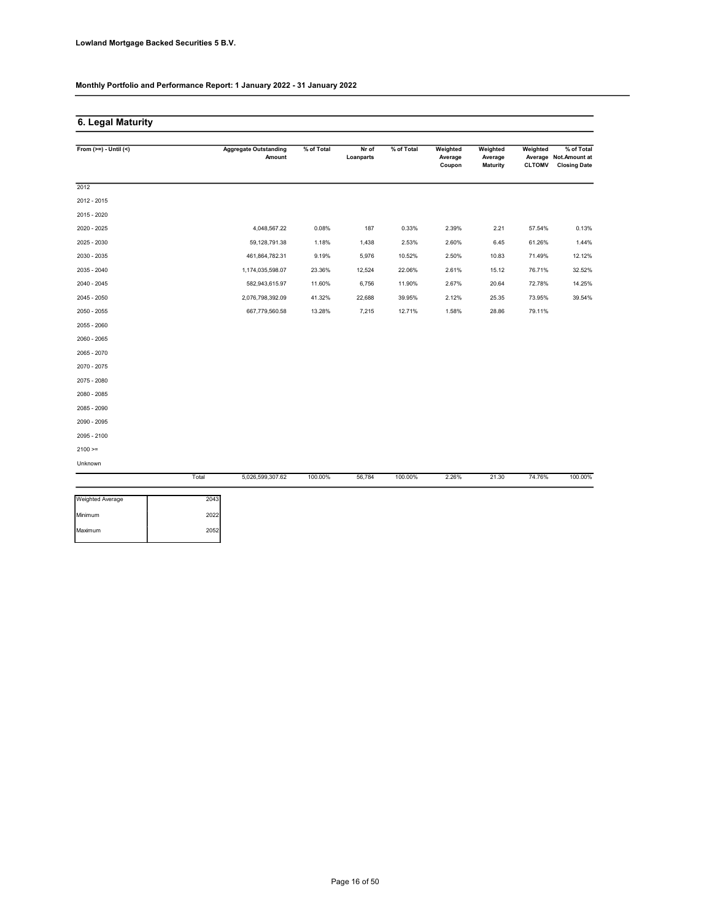**Lowland Mortgage Backed Securities 5 B.V.**

**Monthly Portfolio and Performance Report: 1 January 2022 - 31 January 2022**

## 6. Legal Maturity

| From (>=) - Until (<) | Aggregate Outstanding Amount | % of Total | Nr of Loanparts | % of Total | Weighted Average Coupon | Weighted Average Maturity | Weighted Average CLTOMV | % of Total Not.Amount at Closing Date |
|---|---|---|---|---|---|---|---|---|
| 2012 | | | | | | | | |
| 2012 - 2015 | | | | | | | | |
| 2015 - 2020 | | | | | | | | |
| 2020 - 2025 | 4,048,567.22 | 0.08% | 187 | 0.33% | 2.39% | 2.21 | 57.54% | 0.13% |
| 2025 - 2030 | 59,128,791.38 | 1.18% | 1,438 | 2.53% | 2.60% | 6.45 | 61.26% | 1.44% |
| 2030 - 2035 | 461,864,782.31 | 9.19% | 5,976 | 10.52% | 2.50% | 10.83 | 71.49% | 12.12% |
| 2035 - 2040 | 1,174,035,598.07 | 23.36% | 12,524 | 22.06% | 2.61% | 15.12 | 76.71% | 32.52% |
| 2040 - 2045 | 582,943,615.97 | 11.60% | 6,756 | 11.90% | 2.67% | 20.64 | 72.78% | 14.25% |
| 2045 - 2050 | 2,076,798,392.09 | 41.32% | 22,688 | 39.95% | 2.12% | 25.35 | 73.95% | 39.54% |
| 2050 - 2055 | 667,779,560.58 | 13.28% | 7,215 | 12.71% | 1.58% | 28.86 | 79.11% | |
| 2055 - 2060 | | | | | | | | |
| 2060 - 2065 | | | | | | | | |
| 2065 - 2070 | | | | | | | | |
| 2070 - 2075 | | | | | | | | |
| 2075 - 2080 | | | | | | | | |
| 2080 - 2085 | | | | | | | | |
| 2085 - 2090 | | | | | | | | |
| 2090 - 2095 | | | | | | | | |
| 2095 - 2100 | | | | | | | | |
| 2100 >= | | | | | | | | |
| Unknown | | | | | | | | |
| Total | 5,026,599,307.62 | 100.00% | 56,784 | 100.00% | 2.26% | 21.30 | 74.76% | 100.00% |

| | |
|---|---|
| Weighted Average | 2043 |
| Minimum | 2022 |
| Maximum | 2052 |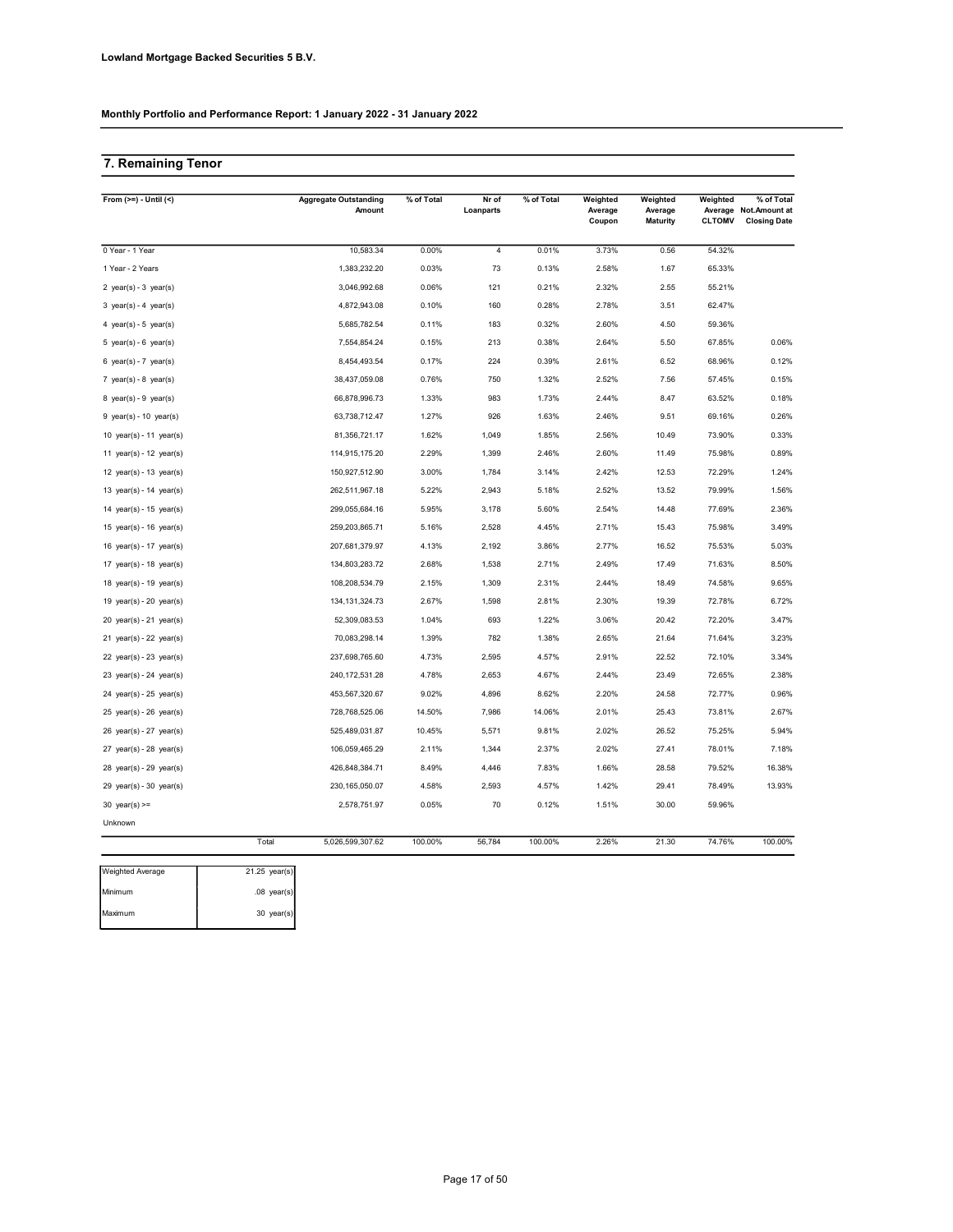**Lowland Mortgage Backed Securities 5 B.V.**

**Monthly Portfolio and Performance Report: 1 January 2022 - 31 January 2022**

## 7. Remaining Tenor

| From (>=) - Until (<) | Aggregate Outstanding Amount | % of Total | Nr of Loanparts | % of Total | Weighted Average Coupon | Weighted Average Maturity | Weighted Average CLTOMV | % of Total Not.Amount at Closing Date |
|---|---|---|---|---|---|---|---|---|
| 0 Year - 1 Year | 10,583.34 | 0.00% | 4 | 0.01% | 3.73% | 0.56 | 54.32% | |
| 1 Year - 2 Years | 1,383,232.20 | 0.03% | 73 | 0.13% | 2.58% | 1.67 | 65.33% | |
| 2 year(s) - 3 year(s) | 3,046,992.68 | 0.06% | 121 | 0.21% | 2.32% | 2.55 | 55.21% | |
| 3 year(s) - 4 year(s) | 4,872,943.08 | 0.10% | 160 | 0.28% | 2.78% | 3.51 | 62.47% | |
| 4 year(s) - 5 year(s) | 5,685,782.54 | 0.11% | 183 | 0.32% | 2.60% | 4.50 | 59.36% | |
| 5 year(s) - 6 year(s) | 7,554,854.24 | 0.15% | 213 | 0.38% | 2.64% | 5.50 | 67.85% | 0.06% |
| 6 year(s) - 7 year(s) | 8,454,493.54 | 0.17% | 224 | 0.39% | 2.61% | 6.52 | 68.96% | 0.12% |
| 7 year(s) - 8 year(s) | 38,437,059.08 | 0.76% | 750 | 1.32% | 2.52% | 7.56 | 57.45% | 0.15% |
| 8 year(s) - 9 year(s) | 66,878,996.73 | 1.33% | 983 | 1.73% | 2.44% | 8.47 | 63.52% | 0.18% |
| 9 year(s) - 10 year(s) | 63,738,712.47 | 1.27% | 926 | 1.63% | 2.46% | 9.51 | 69.16% | 0.26% |
| 10 year(s) - 11 year(s) | 81,356,721.17 | 1.62% | 1,049 | 1.85% | 2.56% | 10.49 | 73.90% | 0.33% |
| 11 year(s) - 12 year(s) | 114,915,175.20 | 2.29% | 1,399 | 2.46% | 2.60% | 11.49 | 75.98% | 0.89% |
| 12 year(s) - 13 year(s) | 150,927,512.90 | 3.00% | 1,784 | 3.14% | 2.42% | 12.53 | 72.29% | 1.24% |
| 13 year(s) - 14 year(s) | 262,511,967.18 | 5.22% | 2,943 | 5.18% | 2.52% | 13.52 | 79.99% | 1.56% |
| 14 year(s) - 15 year(s) | 299,055,684.16 | 5.95% | 3,178 | 5.60% | 2.54% | 14.48 | 77.69% | 2.36% |
| 15 year(s) - 16 year(s) | 259,203,865.71 | 5.16% | 2,528 | 4.45% | 2.71% | 15.43 | 75.98% | 3.49% |
| 16 year(s) - 17 year(s) | 207,681,379.97 | 4.13% | 2,192 | 3.86% | 2.77% | 16.52 | 75.53% | 5.03% |
| 17 year(s) - 18 year(s) | 134,803,283.72 | 2.68% | 1,538 | 2.71% | 2.49% | 17.49 | 71.63% | 8.50% |
| 18 year(s) - 19 year(s) | 108,208,534.79 | 2.15% | 1,309 | 2.31% | 2.44% | 18.49 | 74.58% | 9.65% |
| 19 year(s) - 20 year(s) | 134,131,324.73 | 2.67% | 1,598 | 2.81% | 2.30% | 19.39 | 72.78% | 6.72% |
| 20 year(s) - 21 year(s) | 52,309,083.53 | 1.04% | 693 | 1.22% | 3.06% | 20.42 | 72.20% | 3.47% |
| 21 year(s) - 22 year(s) | 70,083,298.14 | 1.39% | 782 | 1.38% | 2.65% | 21.64 | 71.64% | 3.23% |
| 22 year(s) - 23 year(s) | 237,698,765.60 | 4.73% | 2,595 | 4.57% | 2.91% | 22.52 | 72.10% | 3.34% |
| 23 year(s) - 24 year(s) | 240,172,531.28 | 4.78% | 2,653 | 4.67% | 2.44% | 23.49 | 72.65% | 2.38% |
| 24 year(s) - 25 year(s) | 453,567,320.67 | 9.02% | 4,896 | 8.62% | 2.20% | 24.58 | 72.77% | 0.96% |
| 25 year(s) - 26 year(s) | 728,768,525.06 | 14.50% | 7,986 | 14.06% | 2.01% | 25.43 | 73.81% | 2.67% |
| 26 year(s) - 27 year(s) | 525,489,031.87 | 10.45% | 5,571 | 9.81% | 2.02% | 26.52 | 75.25% | 5.94% |
| 27 year(s) - 28 year(s) | 106,059,465.29 | 2.11% | 1,344 | 2.37% | 2.02% | 27.41 | 78.01% | 7.18% |
| 28 year(s) - 29 year(s) | 426,848,384.71 | 8.49% | 4,446 | 7.83% | 1.66% | 28.58 | 79.52% | 16.38% |
| 29 year(s) - 30 year(s) | 230,165,050.07 | 4.58% | 2,593 | 4.57% | 1.42% | 29.41 | 78.49% | 13.93% |
| 30 year(s) >= | 2,578,751.97 | 0.05% | 70 | 0.12% | 1.51% | 30.00 | 59.96% | |
| Unknown | | | | | | | | |
| Total | 5,026,599,307.62 | 100.00% | 56,784 | 100.00% | 2.26% | 21.30 | 74.76% | 100.00% |

| | |
|---|---|
| Weighted Average | 21.25 year(s) |
| Minimum | .08 year(s) |
| Maximum | 30 year(s) |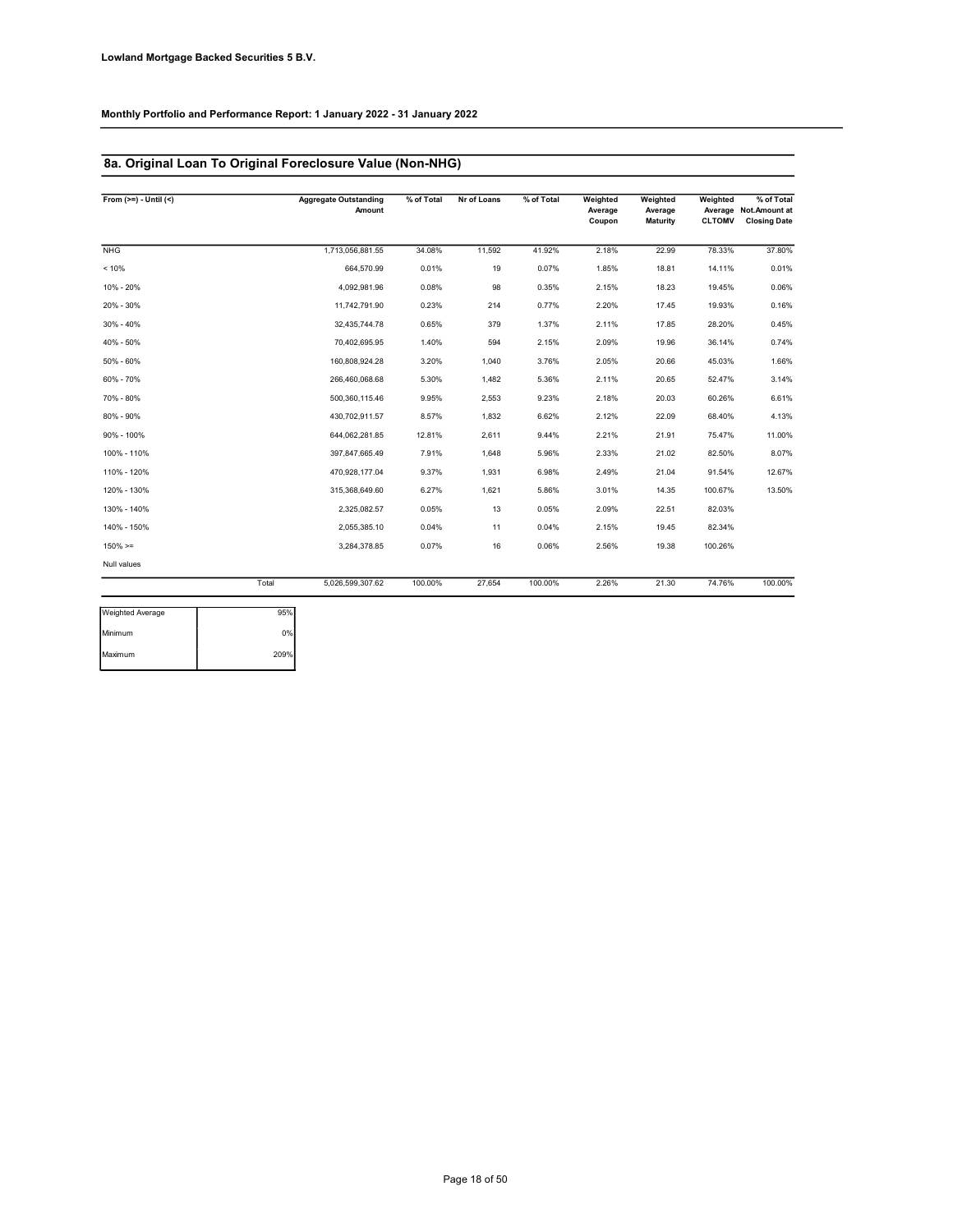**Lowland Mortgage Backed Securities 5 B.V.**

**Monthly Portfolio and Performance Report: 1 January 2022 - 31 January 2022**

## 8a. Original Loan To Original Foreclosure Value (Non-NHG)

| From (>=) - Until (<) | Aggregate Outstanding Amount | % of Total | Nr of Loans | % of Total | Weighted Average Coupon | Weighted Average Maturity | Weighted Average CLTOMV | % of Total Not.Amount at Closing Date |
|---|---|---|---|---|---|---|---|---|
| NHG | 1,713,056,881.55 | 34.08% | 11,592 | 41.92% | 2.18% | 22.99 | 78.33% | 37.80% |
| < 10% | 664,570.99 | 0.01% | 19 | 0.07% | 1.85% | 18.81 | 14.11% | 0.01% |
| 10% - 20% | 4,092,981.96 | 0.08% | 98 | 0.35% | 2.15% | 18.23 | 19.45% | 0.06% |
| 20% - 30% | 11,742,791.90 | 0.23% | 214 | 0.77% | 2.20% | 17.45 | 19.93% | 0.16% |
| 30% - 40% | 32,435,744.78 | 0.65% | 379 | 1.37% | 2.11% | 17.85 | 28.20% | 0.45% |
| 40% - 50% | 70,402,695.95 | 1.40% | 594 | 2.15% | 2.09% | 19.96 | 36.14% | 0.74% |
| 50% - 60% | 160,808,924.28 | 3.20% | 1,040 | 3.76% | 2.05% | 20.66 | 45.03% | 1.66% |
| 60% - 70% | 266,460,068.68 | 5.30% | 1,482 | 5.36% | 2.11% | 20.65 | 52.47% | 3.14% |
| 70% - 80% | 500,360,115.46 | 9.95% | 2,553 | 9.23% | 2.18% | 20.03 | 60.26% | 6.61% |
| 80% - 90% | 430,702,911.57 | 8.57% | 1,832 | 6.62% | 2.12% | 22.09 | 68.40% | 4.13% |
| 90% - 100% | 644,062,281.85 | 12.81% | 2,611 | 9.44% | 2.21% | 21.91 | 75.47% | 11.00% |
| 100% - 110% | 397,847,665.49 | 7.91% | 1,648 | 5.96% | 2.33% | 21.02 | 82.50% | 8.07% |
| 110% - 120% | 470,928,177.04 | 9.37% | 1,931 | 6.98% | 2.49% | 21.04 | 91.54% | 12.67% |
| 120% - 130% | 315,368,649.60 | 6.27% | 1,621 | 5.86% | 3.01% | 14.35 | 100.67% | 13.50% |
| 130% - 140% | 2,325,082.57 | 0.05% | 13 | 0.05% | 2.09% | 22.51 | 82.03% | |
| 140% - 150% | 2,055,385.10 | 0.04% | 11 | 0.04% | 2.15% | 19.45 | 82.34% | |
| 150% >= | 3,284,378.85 | 0.07% | 16 | 0.06% | 2.56% | 19.38 | 100.26% | |
| Null values | | | | | | | | |
| Total | 5,026,599,307.62 | 100.00% | 27,654 | 100.00% | 2.26% | 21.30 | 74.76% | 100.00% |

| | |
|---|---|
| Weighted Average | 95% |
| Minimum | 0% |
| Maximum | 209% |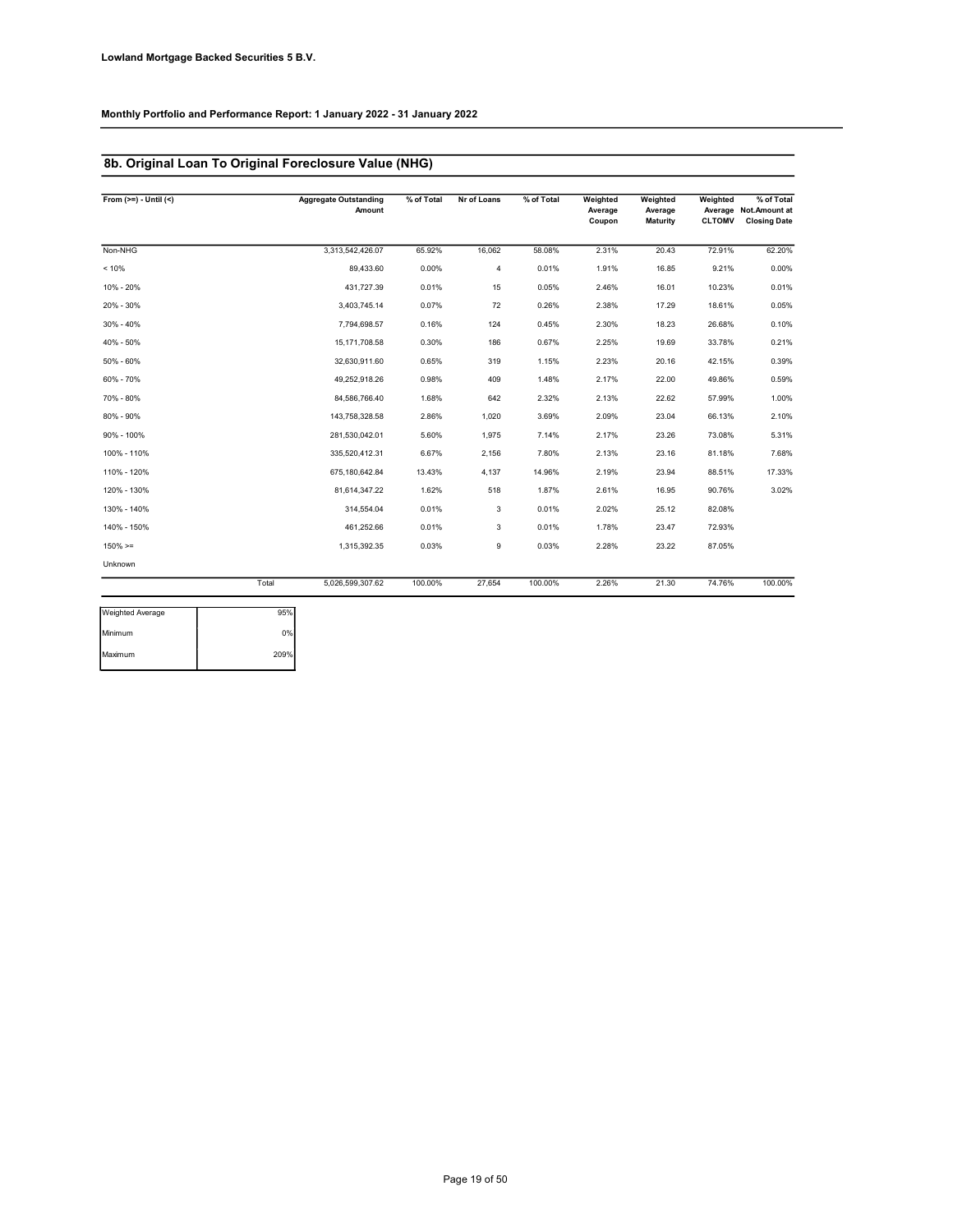**Lowland Mortgage Backed Securities 5 B.V.**

**Monthly Portfolio and Performance Report: 1 January 2022 - 31 January 2022**

## 8b. Original Loan To Original Foreclosure Value (NHG)

| From (>=) - Until (<) | | Aggregate Outstanding Amount | % of Total | Nr of Loans | % of Total | Weighted Average Coupon | Weighted Average Maturity | Weighted Average CLTOMV | % of Total Not.Amount at Closing Date |
|---|---|---|---|---|---|---|---|---|---|
| Non-NHG | | 3,313,542,426.07 | 65.92% | 16,062 | 58.08% | 2.31% | 20.43 | 72.91% | 62.20% |
| < 10% | | 89,433.60 | 0.00% | 4 | 0.01% | 1.91% | 16.85 | 9.21% | 0.00% |
| 10% - 20% | | 431,727.39 | 0.01% | 15 | 0.05% | 2.46% | 16.01 | 10.23% | 0.01% |
| 20% - 30% | | 3,403,745.14 | 0.07% | 72 | 0.26% | 2.38% | 17.29 | 18.61% | 0.05% |
| 30% - 40% | | 7,794,698.57 | 0.16% | 124 | 0.45% | 2.30% | 18.23 | 26.68% | 0.10% |
| 40% - 50% | | 15,171,708.58 | 0.30% | 186 | 0.67% | 2.25% | 19.69 | 33.78% | 0.21% |
| 50% - 60% | | 32,630,911.60 | 0.65% | 319 | 1.15% | 2.23% | 20.16 | 42.15% | 0.39% |
| 60% - 70% | | 49,252,918.26 | 0.98% | 409 | 1.48% | 2.17% | 22.00 | 49.86% | 0.59% |
| 70% - 80% | | 84,586,766.40 | 1.68% | 642 | 2.32% | 2.13% | 22.62 | 57.99% | 1.00% |
| 80% - 90% | | 143,758,328.58 | 2.86% | 1,020 | 3.69% | 2.09% | 23.04 | 66.13% | 2.10% |
| 90% - 100% | | 281,530,042.01 | 5.60% | 1,975 | 7.14% | 2.17% | 23.26 | 73.08% | 5.31% |
| 100% - 110% | | 335,520,412.31 | 6.67% | 2,156 | 7.80% | 2.13% | 23.16 | 81.18% | 7.68% |
| 110% - 120% | | 675,180,642.84 | 13.43% | 4,137 | 14.96% | 2.19% | 23.94 | 88.51% | 17.33% |
| 120% - 130% | | 81,614,347.22 | 1.62% | 518 | 1.87% | 2.61% | 16.95 | 90.76% | 3.02% |
| 130% - 140% | | 314,554.04 | 0.01% | 3 | 0.01% | 2.02% | 25.12 | 82.08% | |
| 140% - 150% | | 461,252.66 | 0.01% | 3 | 0.01% | 1.78% | 23.47 | 72.93% | |
| 150% >= | | 1,315,392.35 | 0.03% | 9 | 0.03% | 2.28% | 23.22 | 87.05% | |
| Unknown | | | | | | | | | |
| | Total | 5,026,599,307.62 | 100.00% | 27,654 | 100.00% | 2.26% | 21.30 | 74.76% | 100.00% |

| | |
|---|---|
| Weighted Average | 95% |
| Minimum | 0% |
| Maximum | 209% |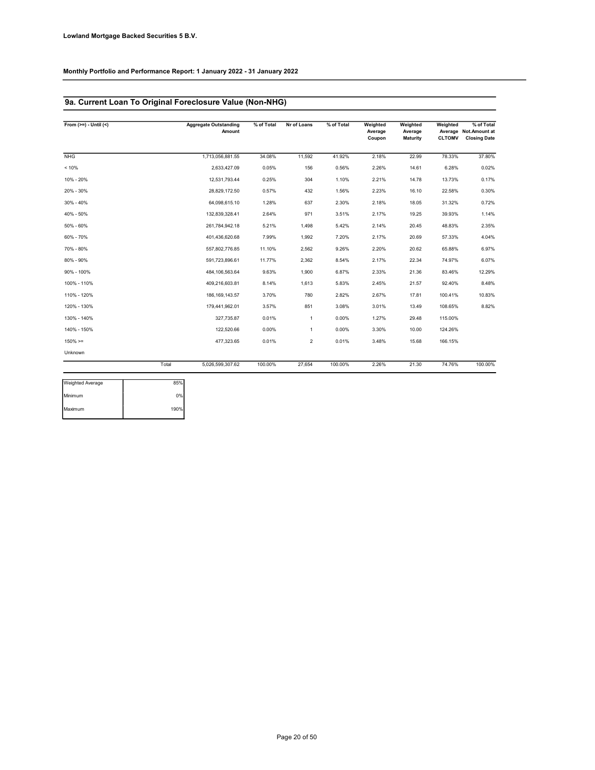Lowland Mortgage Backed Securities 5 B.V.

Monthly Portfolio and Performance Report: 1 January 2022 - 31 January 2022

## 9a. Current Loan To Original Foreclosure Value (Non-NHG)

| From (>=) - Until (<) | Aggregate Outstanding Amount | % of Total | Nr of Loans | % of Total | Weighted Average Coupon | Weighted Average Maturity | Weighted Average CLTOMV | % of Total Not.Amount at Closing Date |
|---|---|---|---|---|---|---|---|---|
| NHG | 1,713,056,881.55 | 34.08% | 11,592 | 41.92% | 2.18% | 22.99 | 78.33% | 37.80% |
| < 10% | 2,633,427.09 | 0.05% | 156 | 0.56% | 2.26% | 14.61 | 6.28% | 0.02% |
| 10% - 20% | 12,531,793.44 | 0.25% | 304 | 1.10% | 2.21% | 14.78 | 13.73% | 0.17% |
| 20% - 30% | 28,829,172.50 | 0.57% | 432 | 1.56% | 2.23% | 16.10 | 22.58% | 0.30% |
| 30% - 40% | 64,098,615.10 | 1.28% | 637 | 2.30% | 2.18% | 18.05 | 31.32% | 0.72% |
| 40% - 50% | 132,839,328.41 | 2.64% | 971 | 3.51% | 2.17% | 19.25 | 39.93% | 1.14% |
| 50% - 60% | 261,784,942.18 | 5.21% | 1,498 | 5.42% | 2.14% | 20.45 | 48.83% | 2.35% |
| 60% - 70% | 401,436,620.68 | 7.99% | 1,992 | 7.20% | 2.17% | 20.69 | 57.33% | 4.04% |
| 70% - 80% | 557,802,776.85 | 11.10% | 2,562 | 9.26% | 2.20% | 20.62 | 65.88% | 6.97% |
| 80% - 90% | 591,723,896.61 | 11.77% | 2,362 | 8.54% | 2.17% | 22.34 | 74.97% | 6.07% |
| 90% - 100% | 484,106,563.64 | 9.63% | 1,900 | 6.87% | 2.33% | 21.36 | 83.46% | 12.29% |
| 100% - 110% | 409,216,603.81 | 8.14% | 1,613 | 5.83% | 2.45% | 21.57 | 92.40% | 8.48% |
| 110% - 120% | 186,169,143.57 | 3.70% | 780 | 2.82% | 2.67% | 17.81 | 100.41% | 10.83% |
| 120% - 130% | 179,441,962.01 | 3.57% | 851 | 3.08% | 3.01% | 13.49 | 108.65% | 8.82% |
| 130% - 140% | 327,735.87 | 0.01% | 1 | 0.00% | 1.27% | 29.48 | 115.00% | |
| 140% - 150% | 122,520.66 | 0.00% | 1 | 0.00% | 3.30% | 10.00 | 124.26% | |
| 150% >= | 477,323.65 | 0.01% | 2 | 0.01% | 3.48% | 15.68 | 166.15% | |
| Unknown | | | | | | | | |
| Total | 5,026,599,307.62 | 100.00% | 27,654 | 100.00% | 2.26% | 21.30 | 74.76% | 100.00% |

| | |
|---|---|
| Weighted Average | 85% |
| Minimum | 0% |
| Maximum | 190% |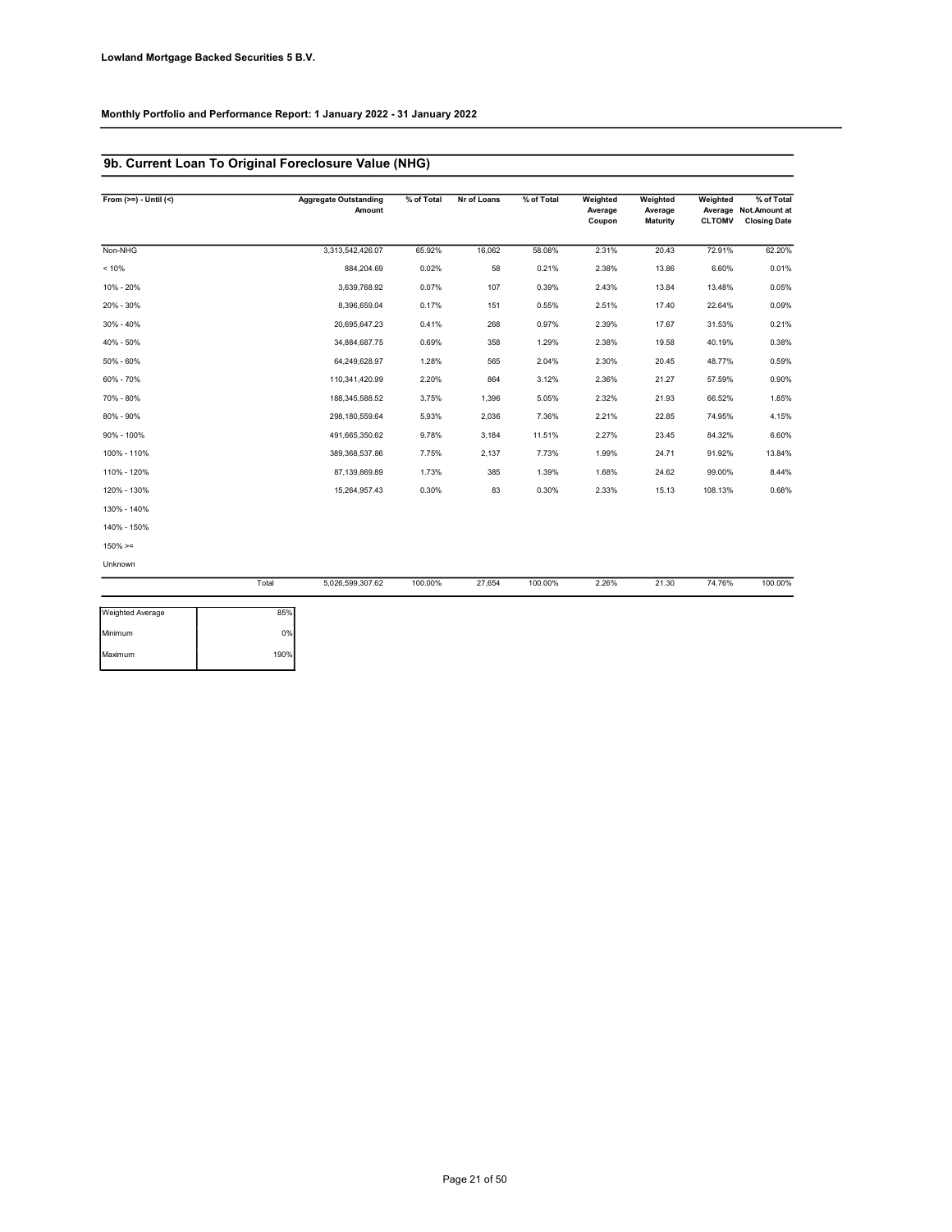**Lowland Mortgage Backed Securities 5 B.V.**

**Monthly Portfolio and Performance Report: 1 January 2022 - 31 January 2022**

## 9b. Current Loan To Original Foreclosure Value (NHG)

| From (>=) - Until (<) | Aggregate Outstanding Amount | % of Total | Nr of Loans | % of Total | Weighted Average Coupon | Weighted Average Maturity | Weighted Average CLTOMV | % of Total Not.Amount at Closing Date |
|---|---|---|---|---|---|---|---|---|
| Non-NHG | 3,313,542,426.07 | 65.92% | 16,062 | 58.08% | 2.31% | 20.43 | 72.91% | 62.20% |
| < 10% | 884,204.69 | 0.02% | 58 | 0.21% | 2.38% | 13.86 | 6.60% | 0.01% |
| 10% - 20% | 3,639,768.92 | 0.07% | 107 | 0.39% | 2.43% | 13.84 | 13.48% | 0.05% |
| 20% - 30% | 8,396,659.04 | 0.17% | 151 | 0.55% | 2.51% | 17.40 | 22.64% | 0.09% |
| 30% - 40% | 20,695,647.23 | 0.41% | 268 | 0.97% | 2.39% | 17.67 | 31.53% | 0.21% |
| 40% - 50% | 34,884,687.75 | 0.69% | 358 | 1.29% | 2.38% | 19.58 | 40.19% | 0.38% |
| 50% - 60% | 64,249,628.97 | 1.28% | 565 | 2.04% | 2.30% | 20.45 | 48.77% | 0.59% |
| 60% - 70% | 110,341,420.99 | 2.20% | 864 | 3.12% | 2.36% | 21.27 | 57.59% | 0.90% |
| 70% - 80% | 188,345,588.52 | 3.75% | 1,396 | 5.05% | 2.32% | 21.93 | 66.52% | 1.85% |
| 80% - 90% | 298,180,559.64 | 5.93% | 2,036 | 7.36% | 2.21% | 22.85 | 74.95% | 4.15% |
| 90% - 100% | 491,665,350.62 | 9.78% | 3,184 | 11.51% | 2.27% | 23.45 | 84.32% | 6.60% |
| 100% - 110% | 389,368,537.86 | 7.75% | 2,137 | 7.73% | 1.99% | 24.71 | 91.92% | 13.84% |
| 110% - 120% | 87,139,869.89 | 1.73% | 385 | 1.39% | 1.68% | 24.62 | 99.00% | 8.44% |
| 120% - 130% | 15,264,957.43 | 0.30% | 83 | 0.30% | 2.33% | 15.13 | 108.13% | 0.68% |
| 130% - 140% | | | | | | | | |
| 140% - 150% | | | | | | | | |
| 150% >= | | | | | | | | |
| Unknown | | | | | | | | |
| Total | 5,026,599,307.62 | 100.00% | 27,654 | 100.00% | 2.26% | 21.30 | 74.76% | 100.00% |

| | |
|---|---|
| Weighted Average | 85% |
| Minimum | 0% |
| Maximum | 190% |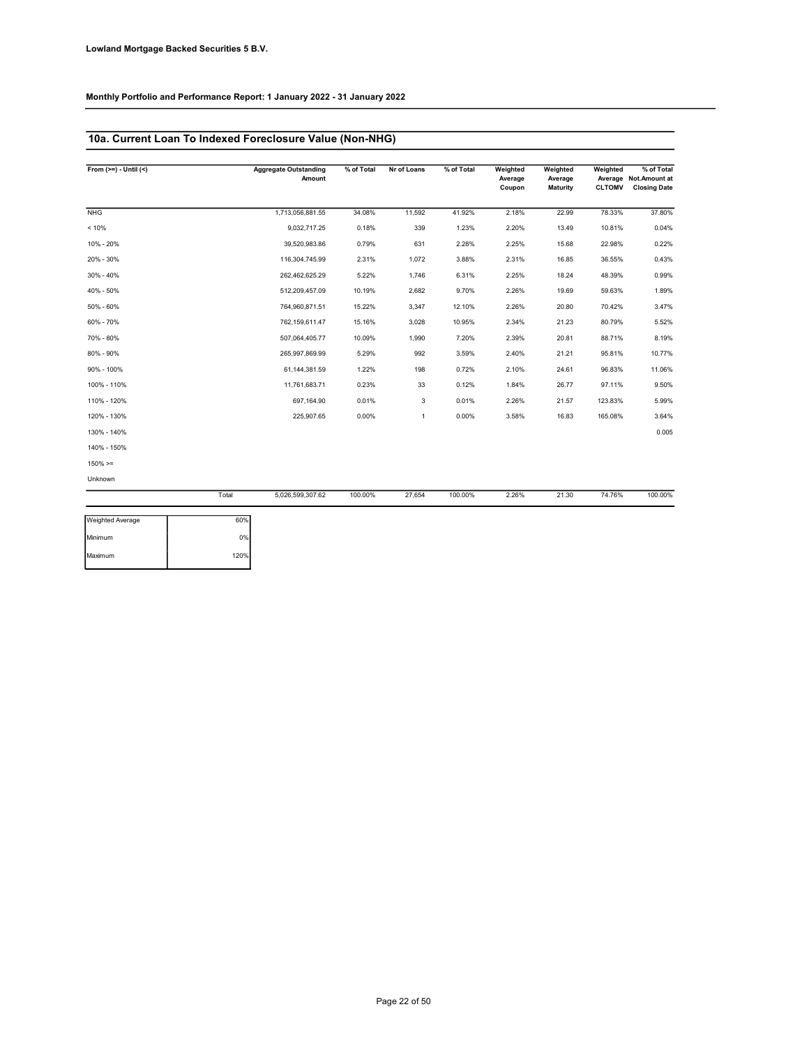**Lowland Mortgage Backed Securities 5 B.V.**

**Monthly Portfolio and Performance Report: 1 January 2022 - 31 January 2022**

## 10a. Current Loan To Indexed Foreclosure Value (Non-NHG)

| From (>=) - Until (<) | Aggregate Outstanding Amount | % of Total | Nr of Loans | % of Total | Weighted Average Coupon | Weighted Average Maturity | Weighted Average CLTOMV | % of Total Not.Amount at Closing Date |
|---|---|---|---|---|---|---|---|---|
| NHG | 1,713,056,881.55 | 34.08% | 11,592 | 41.92% | 2.18% | 22.99 | 78.33% | 37.80% |
| < 10% | 9,032,717.25 | 0.18% | 339 | 1.23% | 2.20% | 13.49 | 10.81% | 0.04% |
| 10% - 20% | 39,520,983.86 | 0.79% | 631 | 2.28% | 2.25% | 15.68 | 22.98% | 0.22% |
| 20% - 30% | 116,304,745.99 | 2.31% | 1,072 | 3.88% | 2.31% | 16.85 | 36.55% | 0.43% |
| 30% - 40% | 262,462,625.29 | 5.22% | 1,746 | 6.31% | 2.25% | 18.24 | 48.39% | 0.99% |
| 40% - 50% | 512,209,457.09 | 10.19% | 2,682 | 9.70% | 2.26% | 19.69 | 59.63% | 1.89% |
| 50% - 60% | 764,960,871.51 | 15.22% | 3,347 | 12.10% | 2.26% | 20.80 | 70.42% | 3.47% |
| 60% - 70% | 762,159,611.47 | 15.16% | 3,028 | 10.95% | 2.34% | 21.23 | 80.79% | 5.52% |
| 70% - 80% | 507,064,405.77 | 10.09% | 1,990 | 7.20% | 2.39% | 20.81 | 88.71% | 8.19% |
| 80% - 90% | 265,997,869.99 | 5.29% | 992 | 3.59% | 2.40% | 21.21 | 95.81% | 10.77% |
| 90% - 100% | 61,144,381.59 | 1.22% | 198 | 0.72% | 2.10% | 24.61 | 96.83% | 11.06% |
| 100% - 110% | 11,761,683.71 | 0.23% | 33 | 0.12% | 1.84% | 26.77 | 97.11% | 9.50% |
| 110% - 120% | 697,164.90 | 0.01% | 3 | 0.01% | 2.26% | 21.57 | 123.83% | 5.99% |
| 120% - 130% | 225,907.65 | 0.00% | 1 | 0.00% | 3.58% | 16.83 | 165.08% | 3.64% |
| 130% - 140% | | | | | | | | 0.005 |
| 140% - 150% | | | | | | | | |
| 150% >= | | | | | | | | |
| Unknown | | | | | | | | |
| Total | 5,026,599,307.62 | 100.00% | 27,654 | 100.00% | 2.26% | 21.30 | 74.76% | 100.00% |

| | |
|---|---|
| Weighted Average | 60% |
| Minimum | 0% |
| Maximum | 120% |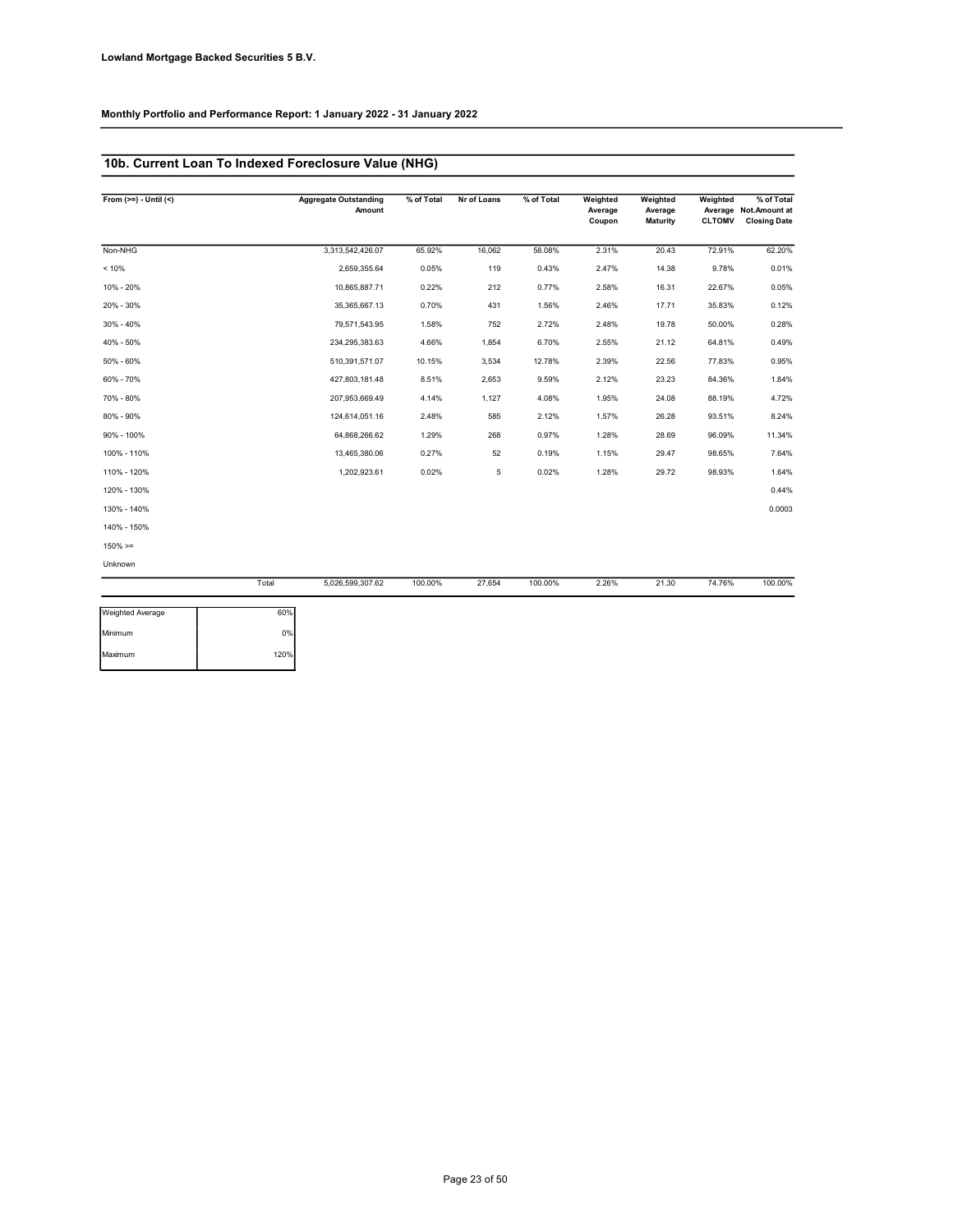**Lowland Mortgage Backed Securities 5 B.V.**

**Monthly Portfolio and Performance Report: 1 January 2022 - 31 January 2022**

## 10b. Current Loan To Indexed Foreclosure Value (NHG)

| From (>=) - Until (<) | Aggregate Outstanding Amount | % of Total | Nr of Loans | % of Total | Weighted Average Coupon | Weighted Average Maturity | Weighted Average CLTOMV | % of Total Not.Amount at Closing Date |
|---|---|---|---|---|---|---|---|---|
| Non-NHG | 3,313,542,426.07 | 65.92% | 16,062 | 58.08% | 2.31% | 20.43 | 72.91% | 62.20% |
| < 10% | 2,659,355.64 | 0.05% | 119 | 0.43% | 2.47% | 14.38 | 9.78% | 0.01% |
| 10% - 20% | 10,865,887.71 | 0.22% | 212 | 0.77% | 2.58% | 16.31 | 22.67% | 0.05% |
| 20% - 30% | 35,365,667.13 | 0.70% | 431 | 1.56% | 2.46% | 17.71 | 35.83% | 0.12% |
| 30% - 40% | 79,571,543.95 | 1.58% | 752 | 2.72% | 2.48% | 19.78 | 50.00% | 0.28% |
| 40% - 50% | 234,295,383.63 | 4.66% | 1,854 | 6.70% | 2.55% | 21.12 | 64.81% | 0.49% |
| 50% - 60% | 510,391,571.07 | 10.15% | 3,534 | 12.78% | 2.39% | 22.56 | 77.83% | 0.95% |
| 60% - 70% | 427,803,181.48 | 8.51% | 2,653 | 9.59% | 2.12% | 23.23 | 84.36% | 1.84% |
| 70% - 80% | 207,953,669.49 | 4.14% | 1,127 | 4.08% | 1.95% | 24.08 | 88.19% | 4.72% |
| 80% - 90% | 124,614,051.16 | 2.48% | 585 | 2.12% | 1.57% | 26.28 | 93.51% | 8.24% |
| 90% - 100% | 64,868,266.62 | 1.29% | 268 | 0.97% | 1.28% | 28.69 | 96.09% | 11.34% |
| 100% - 110% | 13,465,380.06 | 0.27% | 52 | 0.19% | 1.15% | 29.47 | 98.65% | 7.64% |
| 110% - 120% | 1,202,923.61 | 0.02% | 5 | 0.02% | 1.28% | 29.72 | 98.93% | 1.64% |
| 120% - 130% | | | | | | | | 0.44% |
| 130% - 140% | | | | | | | | 0.0003 |
| 140% - 150% | | | | | | | | |
| 150% >= | | | | | | | | |
| Unknown | | | | | | | | |
| Total | 5,026,599,307.62 | 100.00% | 27,654 | 100.00% | 2.26% | 21.30 | 74.76% | 100.00% |

| | |
|---|---|
| Weighted Average | 60% |
| Minimum | 0% |
| Maximum | 120% |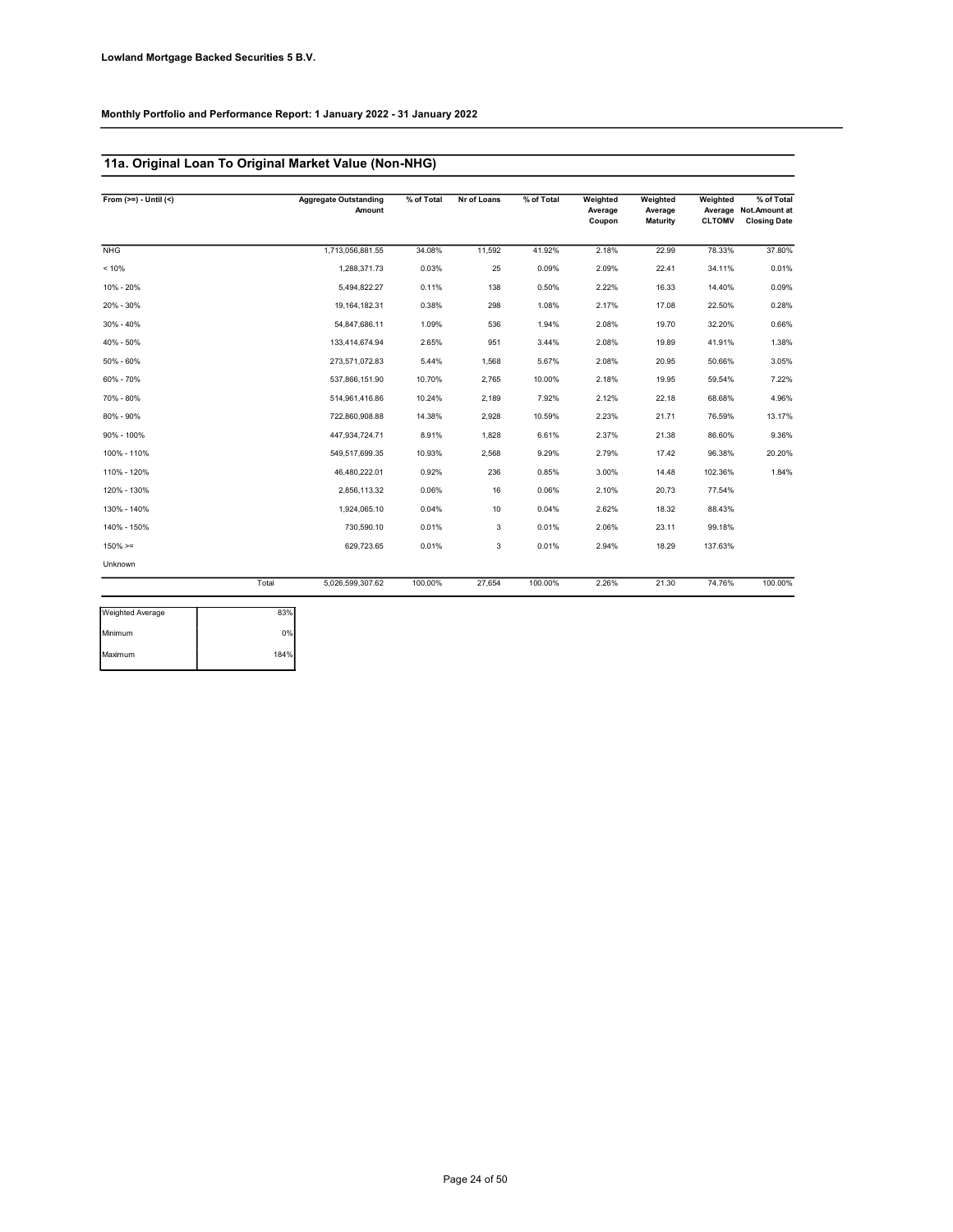**Lowland Mortgage Backed Securities 5 B.V.**

**Monthly Portfolio and Performance Report: 1 January 2022 - 31 January 2022**

## 11a. Original Loan To Original Market Value (Non-NHG)

| From (>=) - Until (<) | Aggregate Outstanding Amount | % of Total | Nr of Loans | % of Total | Weighted Average Coupon | Weighted Average Maturity | Weighted Average CLTOMV | % of Total Not.Amount at Closing Date |
|---|---|---|---|---|---|---|---|---|
| NHG | 1,713,056,881.55 | 34.08% | 11,592 | 41.92% | 2.18% | 22.99 | 78.33% | 37.80% |
| < 10% | 1,288,371.73 | 0.03% | 25 | 0.09% | 2.09% | 22.41 | 34.11% | 0.01% |
| 10% - 20% | 5,494,822.27 | 0.11% | 138 | 0.50% | 2.22% | 16.33 | 14.40% | 0.09% |
| 20% - 30% | 19,164,182.31 | 0.38% | 298 | 1.08% | 2.17% | 17.08 | 22.50% | 0.28% |
| 30% - 40% | 54,847,686.11 | 1.09% | 536 | 1.94% | 2.08% | 19.70 | 32.20% | 0.66% |
| 40% - 50% | 133,414,674.94 | 2.65% | 951 | 3.44% | 2.08% | 19.89 | 41.91% | 1.38% |
| 50% - 60% | 273,571,072.83 | 5.44% | 1,568 | 5.67% | 2.08% | 20.95 | 50.66% | 3.05% |
| 60% - 70% | 537,866,151.90 | 10.70% | 2,765 | 10.00% | 2.18% | 19.95 | 59.54% | 7.22% |
| 70% - 80% | 514,961,416.86 | 10.24% | 2,189 | 7.92% | 2.12% | 22.18 | 68.68% | 4.96% |
| 80% - 90% | 722,860,908.88 | 14.38% | 2,928 | 10.59% | 2.23% | 21.71 | 76.59% | 13.17% |
| 90% - 100% | 447,934,724.71 | 8.91% | 1,828 | 6.61% | 2.37% | 21.38 | 86.60% | 9.36% |
| 100% - 110% | 549,517,699.35 | 10.93% | 2,568 | 9.29% | 2.79% | 17.42 | 96.38% | 20.20% |
| 110% - 120% | 46,480,222.01 | 0.92% | 236 | 0.85% | 3.00% | 14.48 | 102.36% | 1.84% |
| 120% - 130% | 2,856,113.32 | 0.06% | 16 | 0.06% | 2.10% | 20.73 | 77.54% | |
| 130% - 140% | 1,924,065.10 | 0.04% | 10 | 0.04% | 2.62% | 18.32 | 88.43% | |
| 140% - 150% | 730,590.10 | 0.01% | 3 | 0.01% | 2.06% | 23.11 | 99.18% | |
| 150% >= | 629,723.65 | 0.01% | 3 | 0.01% | 2.94% | 18.29 | 137.63% | |
| Unknown | | | | | | | | |
| Total | 5,026,599,307.62 | 100.00% | 27,654 | 100.00% | 2.26% | 21.30 | 74.76% | 100.00% |

| | |
|---|---|
| Weighted Average | 83% |
| Minimum | 0% |
| Maximum | 184% |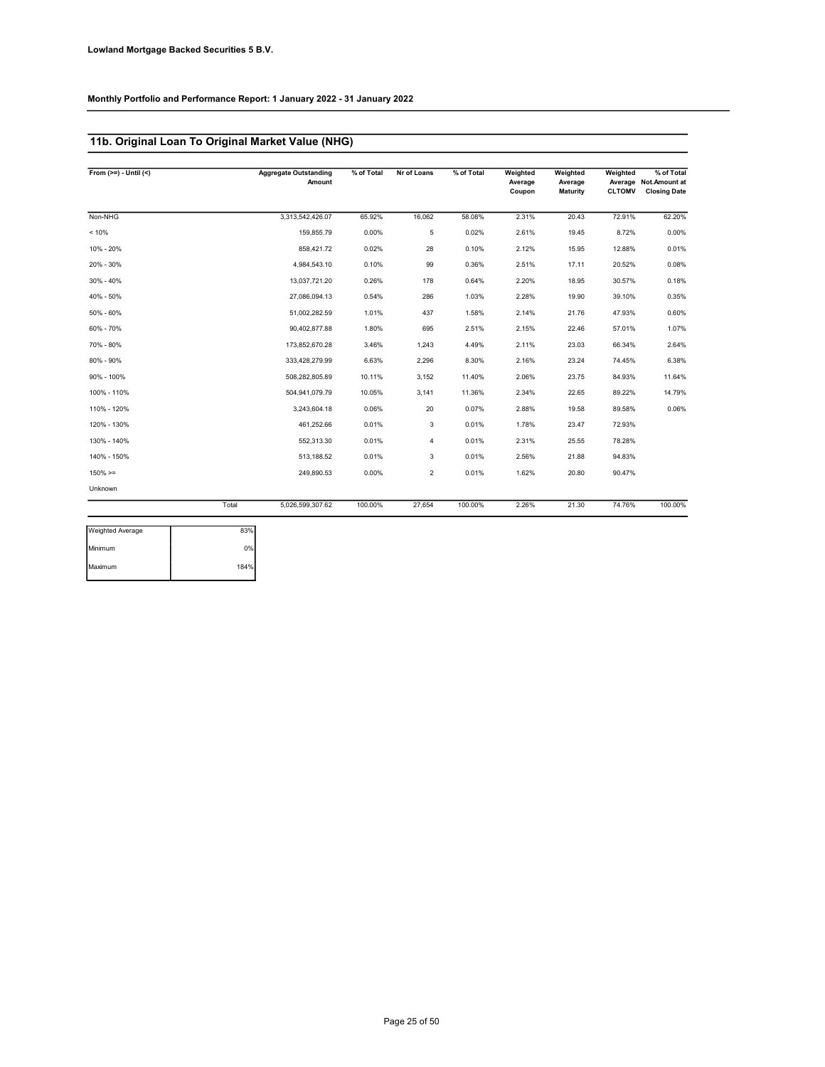**Lowland Mortgage Backed Securities 5 B.V.**

**Monthly Portfolio and Performance Report: 1 January 2022 - 31 January 2022**

## 11b. Original Loan To Original Market Value (NHG)

| From (>=) - Until (<) | Aggregate Outstanding Amount | % of Total | Nr of Loans | % of Total | Weighted Average Coupon | Weighted Average Maturity | Weighted Average CLTOMV | % of Total Not.Amount at Closing Date |
|---|---|---|---|---|---|---|---|---|
| Non-NHG | 3,313,542,426.07 | 65.92% | 16,062 | 58.08% | 2.31% | 20.43 | 72.91% | 62.20% |
| < 10% | 159,855.79 | 0.00% | 5 | 0.02% | 2.61% | 19.45 | 8.72% | 0.00% |
| 10% - 20% | 858,421.72 | 0.02% | 28 | 0.10% | 2.12% | 15.95 | 12.88% | 0.01% |
| 20% - 30% | 4,984,543.10 | 0.10% | 99 | 0.36% | 2.51% | 17.11 | 20.52% | 0.08% |
| 30% - 40% | 13,037,721.20 | 0.26% | 178 | 0.64% | 2.20% | 18.95 | 30.57% | 0.18% |
| 40% - 50% | 27,086,094.13 | 0.54% | 286 | 1.03% | 2.28% | 19.90 | 39.10% | 0.35% |
| 50% - 60% | 51,002,282.59 | 1.01% | 437 | 1.58% | 2.14% | 21.76 | 47.93% | 0.60% |
| 60% - 70% | 90,402,877.88 | 1.80% | 695 | 2.51% | 2.15% | 22.46 | 57.01% | 1.07% |
| 70% - 80% | 173,852,670.28 | 3.46% | 1,243 | 4.49% | 2.11% | 23.03 | 66.34% | 2.64% |
| 80% - 90% | 333,428,279.99 | 6.63% | 2,296 | 8.30% | 2.16% | 23.24 | 74.45% | 6.38% |
| 90% - 100% | 508,282,805.89 | 10.11% | 3,152 | 11.40% | 2.06% | 23.75 | 84.93% | 11.64% |
| 100% - 110% | 504,941,079.79 | 10.05% | 3,141 | 11.36% | 2.34% | 22.65 | 89.22% | 14.79% |
| 110% - 120% | 3,243,604.18 | 0.06% | 20 | 0.07% | 2.88% | 19.58 | 89.58% | 0.06% |
| 120% - 130% | 461,252.66 | 0.01% | 3 | 0.01% | 1.78% | 23.47 | 72.93% | |
| 130% - 140% | 552,313.30 | 0.01% | 4 | 0.01% | 2.31% | 25.55 | 78.28% | |
| 140% - 150% | 513,188.52 | 0.01% | 3 | 0.01% | 2.56% | 21.88 | 94.83% | |
| 150% >= | 249,890.53 | 0.00% | 2 | 0.01% | 1.62% | 20.80 | 90.47% | |
| Unknown | | | | | | | | |
| Total | 5,026,599,307.62 | 100.00% | 27,654 | 100.00% | 2.26% | 21.30 | 74.76% | 100.00% |

| | |
|---|---|
| Weighted Average | 83% |
| Minimum | 0% |
| Maximum | 184% |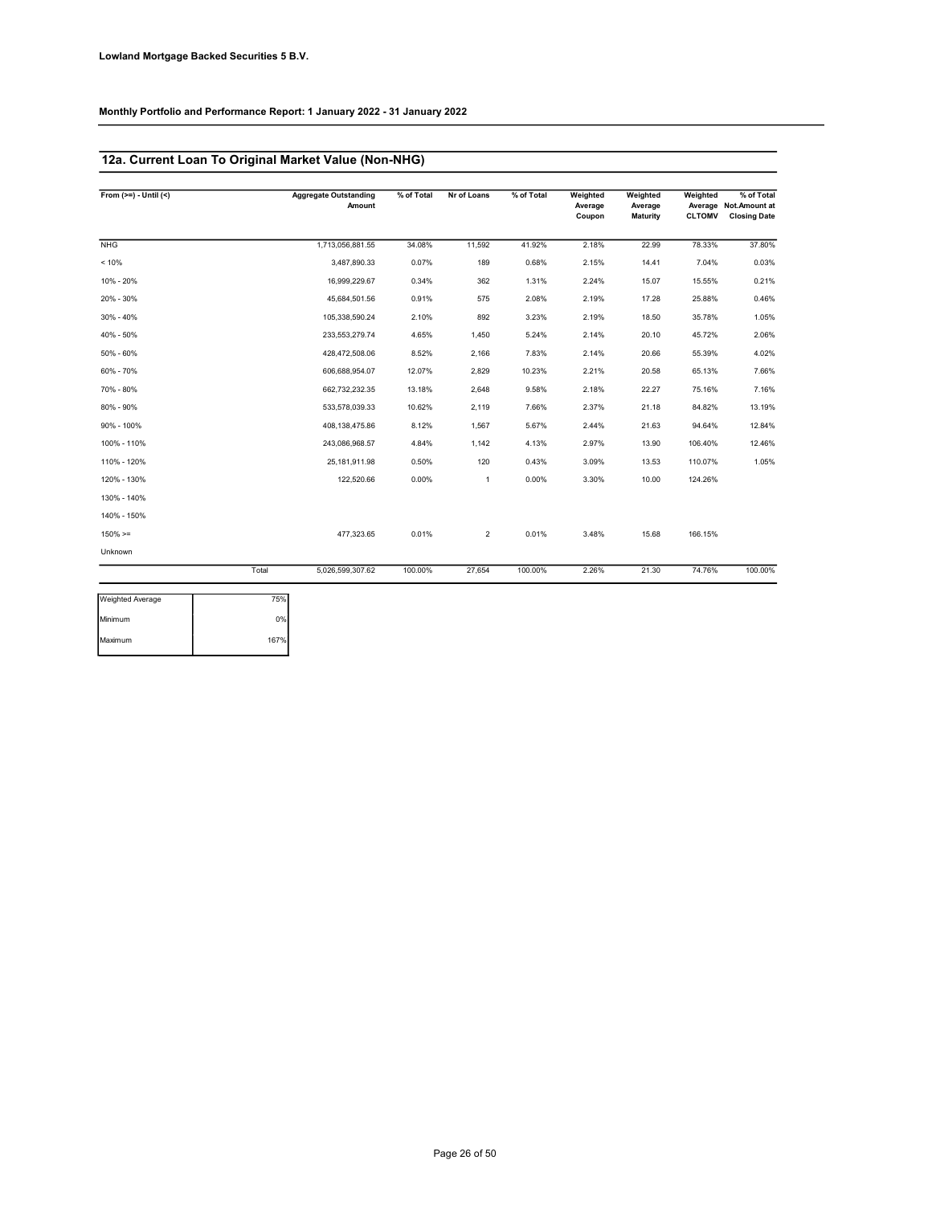**Lowland Mortgage Backed Securities 5 B.V.**

**Monthly Portfolio and Performance Report: 1 January 2022 - 31 January 2022**

## 12a. Current Loan To Original Market Value (Non-NHG)

| From (>=) - Until (<) | Aggregate Outstanding Amount | % of Total | Nr of Loans | % of Total | Weighted Average Coupon | Weighted Average Maturity | Weighted Average CLTOMV | % of Total Not.Amount at Closing Date |
|---|---|---|---|---|---|---|---|---|
| NHG | 1,713,056,881.55 | 34.08% | 11,592 | 41.92% | 2.18% | 22.99 | 78.33% | 37.80% |
| < 10% | 3,487,890.33 | 0.07% | 189 | 0.68% | 2.15% | 14.41 | 7.04% | 0.03% |
| 10% - 20% | 16,999,229.67 | 0.34% | 362 | 1.31% | 2.24% | 15.07 | 15.55% | 0.21% |
| 20% - 30% | 45,684,501.56 | 0.91% | 575 | 2.08% | 2.19% | 17.28 | 25.88% | 0.46% |
| 30% - 40% | 105,338,590.24 | 2.10% | 892 | 3.23% | 2.19% | 18.50 | 35.78% | 1.05% |
| 40% - 50% | 233,553,279.74 | 4.65% | 1,450 | 5.24% | 2.14% | 20.10 | 45.72% | 2.06% |
| 50% - 60% | 428,472,508.06 | 8.52% | 2,166 | 7.83% | 2.14% | 20.66 | 55.39% | 4.02% |
| 60% - 70% | 606,688,954.07 | 12.07% | 2,829 | 10.23% | 2.21% | 20.58 | 65.13% | 7.66% |
| 70% - 80% | 662,732,232.35 | 13.18% | 2,648 | 9.58% | 2.18% | 22.27 | 75.16% | 7.16% |
| 80% - 90% | 533,578,039.33 | 10.62% | 2,119 | 7.66% | 2.37% | 21.18 | 84.82% | 13.19% |
| 90% - 100% | 408,138,475.86 | 8.12% | 1,567 | 5.67% | 2.44% | 21.63 | 94.64% | 12.84% |
| 100% - 110% | 243,086,968.57 | 4.84% | 1,142 | 4.13% | 2.97% | 13.90 | 106.40% | 12.46% |
| 110% - 120% | 25,181,911.98 | 0.50% | 120 | 0.43% | 3.09% | 13.53 | 110.07% | 1.05% |
| 120% - 130% | 122,520.66 | 0.00% | 1 | 0.00% | 3.30% | 10.00 | 124.26% | |
| 130% - 140% | | | | | | | | |
| 140% - 150% | | | | | | | | |
| 150% >= | 477,323.65 | 0.01% | 2 | 0.01% | 3.48% | 15.68 | 166.15% | |
| Unknown | | | | | | | | |
| Total | 5,026,599,307.62 | 100.00% | 27,654 | 100.00% | 2.26% | 21.30 | 74.76% | 100.00% |

| | |
|---|---|
| Weighted Average | 75% |
| Minimum | 0% |
| Maximum | 167% |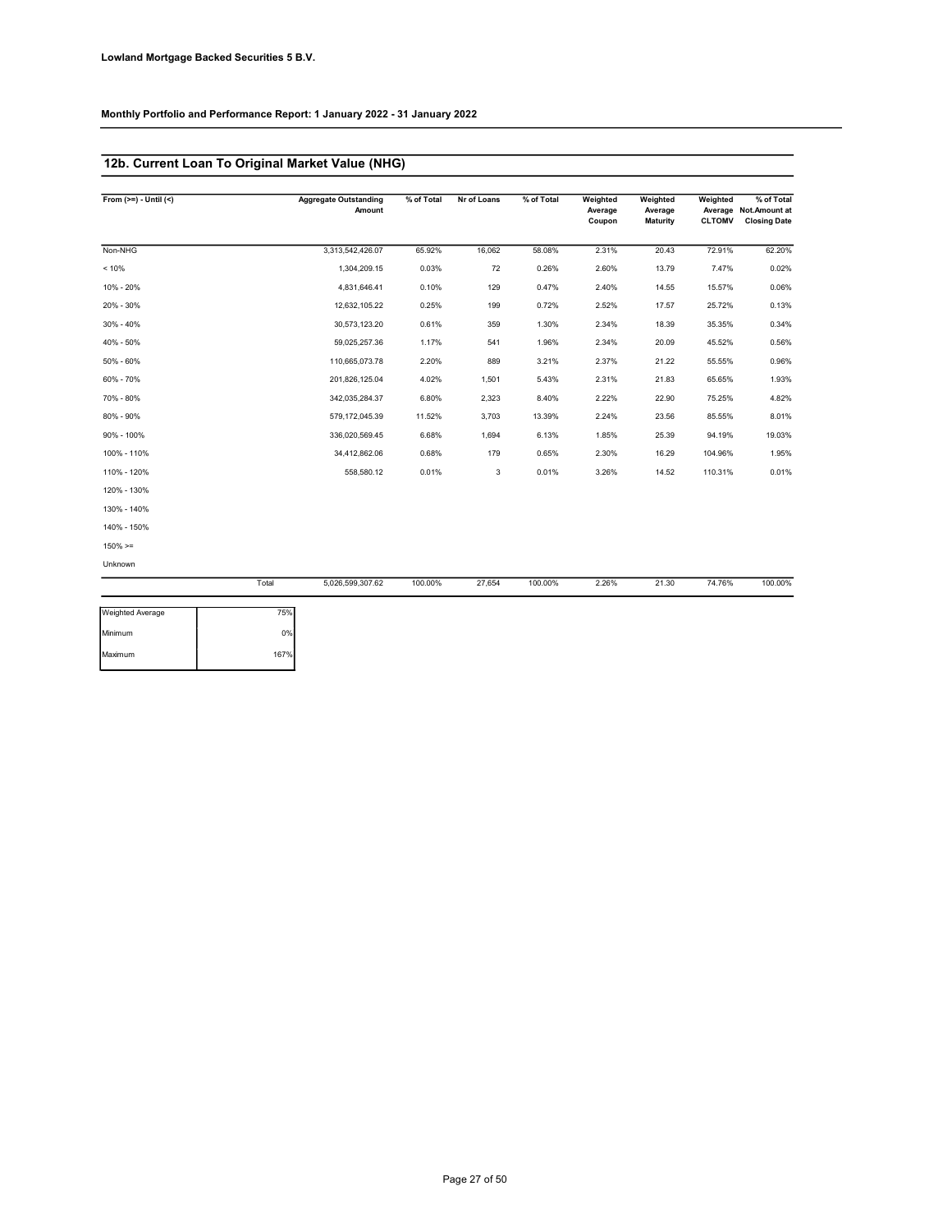Lowland Mortgage Backed Securities 5 B.V.

Monthly Portfolio and Performance Report: 1 January 2022 - 31 January 2022

## 12b. Current Loan To Original Market Value (NHG)

| From (>=) - Until (<) | Aggregate Outstanding Amount | % of Total | Nr of Loans | % of Total | Weighted Average Coupon | Weighted Average Maturity | Weighted Average CLTOMV | % of Total Not.Amount at Closing Date |
|---|---|---|---|---|---|---|---|---|
| Non-NHG | 3,313,542,426.07 | 65.92% | 16,062 | 58.08% | 2.31% | 20.43 | 72.91% | 62.20% |
| < 10% | 1,304,209.15 | 0.03% | 72 | 0.26% | 2.60% | 13.79 | 7.47% | 0.02% |
| 10% - 20% | 4,831,646.41 | 0.10% | 129 | 0.47% | 2.40% | 14.55 | 15.57% | 0.06% |
| 20% - 30% | 12,632,105.22 | 0.25% | 199 | 0.72% | 2.52% | 17.57 | 25.72% | 0.13% |
| 30% - 40% | 30,573,123.20 | 0.61% | 359 | 1.30% | 2.34% | 18.39 | 35.35% | 0.34% |
| 40% - 50% | 59,025,257.36 | 1.17% | 541 | 1.96% | 2.34% | 20.09 | 45.52% | 0.56% |
| 50% - 60% | 110,665,073.78 | 2.20% | 889 | 3.21% | 2.37% | 21.22 | 55.55% | 0.96% |
| 60% - 70% | 201,826,125.04 | 4.02% | 1,501 | 5.43% | 2.31% | 21.83 | 65.65% | 1.93% |
| 70% - 80% | 342,035,284.37 | 6.80% | 2,323 | 8.40% | 2.22% | 22.90 | 75.25% | 4.82% |
| 80% - 90% | 579,172,045.39 | 11.52% | 3,703 | 13.39% | 2.24% | 23.56 | 85.55% | 8.01% |
| 90% - 100% | 336,020,569.45 | 6.68% | 1,694 | 6.13% | 1.85% | 25.39 | 94.19% | 19.03% |
| 100% - 110% | 34,412,862.06 | 0.68% | 179 | 0.65% | 2.30% | 16.29 | 104.96% | 1.95% |
| 110% - 120% | 558,580.12 | 0.01% | 3 | 0.01% | 3.26% | 14.52 | 110.31% | 0.01% |
| 120% - 130% | | | | | | | | |
| 130% - 140% | | | | | | | | |
| 140% - 150% | | | | | | | | |
| 150% >= | | | | | | | | |
| Unknown | | | | | | | | |
| Total | 5,026,599,307.62 | 100.00% | 27,654 | 100.00% | 2.26% | 21.30 | 74.76% | 100.00% |

| | |
|---|---|
| Weighted Average | 75% |
| Minimum | 0% |
| Maximum | 167% |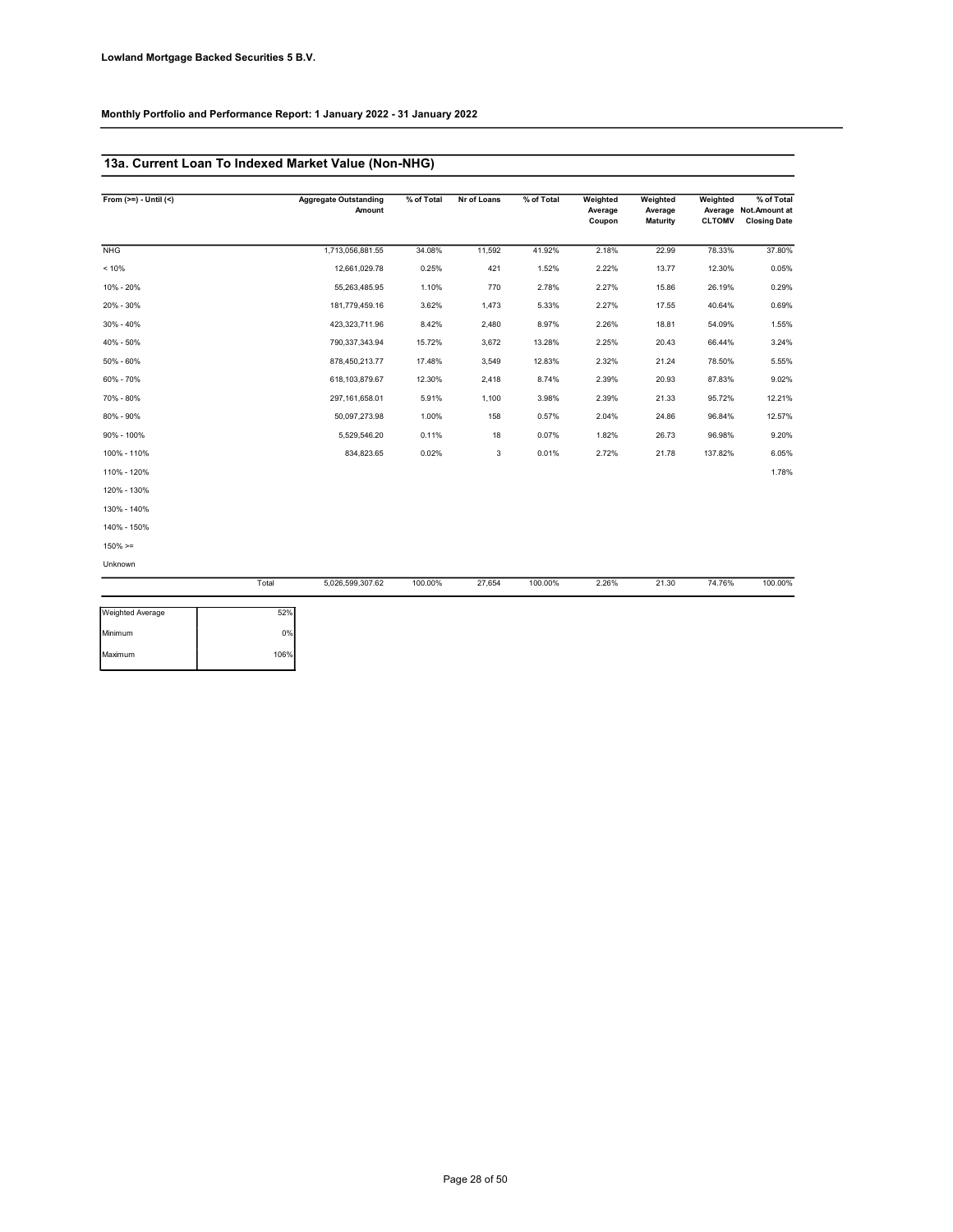**Lowland Mortgage Backed Securities 5 B.V.**

**Monthly Portfolio and Performance Report: 1 January 2022 - 31 January 2022**

## 13a. Current Loan To Indexed Market Value (Non-NHG)

| From (>=) - Until (<) | Aggregate Outstanding Amount | % of Total | Nr of Loans | % of Total | Weighted Average Coupon | Weighted Average Maturity | Weighted Average CLTOMV | % of Total Not.Amount at Closing Date |
|---|---|---|---|---|---|---|---|---|
| NHG | 1,713,056,881.55 | 34.08% | 11,592 | 41.92% | 2.18% | 22.99 | 78.33% | 37.80% |
| < 10% | 12,661,029.78 | 0.25% | 421 | 1.52% | 2.22% | 13.77 | 12.30% | 0.05% |
| 10% - 20% | 55,263,485.95 | 1.10% | 770 | 2.78% | 2.27% | 15.86 | 26.19% | 0.29% |
| 20% - 30% | 181,779,459.16 | 3.62% | 1,473 | 5.33% | 2.27% | 17.55 | 40.64% | 0.69% |
| 30% - 40% | 423,323,711.96 | 8.42% | 2,480 | 8.97% | 2.26% | 18.81 | 54.09% | 1.55% |
| 40% - 50% | 790,337,343.94 | 15.72% | 3,672 | 13.28% | 2.25% | 20.43 | 66.44% | 3.24% |
| 50% - 60% | 878,450,213.77 | 17.48% | 3,549 | 12.83% | 2.32% | 21.24 | 78.50% | 5.55% |
| 60% - 70% | 618,103,879.67 | 12.30% | 2,418 | 8.74% | 2.39% | 20.93 | 87.83% | 9.02% |
| 70% - 80% | 297,161,658.01 | 5.91% | 1,100 | 3.98% | 2.39% | 21.33 | 95.72% | 12.21% |
| 80% - 90% | 50,097,273.98 | 1.00% | 158 | 0.57% | 2.04% | 24.86 | 96.84% | 12.57% |
| 90% - 100% | 5,529,546.20 | 0.11% | 18 | 0.07% | 1.82% | 26.73 | 96.98% | 9.20% |
| 100% - 110% | 834,823.65 | 0.02% | 3 | 0.01% | 2.72% | 21.78 | 137.82% | 6.05% |
| 110% - 120% | | | | | | | | 1.78% |
| 120% - 130% | | | | | | | | |
| 130% - 140% | | | | | | | | |
| 140% - 150% | | | | | | | | |
| 150% >= | | | | | | | | |
| Unknown | | | | | | | | |
| Total | 5,026,599,307.62 | 100.00% | 27,654 | 100.00% | 2.26% | 21.30 | 74.76% | 100.00% |

| | |
|---|---|
| Weighted Average | 52% |
| Minimum | 0% |
| Maximum | 106% |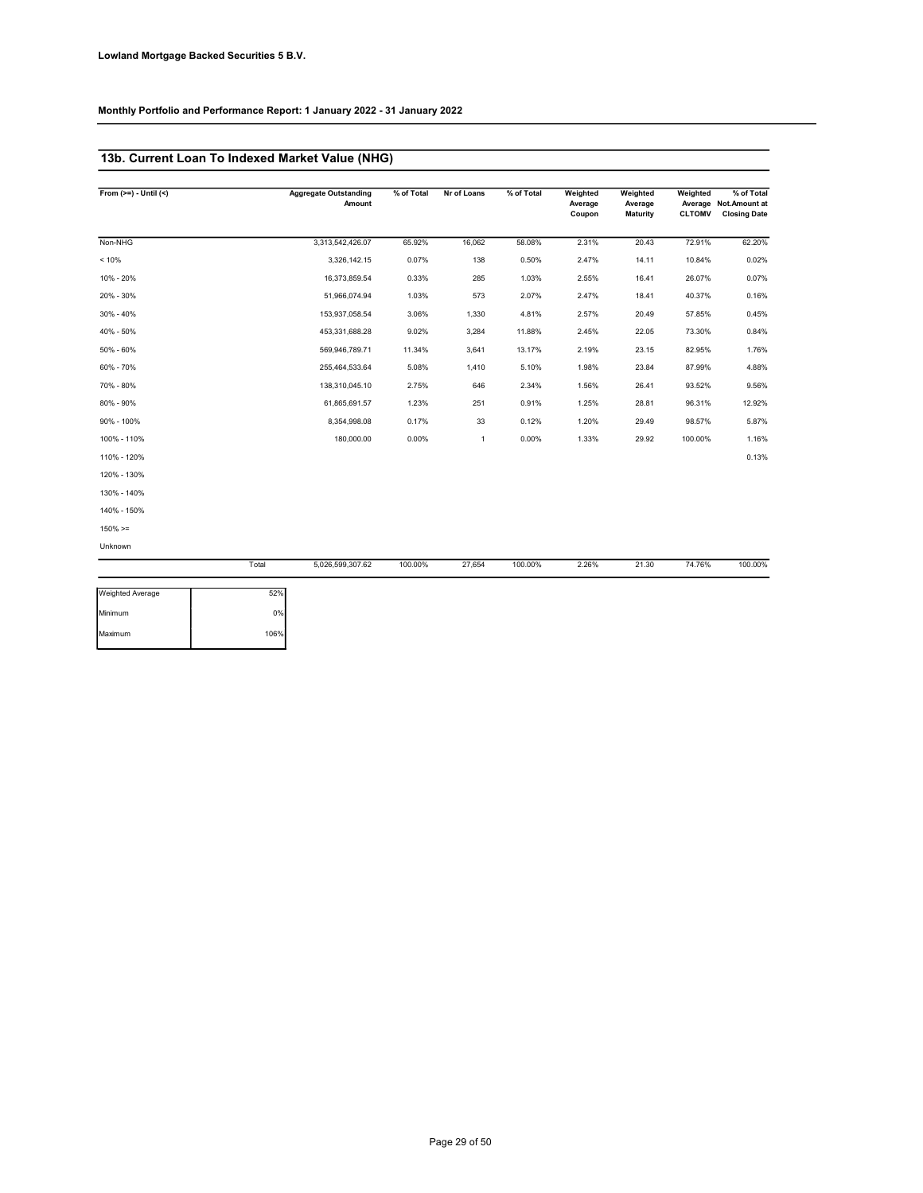**Lowland Mortgage Backed Securities 5 B.V.**

**Monthly Portfolio and Performance Report: 1 January 2022 - 31 January 2022**

## 13b. Current Loan To Indexed Market Value (NHG)

| From (>=) - Until (<) | Aggregate Outstanding Amount | % of Total | Nr of Loans | % of Total | Weighted Average Coupon | Weighted Average Maturity | Weighted Average CLTOMV | % of Total Not.Amount at Closing Date |
|---|---|---|---|---|---|---|---|---|
| Non-NHG | 3,313,542,426.07 | 65.92% | 16,062 | 58.08% | 2.31% | 20.43 | 72.91% | 62.20% |
| < 10% | 3,326,142.15 | 0.07% | 138 | 0.50% | 2.47% | 14.11 | 10.84% | 0.02% |
| 10% - 20% | 16,373,859.54 | 0.33% | 285 | 1.03% | 2.55% | 16.41 | 26.07% | 0.07% |
| 20% - 30% | 51,966,074.94 | 1.03% | 573 | 2.07% | 2.47% | 18.41 | 40.37% | 0.16% |
| 30% - 40% | 153,937,058.54 | 3.06% | 1,330 | 4.81% | 2.57% | 20.49 | 57.85% | 0.45% |
| 40% - 50% | 453,331,688.28 | 9.02% | 3,284 | 11.88% | 2.45% | 22.05 | 73.30% | 0.84% |
| 50% - 60% | 569,946,789.71 | 11.34% | 3,641 | 13.17% | 2.19% | 23.15 | 82.95% | 1.76% |
| 60% - 70% | 255,464,533.64 | 5.08% | 1,410 | 5.10% | 1.98% | 23.84 | 87.99% | 4.88% |
| 70% - 80% | 138,310,045.10 | 2.75% | 646 | 2.34% | 1.56% | 26.41 | 93.52% | 9.56% |
| 80% - 90% | 61,865,691.57 | 1.23% | 251 | 0.91% | 1.25% | 28.81 | 96.31% | 12.92% |
| 90% - 100% | 8,354,998.08 | 0.17% | 33 | 0.12% | 1.20% | 29.49 | 98.57% | 5.87% |
| 100% - 110% | 180,000.00 | 0.00% | 1 | 0.00% | 1.33% | 29.92 | 100.00% | 1.16% |
| 110% - 120% | | | | | | | | 0.13% |
| 120% - 130% | | | | | | | | |
| 130% - 140% | | | | | | | | |
| 140% - 150% | | | | | | | | |
| 150% >= | | | | | | | | |
| Unknown | | | | | | | | |
| Total | 5,026,599,307.62 | 100.00% | 27,654 | 100.00% | 2.26% | 21.30 | 74.76% | 100.00% |

| | |
|---|---|
| Weighted Average | 52% |
| Minimum | 0% |
| Maximum | 106% |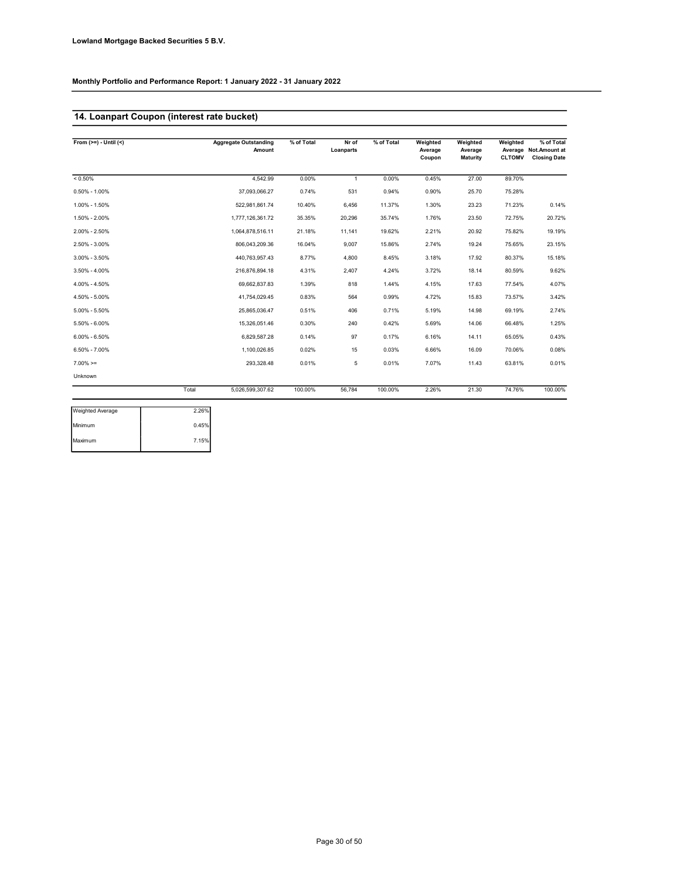**Lowland Mortgage Backed Securities 5 B.V.**

**Monthly Portfolio and Performance Report: 1 January 2022 - 31 January 2022**

## 14. Loanpart Coupon (interest rate bucket)

| From (>=) - Until (<) | Aggregate Outstanding Amount | % of Total | Nr of Loanparts | % of Total | Weighted Average Coupon | Weighted Average Maturity | Weighted Average CLTOMV | % of Total Not.Amount at Closing Date |
|---|---|---|---|---|---|---|---|---|
| < 0.50% | 4,542.99 | 0.00% | 1 | 0.00% | 0.45% | 27.00 | 89.70% | |
| 0.50% - 1.00% | 37,093,066.27 | 0.74% | 531 | 0.94% | 0.90% | 25.70 | 75.28% | |
| 1.00% - 1.50% | 522,981,861.74 | 10.40% | 6,456 | 11.37% | 1.30% | 23.23 | 71.23% | 0.14% |
| 1.50% - 2.00% | 1,777,126,361.72 | 35.35% | 20,296 | 35.74% | 1.76% | 23.50 | 72.75% | 20.72% |
| 2.00% - 2.50% | 1,064,878,516.11 | 21.18% | 11,141 | 19.62% | 2.21% | 20.92 | 75.82% | 19.19% |
| 2.50% - 3.00% | 806,043,209.36 | 16.04% | 9,007 | 15.86% | 2.74% | 19.24 | 75.65% | 23.15% |
| 3.00% - 3.50% | 440,763,957.43 | 8.77% | 4,800 | 8.45% | 3.18% | 17.92 | 80.37% | 15.18% |
| 3.50% - 4.00% | 216,876,894.18 | 4.31% | 2,407 | 4.24% | 3.72% | 18.14 | 80.59% | 9.62% |
| 4.00% - 4.50% | 69,662,837.83 | 1.39% | 818 | 1.44% | 4.15% | 17.63 | 77.54% | 4.07% |
| 4.50% - 5.00% | 41,754,029.45 | 0.83% | 564 | 0.99% | 4.72% | 15.83 | 73.57% | 3.42% |
| 5.00% - 5.50% | 25,865,036.47 | 0.51% | 406 | 0.71% | 5.19% | 14.98 | 69.19% | 2.74% |
| 5.50% - 6.00% | 15,326,051.46 | 0.30% | 240 | 0.42% | 5.69% | 14.06 | 66.48% | 1.25% |
| 6.00% - 6.50% | 6,829,587.28 | 0.14% | 97 | 0.17% | 6.16% | 14.11 | 65.05% | 0.43% |
| 6.50% - 7.00% | 1,100,026.85 | 0.02% | 15 | 0.03% | 6.66% | 16.09 | 70.06% | 0.08% |
| 7.00% >= | 293,328.48 | 0.01% | 5 | 0.01% | 7.07% | 11.43 | 63.81% | 0.01% |
| Unknown | | | | | | | | |
| Total | 5,026,599,307.62 | 100.00% | 56,784 | 100.00% | 2.26% | 21.30 | 74.76% | 100.00% |

| | |
|---|---|
| Weighted Average | 2.26% |
| Minimum | 0.45% |
| Maximum | 7.15% |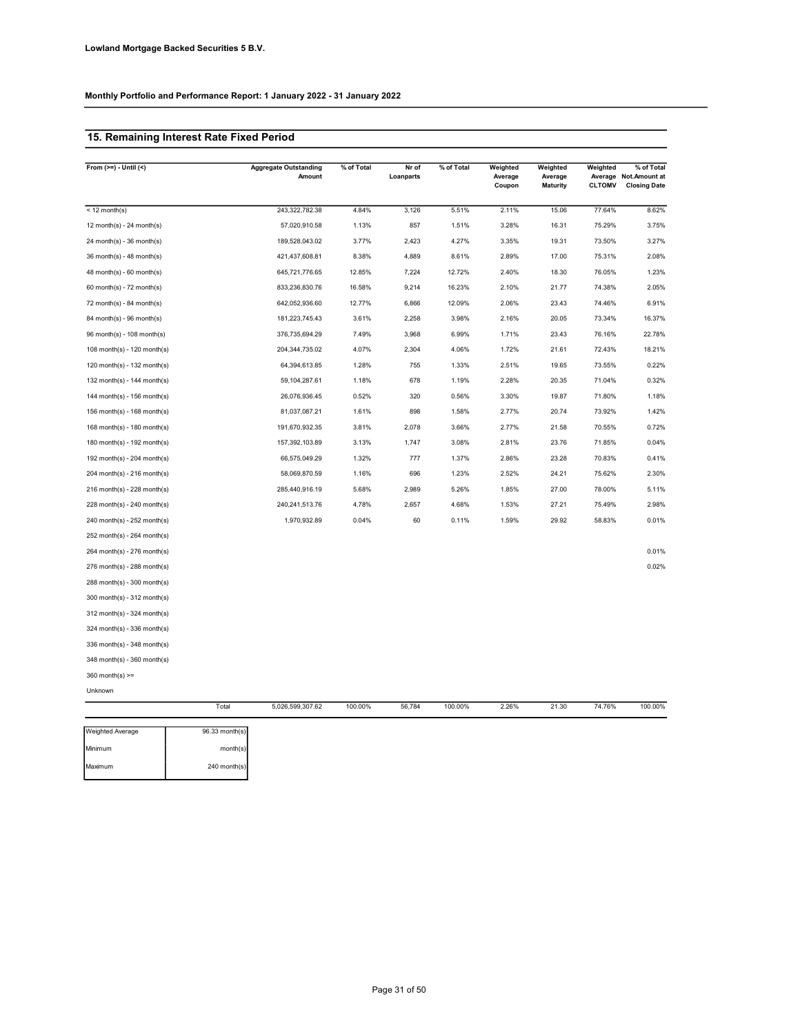**Lowland Mortgage Backed Securities 5 B.V.**

**Monthly Portfolio and Performance Report: 1 January 2022 - 31 January 2022**

## 15. Remaining Interest Rate Fixed Period

| From (>=) - Until (<) | Aggregate Outstanding Amount | % of Total | Nr of Loanparts | % of Total | Weighted Average Coupon | Weighted Average Maturity | Weighted Average CLTOMV | % of Total Not.Amount at Closing Date |
|---|---|---|---|---|---|---|---|---|
| < 12 month(s) | 243,322,782.38 | 4.84% | 3,126 | 5.51% | 2.11% | 15.06 | 77.64% | 8.62% |
| 12 month(s) - 24 month(s) | 57,020,910.58 | 1.13% | 857 | 1.51% | 3.28% | 16.31 | 75.29% | 3.75% |
| 24 month(s) - 36 month(s) | 189,528,043.02 | 3.77% | 2,423 | 4.27% | 3.35% | 19.31 | 73.50% | 3.27% |
| 36 month(s) - 48 month(s) | 421,437,608.81 | 8.38% | 4,889 | 8.61% | 2.89% | 17.00 | 75.31% | 2.08% |
| 48 month(s) - 60 month(s) | 645,721,776.65 | 12.85% | 7,224 | 12.72% | 2.40% | 18.30 | 76.05% | 1.23% |
| 60 month(s) - 72 month(s) | 833,236,830.76 | 16.58% | 9,214 | 16.23% | 2.10% | 21.77 | 74.38% | 2.05% |
| 72 month(s) - 84 month(s) | 642,052,936.60 | 12.77% | 6,866 | 12.09% | 2.06% | 23.43 | 74.46% | 6.91% |
| 84 month(s) - 96 month(s) | 181,223,745.43 | 3.61% | 2,258 | 3.98% | 2.16% | 20.05 | 73.34% | 16.37% |
| 96 month(s) - 108 month(s) | 376,735,694.29 | 7.49% | 3,968 | 6.99% | 1.71% | 23.43 | 76.16% | 22.78% |
| 108 month(s) - 120 month(s) | 204,344,735.02 | 4.07% | 2,304 | 4.06% | 1.72% | 21.61 | 72.43% | 18.21% |
| 120 month(s) - 132 month(s) | 64,394,613.85 | 1.28% | 755 | 1.33% | 2.51% | 19.65 | 73.55% | 0.22% |
| 132 month(s) - 144 month(s) | 59,104,287.61 | 1.18% | 678 | 1.19% | 2.28% | 20.35 | 71.04% | 0.32% |
| 144 month(s) - 156 month(s) | 26,076,936.45 | 0.52% | 320 | 0.56% | 3.30% | 19.87 | 71.80% | 1.18% |
| 156 month(s) - 168 month(s) | 81,037,087.21 | 1.61% | 898 | 1.58% | 2.77% | 20.74 | 73.92% | 1.42% |
| 168 month(s) - 180 month(s) | 191,670,932.35 | 3.81% | 2,078 | 3.66% | 2.77% | 21.58 | 70.55% | 0.72% |
| 180 month(s) - 192 month(s) | 157,392,103.89 | 3.13% | 1,747 | 3.08% | 2.81% | 23.76 | 71.85% | 0.04% |
| 192 month(s) - 204 month(s) | 66,575,049.29 | 1.32% | 777 | 1.37% | 2.86% | 23.28 | 70.83% | 0.41% |
| 204 month(s) - 216 month(s) | 58,069,870.59 | 1.16% | 696 | 1.23% | 2.52% | 24.21 | 75.62% | 2.30% |
| 216 month(s) - 228 month(s) | 285,440,916.19 | 5.68% | 2,989 | 5.26% | 1.85% | 27.00 | 78.00% | 5.11% |
| 228 month(s) - 240 month(s) | 240,241,513.76 | 4.78% | 2,657 | 4.68% | 1.53% | 27.21 | 75.49% | 2.98% |
| 240 month(s) - 252 month(s) | 1,970,932.89 | 0.04% | 60 | 0.11% | 1.59% | 29.92 | 58.83% | 0.01% |
| 252 month(s) - 264 month(s) | | | | | | | | |
| 264 month(s) - 276 month(s) | | | | | | | | 0.01% |
| 276 month(s) - 288 month(s) | | | | | | | | 0.02% |
| 288 month(s) - 300 month(s) | | | | | | | | |
| 300 month(s) - 312 month(s) | | | | | | | | |
| 312 month(s) - 324 month(s) | | | | | | | | |
| 324 month(s) - 336 month(s) | | | | | | | | |
| 336 month(s) - 348 month(s) | | | | | | | | |
| 348 month(s) - 360 month(s) | | | | | | | | |
| 360 month(s) >= | | | | | | | | |
| Unknown | | | | | | | | |
| Total | 5,026,599,307.62 | 100.00% | 56,784 | 100.00% | 2.26% | 21.30 | 74.76% | 100.00% |

| | |
|---|---|
| Weighted Average | 96.33 month(s) |
| Minimum | month(s) |
| Maximum | 240 month(s) |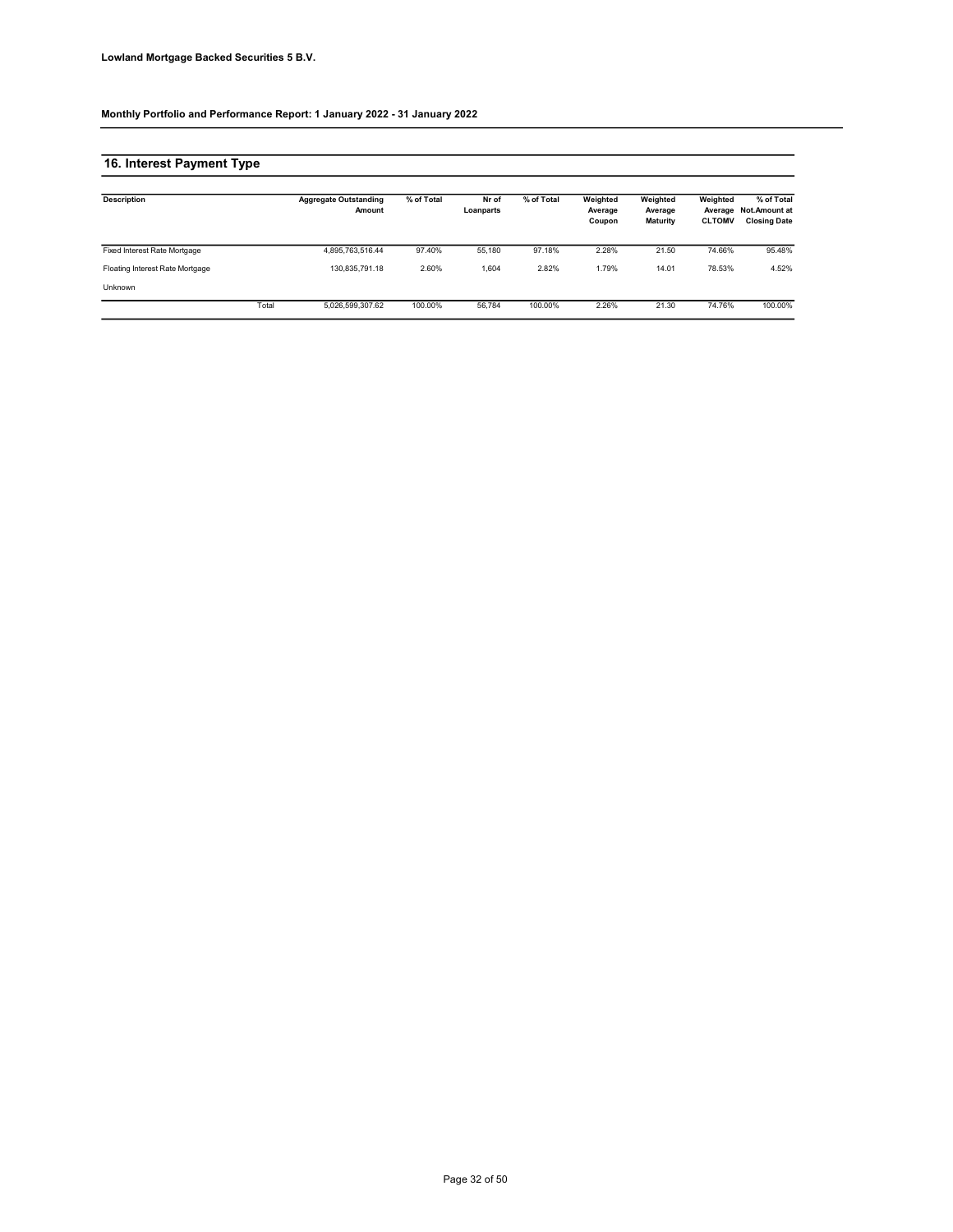**Lowland Mortgage Backed Securities 5 B.V.**

**Monthly Portfolio and Performance Report: 1 January 2022 - 31 January 2022**

## 16. Interest Payment Type

| Description | | Aggregate Outstanding Amount | % of Total | Nr of Loanparts | % of Total | Weighted Average Coupon | Weighted Average Maturity | Weighted Average CLTOMV | % of Total Not.Amount at Closing Date |
|---|---|---|---|---|---|---|---|---|---|
| Fixed Interest Rate Mortgage | | 4,895,763,516.44 | 97.40% | 55,180 | 97.18% | 2.28% | 21.50 | 74.66% | 95.48% |
| Floating Interest Rate Mortgage | | 130,835,791.18 | 2.60% | 1,604 | 2.82% | 1.79% | 14.01 | 78.53% | 4.52% |
| Unknown | | | | | | | | | |
| | Total | 5,026,599,307.62 | 100.00% | 56,784 | 100.00% | 2.26% | 21.30 | 74.76% | 100.00% |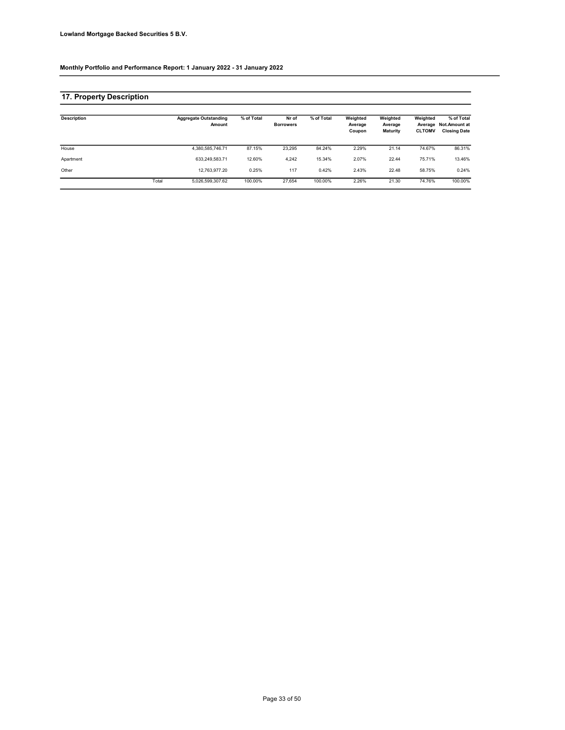**Lowland Mortgage Backed Securities 5 B.V.**

**Monthly Portfolio and Performance Report: 1 January 2022 - 31 January 2022**

## 17. Property Description

| Description | | Aggregate Outstanding Amount | % of Total | Nr of Borrowers | % of Total | Weighted Average Coupon | Weighted Average Maturity | Weighted Average CLTOMV | % of Total Not.Amount at Closing Date |
|---|---|---|---|---|---|---|---|---|---|
| House | | 4,380,585,746.71 | 87.15% | 23,295 | 84.24% | 2.29% | 21.14 | 74.67% | 86.31% |
| Apartment | | 633,249,583.71 | 12.60% | 4,242 | 15.34% | 2.07% | 22.44 | 75.71% | 13.46% |
| Other | | 12,763,977.20 | 0.25% | 117 | 0.42% | 2.43% | 22.48 | 58.75% | 0.24% |
| | Total | 5,026,599,307.62 | 100.00% | 27,654 | 100.00% | 2.26% | 21.30 | 74.76% | 100.00% |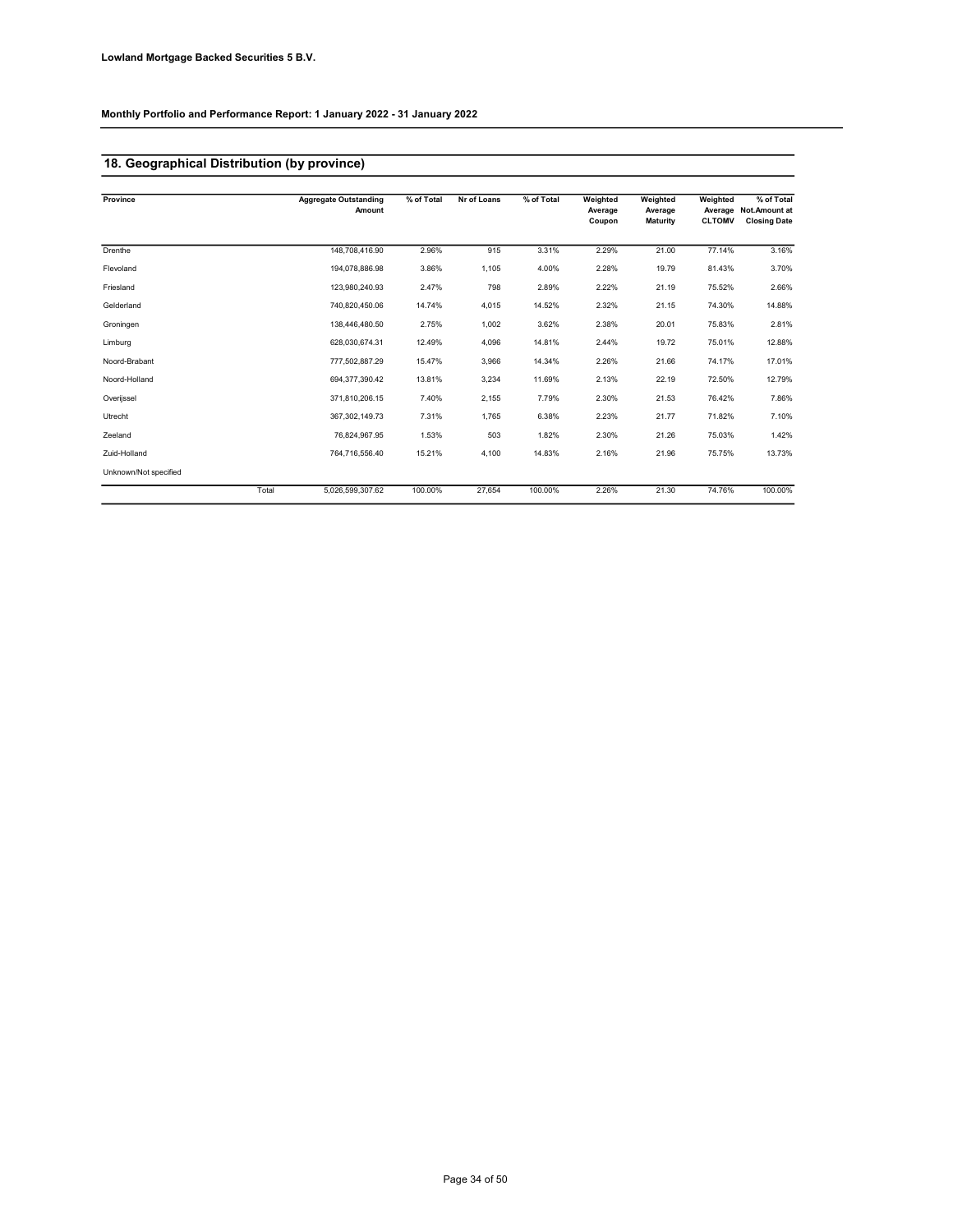**Lowland Mortgage Backed Securities 5 B.V.**

**Monthly Portfolio and Performance Report: 1 January 2022 - 31 January 2022**

## 18. Geographical Distribution (by province)

| Province | | Aggregate Outstanding Amount | % of Total | Nr of Loans | % of Total | Weighted Average Coupon | Weighted Average Maturity | Weighted Average CLTOMV | % of Total Not.Amount at Closing Date |
|---|---|---|---|---|---|---|---|---|---|
| Drenthe | | 148,708,416.90 | 2.96% | 915 | 3.31% | 2.29% | 21.00 | 77.14% | 3.16% |
| Flevoland | | 194,078,886.98 | 3.86% | 1,105 | 4.00% | 2.28% | 19.79 | 81.43% | 3.70% |
| Friesland | | 123,980,240.93 | 2.47% | 798 | 2.89% | 2.22% | 21.19 | 75.52% | 2.66% |
| Gelderland | | 740,820,450.06 | 14.74% | 4,015 | 14.52% | 2.32% | 21.15 | 74.30% | 14.88% |
| Groningen | | 138,446,480.50 | 2.75% | 1,002 | 3.62% | 2.38% | 20.01 | 75.83% | 2.81% |
| Limburg | | 628,030,674.31 | 12.49% | 4,096 | 14.81% | 2.44% | 19.72 | 75.01% | 12.88% |
| Noord-Brabant | | 777,502,887.29 | 15.47% | 3,966 | 14.34% | 2.26% | 21.66 | 74.17% | 17.01% |
| Noord-Holland | | 694,377,390.42 | 13.81% | 3,234 | 11.69% | 2.13% | 22.19 | 72.50% | 12.79% |
| Overijssel | | 371,810,206.15 | 7.40% | 2,155 | 7.79% | 2.30% | 21.53 | 76.42% | 7.86% |
| Utrecht | | 367,302,149.73 | 7.31% | 1,765 | 6.38% | 2.23% | 21.77 | 71.82% | 7.10% |
| Zeeland | | 76,824,967.95 | 1.53% | 503 | 1.82% | 2.30% | 21.26 | 75.03% | 1.42% |
| Zuid-Holland | | 764,716,556.40 | 15.21% | 4,100 | 14.83% | 2.16% | 21.96 | 75.75% | 13.73% |
| Unknown/Not specified | | | | | | | | | |
| | Total | 5,026,599,307.62 | 100.00% | 27,654 | 100.00% | 2.26% | 21.30 | 74.76% | 100.00% |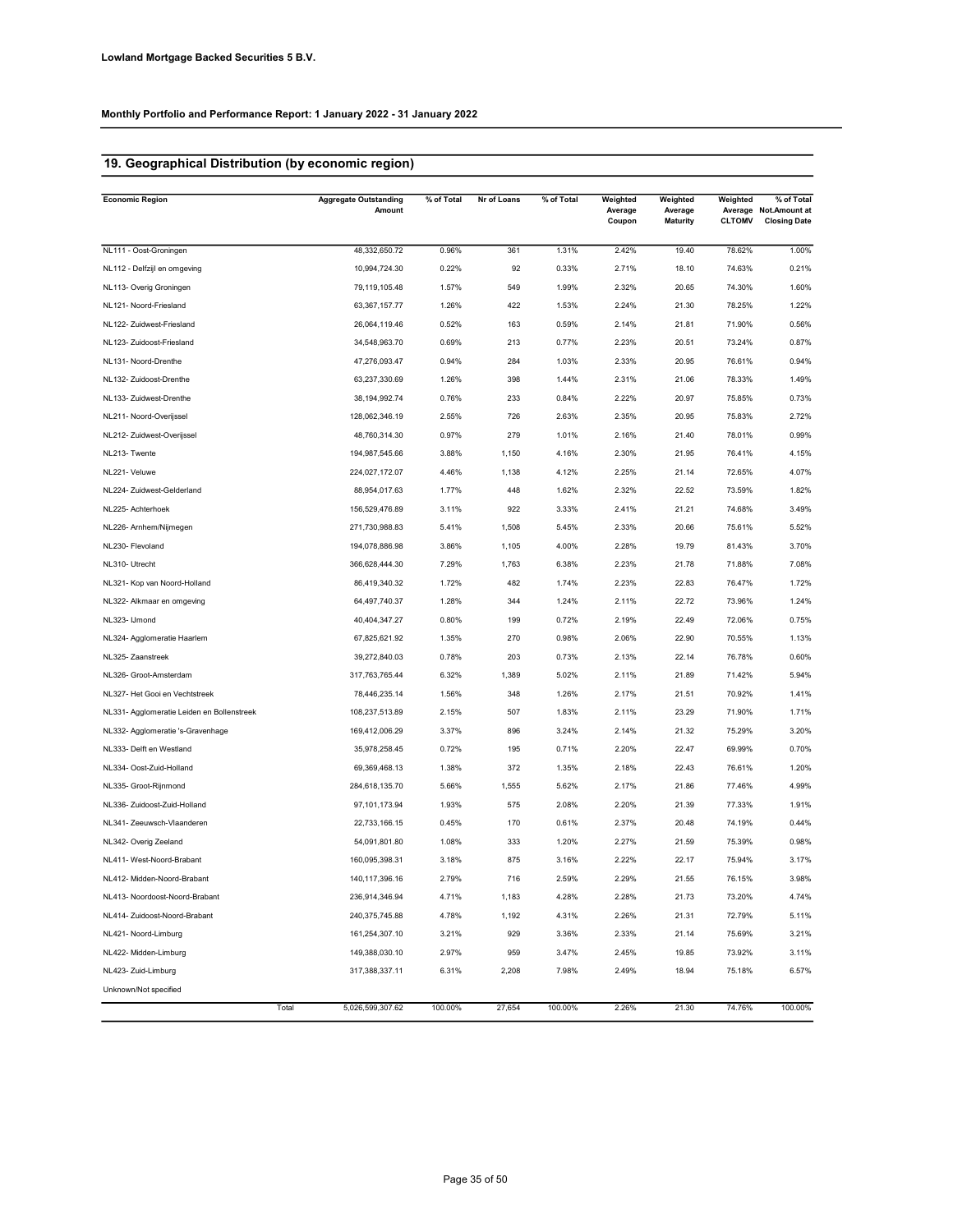**Lowland Mortgage Backed Securities 5 B.V.**

**Monthly Portfolio and Performance Report: 1 January 2022 - 31 January 2022**

## 19. Geographical Distribution (by economic region)

| Economic Region | Aggregate Outstanding Amount | % of Total | Nr of Loans | % of Total | Weighted Average Coupon | Weighted Average Maturity | Weighted Average CLTOMV | % of Total Not.Amount at Closing Date |
|---|---|---|---|---|---|---|---|---|
| NL111 - Oost-Groningen | 48,332,650.72 | 0.96% | 361 | 1.31% | 2.42% | 19.40 | 78.62% | 1.00% |
| NL112 - Delfzijl en omgeving | 10,994,724.30 | 0.22% | 92 | 0.33% | 2.71% | 18.10 | 74.63% | 0.21% |
| NL113- Overig Groningen | 79,119,105.48 | 1.57% | 549 | 1.99% | 2.32% | 20.65 | 74.30% | 1.60% |
| NL121- Noord-Friesland | 63,367,157.77 | 1.26% | 422 | 1.53% | 2.24% | 21.30 | 78.25% | 1.22% |
| NL122- Zuidwest-Friesland | 26,064,119.46 | 0.52% | 163 | 0.59% | 2.14% | 21.81 | 71.90% | 0.56% |
| NL123- Zuidoost-Friesland | 34,548,963.70 | 0.69% | 213 | 0.77% | 2.23% | 20.51 | 73.24% | 0.87% |
| NL131- Noord-Drenthe | 47,276,093.47 | 0.94% | 284 | 1.03% | 2.33% | 20.95 | 76.61% | 0.94% |
| NL132- Zuidoost-Drenthe | 63,237,330.69 | 1.26% | 398 | 1.44% | 2.31% | 21.06 | 78.33% | 1.49% |
| NL133- Zuidwest-Drenthe | 38,194,992.74 | 0.76% | 233 | 0.84% | 2.22% | 20.97 | 75.85% | 0.73% |
| NL211- Noord-Overijssel | 128,062,346.19 | 2.55% | 726 | 2.63% | 2.35% | 20.95 | 75.83% | 2.72% |
| NL212- Zuidwest-Overijssel | 48,760,314.30 | 0.97% | 279 | 1.01% | 2.16% | 21.40 | 78.01% | 0.99% |
| NL213- Twente | 194,987,545.66 | 3.88% | 1,150 | 4.16% | 2.30% | 21.95 | 76.41% | 4.15% |
| NL221- Veluwe | 224,027,172.07 | 4.46% | 1,138 | 4.12% | 2.25% | 21.14 | 72.65% | 4.07% |
| NL224- Zuidwest-Gelderland | 88,954,017.63 | 1.77% | 448 | 1.62% | 2.32% | 22.52 | 73.59% | 1.82% |
| NL225- Achterhoek | 156,529,476.89 | 3.11% | 922 | 3.33% | 2.41% | 21.21 | 74.68% | 3.49% |
| NL226- Arnhem/Nijmegen | 271,730,988.83 | 5.41% | 1,508 | 5.45% | 2.33% | 20.66 | 75.61% | 5.52% |
| NL230- Flevoland | 194,078,886.98 | 3.86% | 1,105 | 4.00% | 2.28% | 19.79 | 81.43% | 3.70% |
| NL310- Utrecht | 366,628,444.30 | 7.29% | 1,763 | 6.38% | 2.23% | 21.78 | 71.88% | 7.08% |
| NL321- Kop van Noord-Holland | 86,419,340.32 | 1.72% | 482 | 1.74% | 2.23% | 22.83 | 76.47% | 1.72% |
| NL322- Alkmaar en omgeving | 64,497,740.37 | 1.28% | 344 | 1.24% | 2.11% | 22.72 | 73.96% | 1.24% |
| NL323- IJmond | 40,404,347.27 | 0.80% | 199 | 0.72% | 2.19% | 22.49 | 72.06% | 0.75% |
| NL324- Agglomeratie Haarlem | 67,825,621.92 | 1.35% | 270 | 0.98% | 2.06% | 22.90 | 70.55% | 1.13% |
| NL325- Zaanstreek | 39,272,840.03 | 0.78% | 203 | 0.73% | 2.13% | 22.14 | 76.78% | 0.60% |
| NL326- Groot-Amsterdam | 317,763,765.44 | 6.32% | 1,389 | 5.02% | 2.11% | 21.89 | 71.42% | 5.94% |
| NL327- Het Gooi en Vechtstreek | 78,446,235.14 | 1.56% | 348 | 1.26% | 2.17% | 21.51 | 70.92% | 1.41% |
| NL331- Agglomeratie Leiden en Bollenstreek | 108,237,513.89 | 2.15% | 507 | 1.83% | 2.11% | 23.29 | 71.90% | 1.71% |
| NL332- Agglomeratie 's-Gravenhage | 169,412,006.29 | 3.37% | 896 | 3.24% | 2.14% | 21.32 | 75.29% | 3.20% |
| NL333- Delft en Westland | 35,978,258.45 | 0.72% | 195 | 0.71% | 2.20% | 22.47 | 69.99% | 0.70% |
| NL334- Oost-Zuid-Holland | 69,369,468.13 | 1.38% | 372 | 1.35% | 2.18% | 22.43 | 76.61% | 1.20% |
| NL335- Groot-Rijnmond | 284,618,135.70 | 5.66% | 1,555 | 5.62% | 2.17% | 21.86 | 77.46% | 4.99% |
| NL336- Zuidoost-Zuid-Holland | 97,101,173.94 | 1.93% | 575 | 2.08% | 2.20% | 21.39 | 77.33% | 1.91% |
| NL341- Zeeuwsch-Vlaanderen | 22,733,166.15 | 0.45% | 170 | 0.61% | 2.37% | 20.48 | 74.19% | 0.44% |
| NL342- Overig Zeeland | 54,091,801.80 | 1.08% | 333 | 1.20% | 2.27% | 21.59 | 75.39% | 0.98% |
| NL411- West-Noord-Brabant | 160,095,398.31 | 3.18% | 875 | 3.16% | 2.22% | 22.17 | 75.94% | 3.17% |
| NL412- Midden-Noord-Brabant | 140,117,396.16 | 2.79% | 716 | 2.59% | 2.29% | 21.55 | 76.15% | 3.98% |
| NL413- Noordoost-Noord-Brabant | 236,914,346.94 | 4.71% | 1,183 | 4.28% | 2.28% | 21.73 | 73.20% | 4.74% |
| NL414- Zuidoost-Noord-Brabant | 240,375,745.88 | 4.78% | 1,192 | 4.31% | 2.26% | 21.31 | 72.79% | 5.11% |
| NL421- Noord-Limburg | 161,254,307.10 | 3.21% | 929 | 3.36% | 2.33% | 21.14 | 75.69% | 3.21% |
| NL422- Midden-Limburg | 149,388,030.10 | 2.97% | 959 | 3.47% | 2.45% | 19.85 | 73.92% | 3.11% |
| NL423- Zuid-Limburg | 317,388,337.11 | 6.31% | 2,208 | 7.98% | 2.49% | 18.94 | 75.18% | 6.57% |
| Unknown/Not specified | | | | | | | | |
| Total | 5,026,599,307.62 | 100.00% | 27,654 | 100.00% | 2.26% | 21.30 | 74.76% | 100.00% |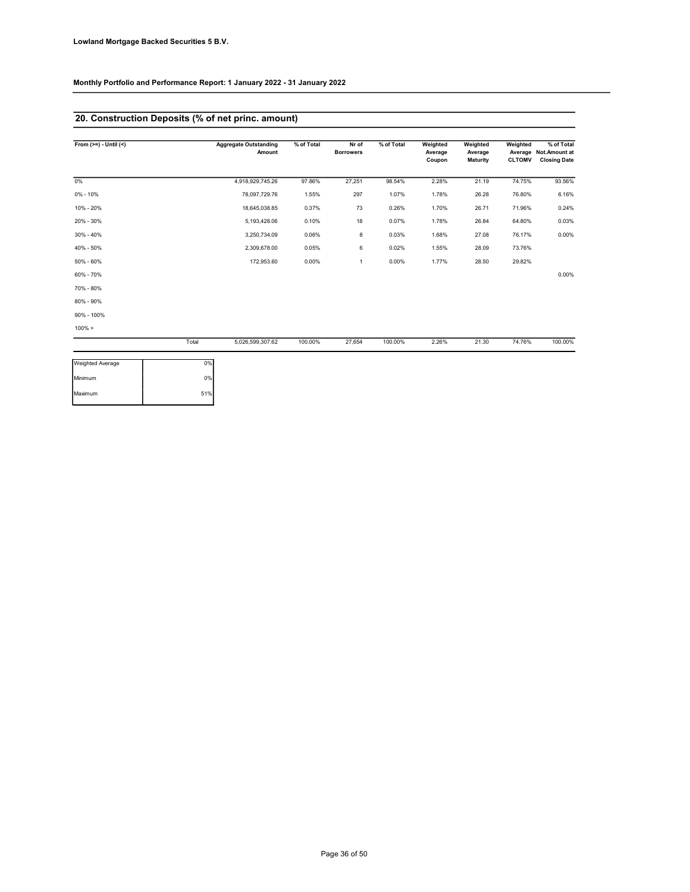## 20. Construction Deposits (% of net princ. amount)

| From (>=) - Until (<) | Aggregate Outstanding Amount | % of Total | Nr of Borrowers | % of Total | Weighted Average Coupon | Weighted Average Maturity | Weighted Average CLTOMV | % of Total Not.Amount at Closing Date |
|---|---|---|---|---|---|---|---|---|
| 0% | 4,918,929,745.26 | 97.86% | 27,251 | 98.54% | 2.28% | 21.19 | 74.75% | 93.56% |
| 0% - 10% | 78,097,729.76 | 1.55% | 297 | 1.07% | 1.78% | 26.28 | 76.80% | 6.16% |
| 10% - 20% | 18,645,038.85 | 0.37% | 73 | 0.26% | 1.70% | 26.71 | 71.96% | 0.24% |
| 20% - 30% | 5,193,428.06 | 0.10% | 18 | 0.07% | 1.78% | 26.84 | 64.80% | 0.03% |
| 30% - 40% | 3,250,734.09 | 0.06% | 8 | 0.03% | 1.68% | 27.08 | 76.17% | 0.00% |
| 40% - 50% | 2,309,678.00 | 0.05% | 6 | 0.02% | 1.55% | 28.09 | 73.76% | |
| 50% - 60% | 172,953.60 | 0.00% | 1 | 0.00% | 1.77% | 28.50 | 29.82% | |
| 60% - 70% | | | | | | | | 0.00% |
| 70% - 80% | | | | | | | | |
| 80% - 90% | | | | | | | | |
| 90% - 100% | | | | | | | | |
| 100% > | | | | | | | | |
| Total | 5,026,599,307.62 | 100.00% | 27,654 | 100.00% | 2.26% | 21.30 | 74.76% | 100.00% |

| | |
|---|---|
| Weighted Average | 0% |
| Minimum | 0% |
| Maximum | 51% |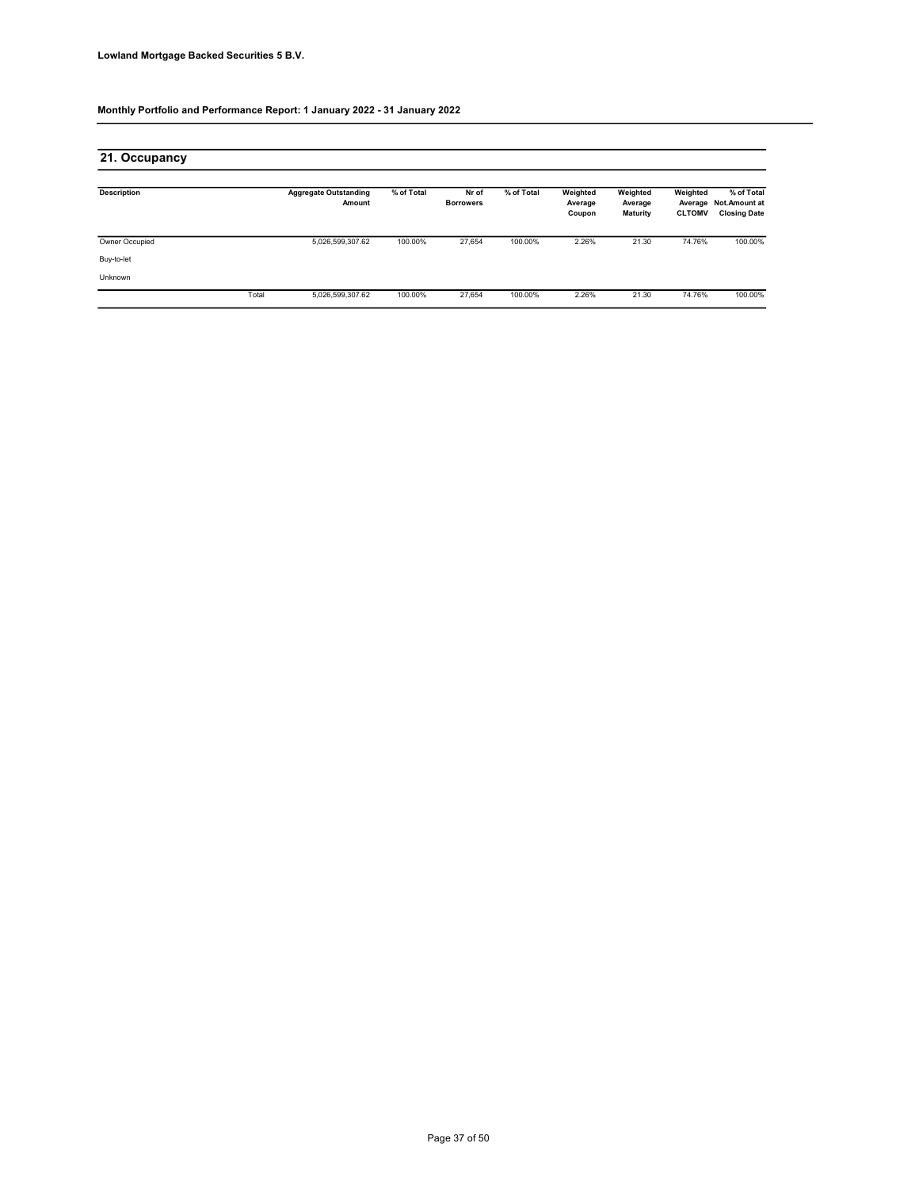Lowland Mortgage Backed Securities 5 B.V.

**Monthly Portfolio and Performance Report: 1 January 2022 - 31 January 2022**

## 21. Occupancy

| Description | | Aggregate Outstanding Amount | % of Total | Nr of Borrowers | % of Total | Weighted Average Coupon | Weighted Average Maturity | Weighted Average CLTOMV | % of Total Not.Amount at Closing Date |
|---|---|---|---|---|---|---|---|---|---|
| Owner Occupied | | 5,026,599,307.62 | 100.00% | 27,654 | 100.00% | 2.26% | 21.30 | 74.76% | 100.00% |
| Buy-to-let | | | | | | | | | |
| Unknown | | | | | | | | | |
| | Total | 5,026,599,307.62 | 100.00% | 27,654 | 100.00% | 2.26% | 21.30 | 74.76% | 100.00% |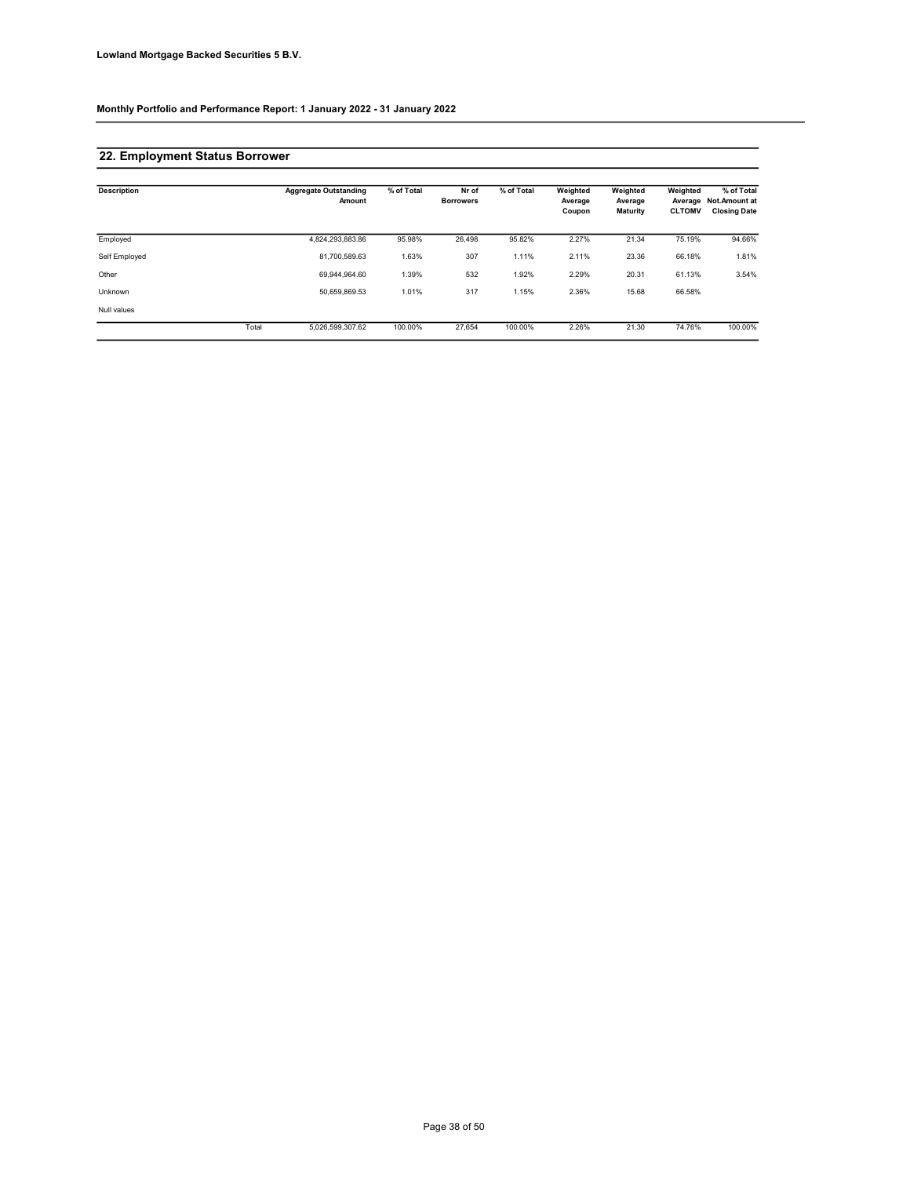**Lowland Mortgage Backed Securities 5 B.V.**

**Monthly Portfolio and Performance Report: 1 January 2022 - 31 January 2022**

## 22. Employment Status Borrower

| Description | | Aggregate Outstanding Amount | % of Total | Nr of Borrowers | % of Total | Weighted Average Coupon | Weighted Average Maturity | Weighted Average CLTOMV | % of Total Not.Amount at Closing Date |
|---|---|---|---|---|---|---|---|---|---|
| Employed | | 4,824,293,883.86 | 95.98% | 26,498 | 95.82% | 2.27% | 21.34 | 75.19% | 94.66% |
| Self Employed | | 81,700,589.63 | 1.63% | 307 | 1.11% | 2.11% | 23.36 | 66.18% | 1.81% |
| Other | | 69,944,964.60 | 1.39% | 532 | 1.92% | 2.29% | 20.31 | 61.13% | 3.54% |
| Unknown | | 50,659,869.53 | 1.01% | 317 | 1.15% | 2.36% | 15.68 | 66.58% | |
| Null values | | | | | | | | | |
| | Total | 5,026,599,307.62 | 100.00% | 27,654 | 100.00% | 2.26% | 21.30 | 74.76% | 100.00% |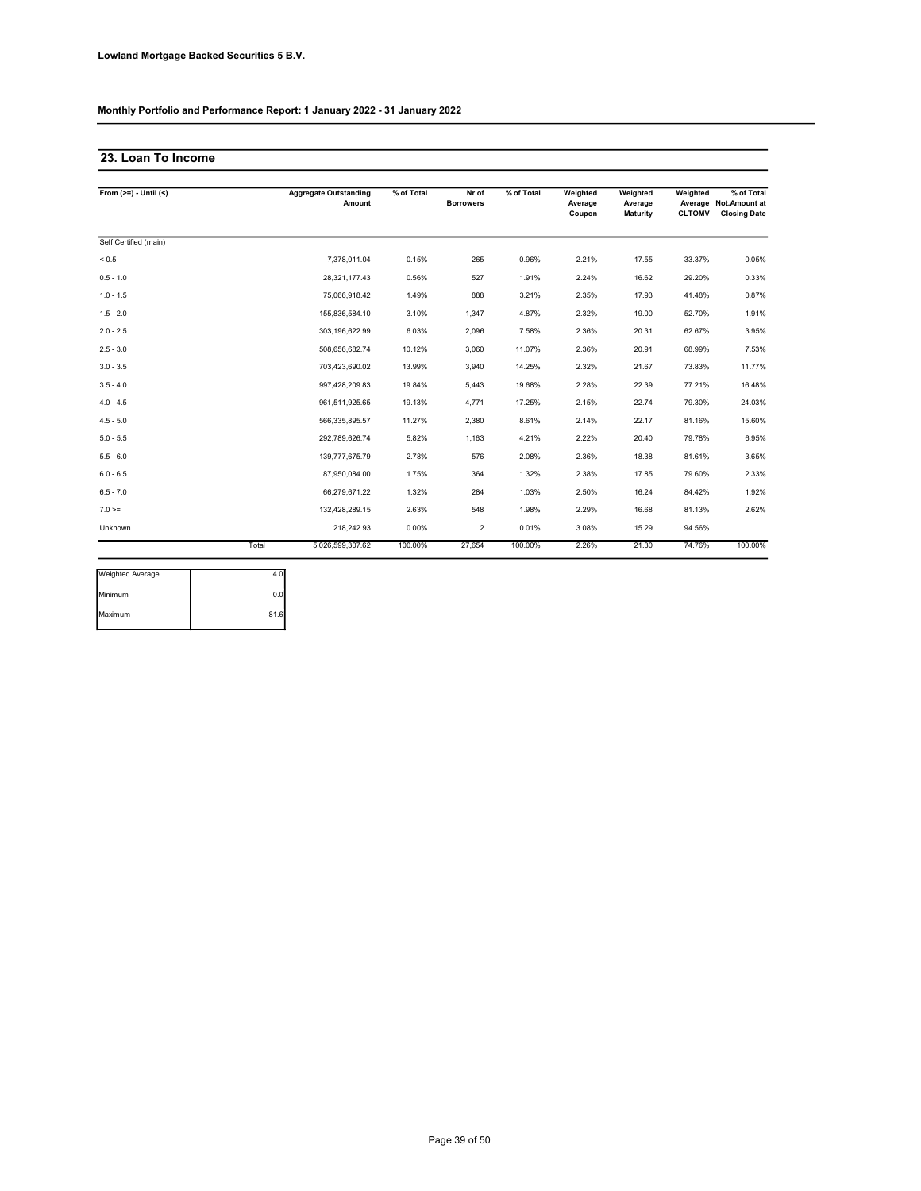**Lowland Mortgage Backed Securities 5 B.V.**

**Monthly Portfolio and Performance Report: 1 January 2022 - 31 January 2022**

## 23. Loan To Income

| From (>=) - Until (<) | | Aggregate Outstanding Amount | % of Total | Nr of Borrowers | % of Total | Weighted Average Coupon | Weighted Average Maturity | Weighted Average CLTOMV | % of Total Not.Amount at Closing Date |
|---|---|---|---|---|---|---|---|---|---|
| Self Certified (main) | | | | | | | | | |
| < 0.5 | | 7,378,011.04 | 0.15% | 265 | 0.96% | 2.21% | 17.55 | 33.37% | 0.05% |
| 0.5 - 1.0 | | 28,321,177.43 | 0.56% | 527 | 1.91% | 2.24% | 16.62 | 29.20% | 0.33% |
| 1.0 - 1.5 | | 75,066,918.42 | 1.49% | 888 | 3.21% | 2.35% | 17.93 | 41.48% | 0.87% |
| 1.5 - 2.0 | | 155,836,584.10 | 3.10% | 1,347 | 4.87% | 2.32% | 19.00 | 52.70% | 1.91% |
| 2.0 - 2.5 | | 303,196,622.99 | 6.03% | 2,096 | 7.58% | 2.36% | 20.31 | 62.67% | 3.95% |
| 2.5 - 3.0 | | 508,656,682.74 | 10.12% | 3,060 | 11.07% | 2.36% | 20.91 | 68.99% | 7.53% |
| 3.0 - 3.5 | | 703,423,690.02 | 13.99% | 3,940 | 14.25% | 2.32% | 21.67 | 73.83% | 11.77% |
| 3.5 - 4.0 | | 997,428,209.83 | 19.84% | 5,443 | 19.68% | 2.28% | 22.39 | 77.21% | 16.48% |
| 4.0 - 4.5 | | 961,511,925.65 | 19.13% | 4,771 | 17.25% | 2.15% | 22.74 | 79.30% | 24.03% |
| 4.5 - 5.0 | | 566,335,895.57 | 11.27% | 2,380 | 8.61% | 2.14% | 22.17 | 81.16% | 15.60% |
| 5.0 - 5.5 | | 292,789,626.74 | 5.82% | 1,163 | 4.21% | 2.22% | 20.40 | 79.78% | 6.95% |
| 5.5 - 6.0 | | 139,777,675.79 | 2.78% | 576 | 2.08% | 2.36% | 18.38 | 81.61% | 3.65% |
| 6.0 - 6.5 | | 87,950,084.00 | 1.75% | 364 | 1.32% | 2.38% | 17.85 | 79.60% | 2.33% |
| 6.5 - 7.0 | | 66,279,671.22 | 1.32% | 284 | 1.03% | 2.50% | 16.24 | 84.42% | 1.92% |
| 7.0 >= | | 132,428,289.15 | 2.63% | 548 | 1.98% | 2.29% | 16.68 | 81.13% | 2.62% |
| Unknown | | 218,242.93 | 0.00% | 2 | 0.01% | 3.08% | 15.29 | 94.56% | |
| | Total | 5,026,599,307.62 | 100.00% | 27,654 | 100.00% | 2.26% | 21.30 | 74.76% | 100.00% |

| | |
|---|---|
| Weighted Average | 4.0 |
| Minimum | 0.0 |
| Maximum | 81.6 |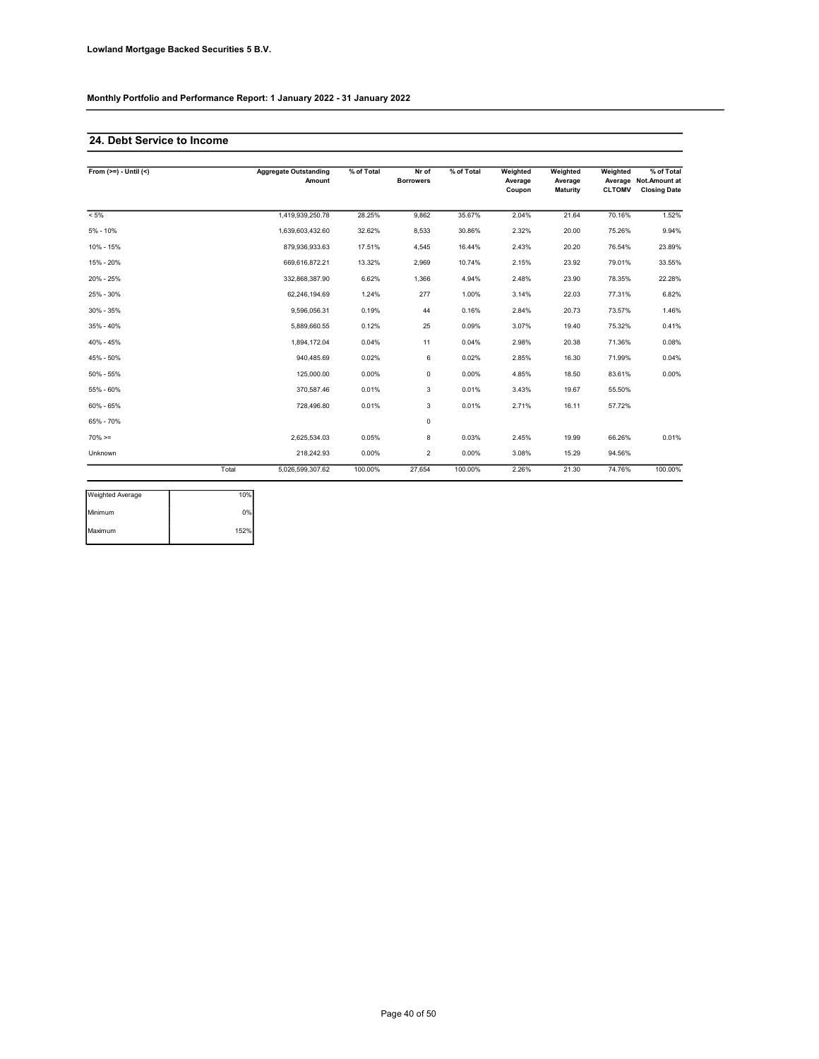**Lowland Mortgage Backed Securities 5 B.V.**

**Monthly Portfolio and Performance Report: 1 January 2022 - 31 January 2022**

## 24. Debt Service to Income

| From (>=) - Until (<) | Aggregate Outstanding Amount | % of Total | Nr of Borrowers | % of Total | Weighted Average Coupon | Weighted Average Maturity | Weighted Average CLTOMV | % of Total Not.Amount at Closing Date |
|---|---|---|---|---|---|---|---|---|
| < 5% | 1,419,939,250.78 | 28.25% | 9,862 | 35.67% | 2.04% | 21.64 | 70.16% | 1.52% |
| 5% - 10% | 1,639,603,432.60 | 32.62% | 8,533 | 30.86% | 2.32% | 20.00 | 75.26% | 9.94% |
| 10% - 15% | 879,936,933.63 | 17.51% | 4,545 | 16.44% | 2.43% | 20.20 | 76.54% | 23.89% |
| 15% - 20% | 669,616,872.21 | 13.32% | 2,969 | 10.74% | 2.15% | 23.92 | 79.01% | 33.55% |
| 20% - 25% | 332,868,387.90 | 6.62% | 1,366 | 4.94% | 2.48% | 23.90 | 78.35% | 22.28% |
| 25% - 30% | 62,246,194.69 | 1.24% | 277 | 1.00% | 3.14% | 22.03 | 77.31% | 6.82% |
| 30% - 35% | 9,596,056.31 | 0.19% | 44 | 0.16% | 2.84% | 20.73 | 73.57% | 1.46% |
| 35% - 40% | 5,889,660.55 | 0.12% | 25 | 0.09% | 3.07% | 19.40 | 75.32% | 0.41% |
| 40% - 45% | 1,894,172.04 | 0.04% | 11 | 0.04% | 2.98% | 20.38 | 71.36% | 0.08% |
| 45% - 50% | 940,485.69 | 0.02% | 6 | 0.02% | 2.85% | 16.30 | 71.99% | 0.04% |
| 50% - 55% | 125,000.00 | 0.00% | 0 | 0.00% | 4.85% | 18.50 | 83.61% | 0.00% |
| 55% - 60% | 370,587.46 | 0.01% | 3 | 0.01% | 3.43% | 19.67 | 55.50% | |
| 60% - 65% | 728,496.80 | 0.01% | 3 | 0.01% | 2.71% | 16.11 | 57.72% | |
| 65% - 70% | | | 0 | | | | | |
| 70% >= | 2,625,534.03 | 0.05% | 8 | 0.03% | 2.45% | 19.99 | 66.26% | 0.01% |
| Unknown | 218,242.93 | 0.00% | 2 | 0.00% | 3.08% | 15.29 | 94.56% | |
| Total | 5,026,599,307.62 | 100.00% | 27,654 | 100.00% | 2.26% | 21.30 | 74.76% | 100.00% |

| | |
|---|---|
| Weighted Average | 10% |
| Minimum | 0% |
| Maximum | 152% |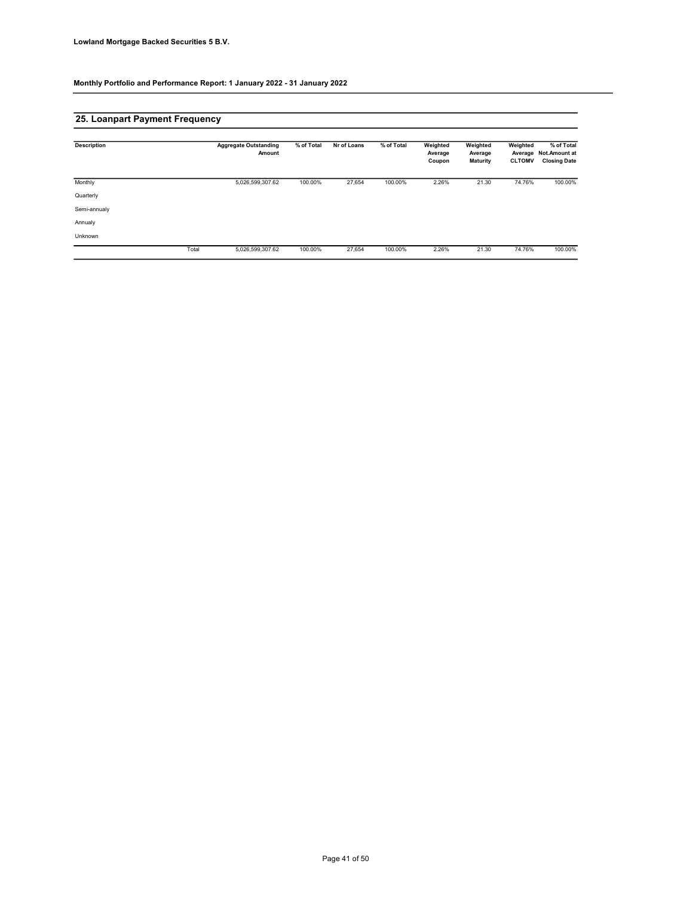**Lowland Mortgage Backed Securities 5 B.V.**

**Monthly Portfolio and Performance Report: 1 January 2022 - 31 January 2022**

## 25. Loanpart Payment Frequency

| Description | | Aggregate Outstanding Amount | % of Total | Nr of Loans | % of Total | Weighted Average Coupon | Weighted Average Maturity | Weighted Average CLTOMV | % of Total Not.Amount at Closing Date |
|---|---|---|---|---|---|---|---|---|---|
| Monthly | | 5,026,599,307.62 | 100.00% | 27,654 | 100.00% | 2.26% | 21.30 | 74.76% | 100.00% |
| Quarterly | | | | | | | | | |
| Semi-annualy | | | | | | | | | |
| Annualy | | | | | | | | | |
| Unknown | | | | | | | | | |
| | Total | 5,026,599,307.62 | 100.00% | 27,654 | 100.00% | 2.26% | 21.30 | 74.76% | 100.00% |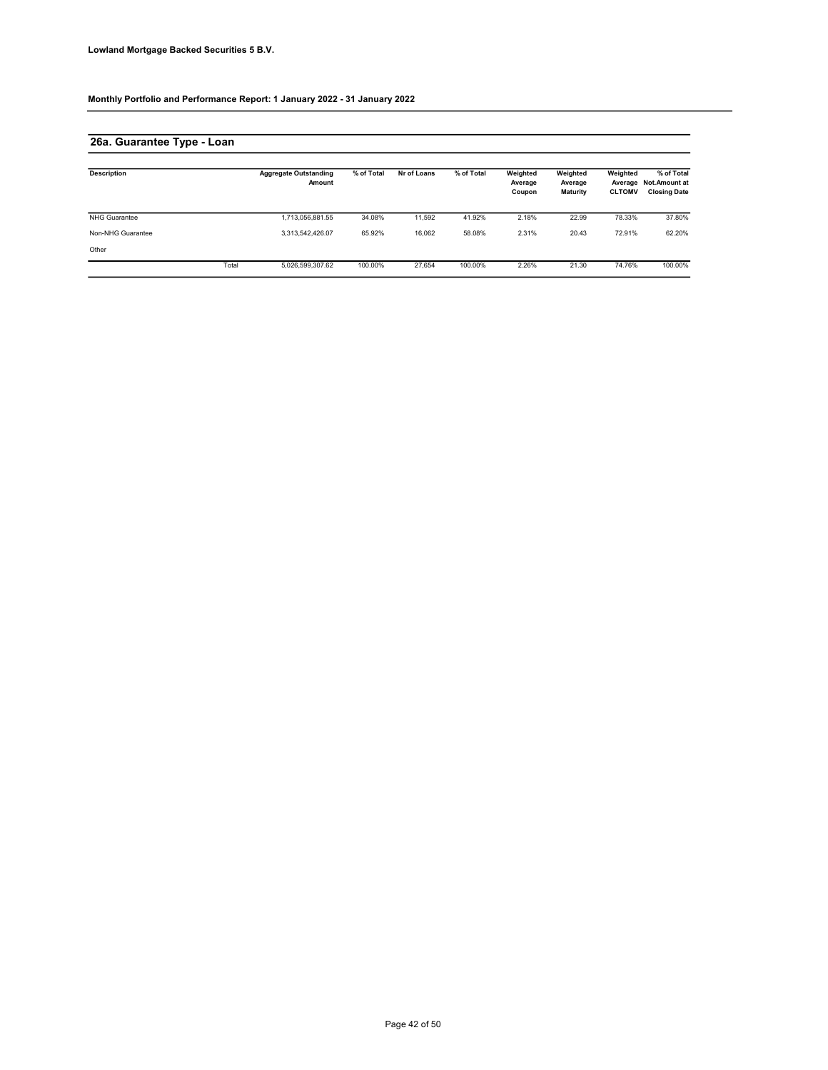**Lowland Mortgage Backed Securities 5 B.V.**

**Monthly Portfolio and Performance Report: 1 January 2022 - 31 January 2022**

## 26a. Guarantee Type - Loan

| Description | | Aggregate Outstanding Amount | % of Total | Nr of Loans | % of Total | Weighted Average Coupon | Weighted Average Maturity | Weighted Average CLTOMV | % of Total Not.Amount at Closing Date |
|---|---|---|---|---|---|---|---|---|---|
| NHG Guarantee | | 1,713,056,881.55 | 34.08% | 11,592 | 41.92% | 2.18% | 22.99 | 78.33% | 37.80% |
| Non-NHG Guarantee | | 3,313,542,426.07 | 65.92% | 16,062 | 58.08% | 2.31% | 20.43 | 72.91% | 62.20% |
| Other | | | | | | | | | |
| | Total | 5,026,599,307.62 | 100.00% | 27,654 | 100.00% | 2.26% | 21.30 | 74.76% | 100.00% |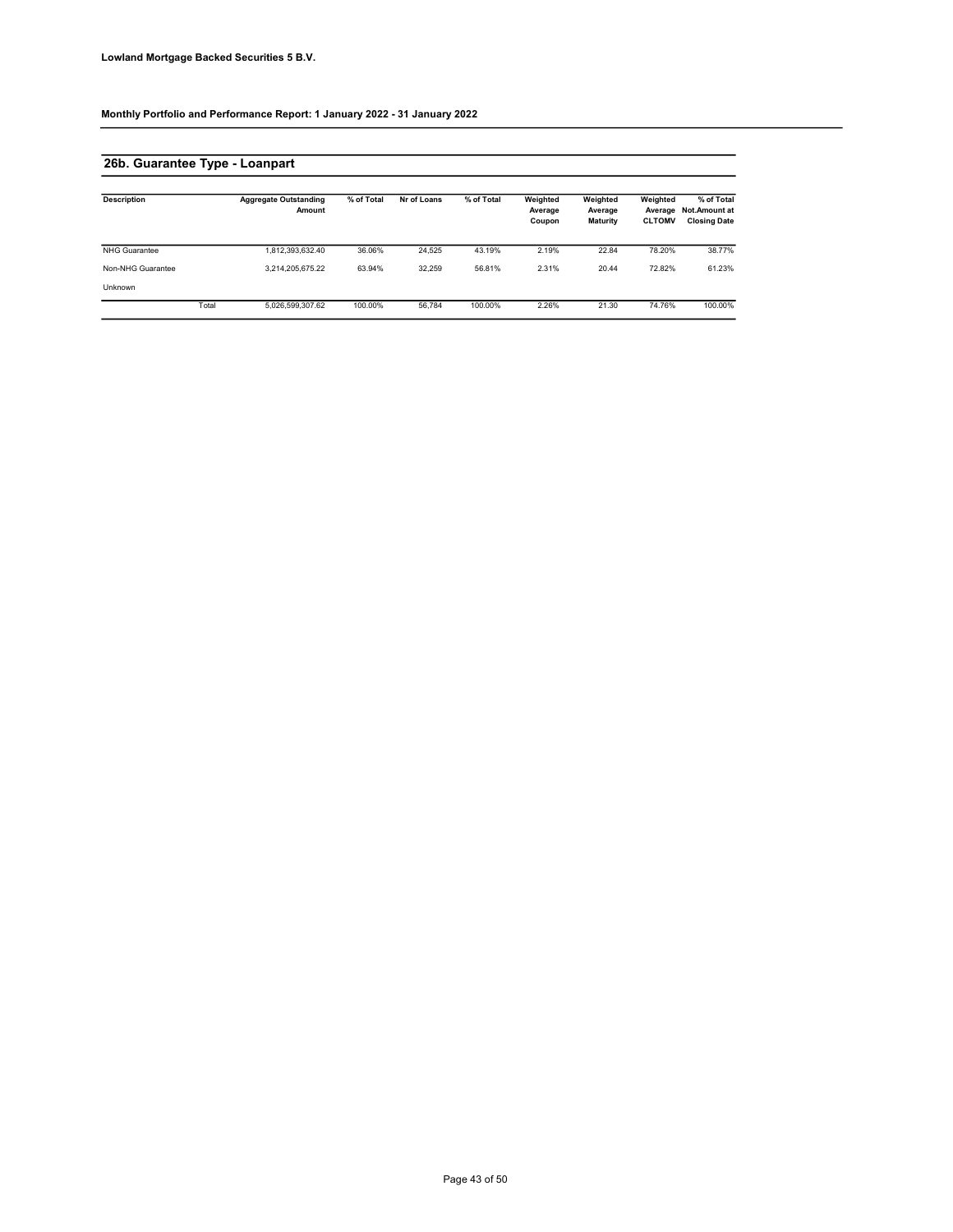**Lowland Mortgage Backed Securities 5 B.V.**

**Monthly Portfolio and Performance Report: 1 January 2022 - 31 January 2022**

## 26b. Guarantee Type - Loanpart

| Description | | Aggregate Outstanding Amount | % of Total | Nr of Loans | % of Total | Weighted Average Coupon | Weighted Average Maturity | Weighted Average CLTOMV | % of Total Not.Amount at Closing Date |
|---|---|---|---|---|---|---|---|---|---|
| NHG Guarantee | | 1,812,393,632.40 | 36.06% | 24,525 | 43.19% | 2.19% | 22.84 | 78.20% | 38.77% |
| Non-NHG Guarantee | | 3,214,205,675.22 | 63.94% | 32,259 | 56.81% | 2.31% | 20.44 | 72.82% | 61.23% |
| Unknown | | | | | | | | | |
| | Total | 5,026,599,307.62 | 100.00% | 56,784 | 100.00% | 2.26% | 21.30 | 74.76% | 100.00% |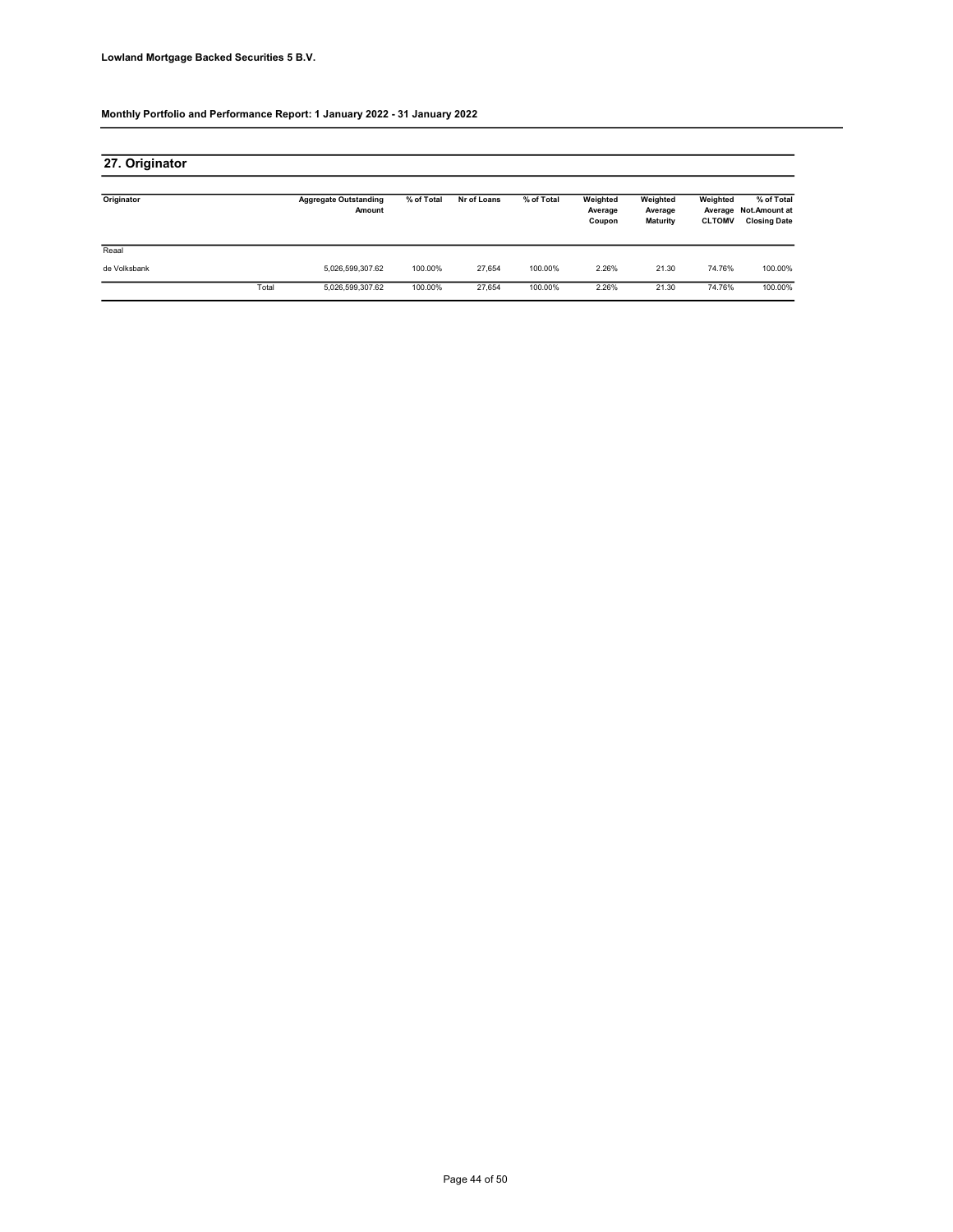**Lowland Mortgage Backed Securities 5 B.V.**

**Monthly Portfolio and Performance Report: 1 January 2022 - 31 January 2022**

## 27. Originator

| Originator | | Aggregate Outstanding Amount | % of Total | Nr of Loans | % of Total | Weighted Average Coupon | Weighted Average Maturity | Weighted Average CLTOMV | % of Total Not.Amount at Closing Date |
|---|---|---|---|---|---|---|---|---|---|
| Reaal | | | | | | | | | |
| de Volksbank | | 5,026,599,307.62 | 100.00% | 27,654 | 100.00% | 2.26% | 21.30 | 74.76% | 100.00% |
| | Total | 5,026,599,307.62 | 100.00% | 27,654 | 100.00% | 2.26% | 21.30 | 74.76% | 100.00% |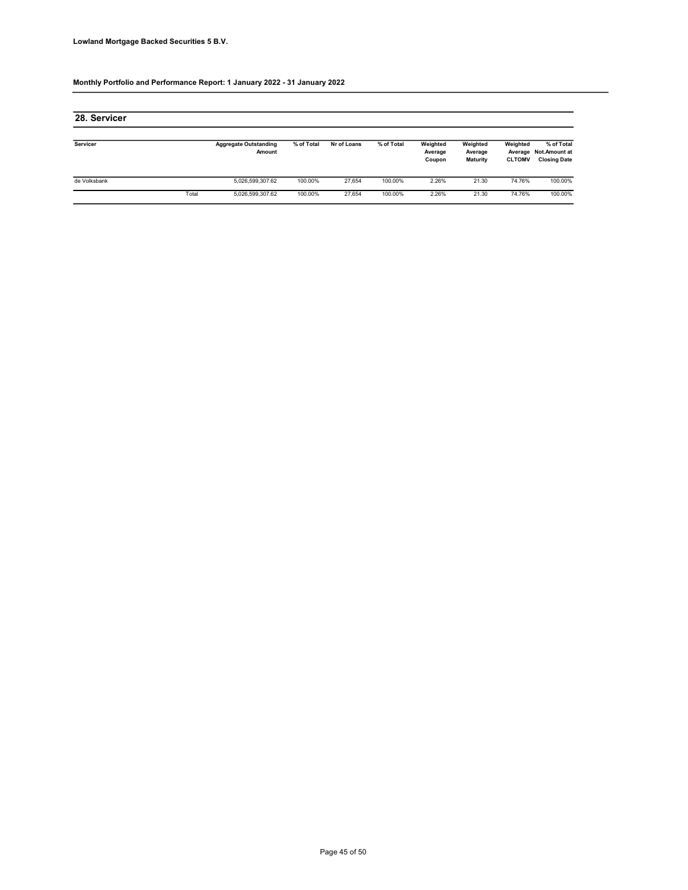**Lowland Mortgage Backed Securities 5 B.V.**

**Monthly Portfolio and Performance Report: 1 January 2022 - 31 January 2022**

## 28. Servicer

| Servicer | | Aggregate Outstanding Amount | % of Total | Nr of Loans | % of Total | Weighted Average Coupon | Weighted Average Maturity | Weighted Average CLTOMV | % of Total Not.Amount at Closing Date |
|---|---|---|---|---|---|---|---|---|---|
| de Volksbank | | 5,026,599,307.62 | 100.00% | 27,654 | 100.00% | 2.26% | 21.30 | 74.76% | 100.00% |
| | Total | 5,026,599,307.62 | 100.00% | 27,654 | 100.00% | 2.26% | 21.30 | 74.76% | 100.00% |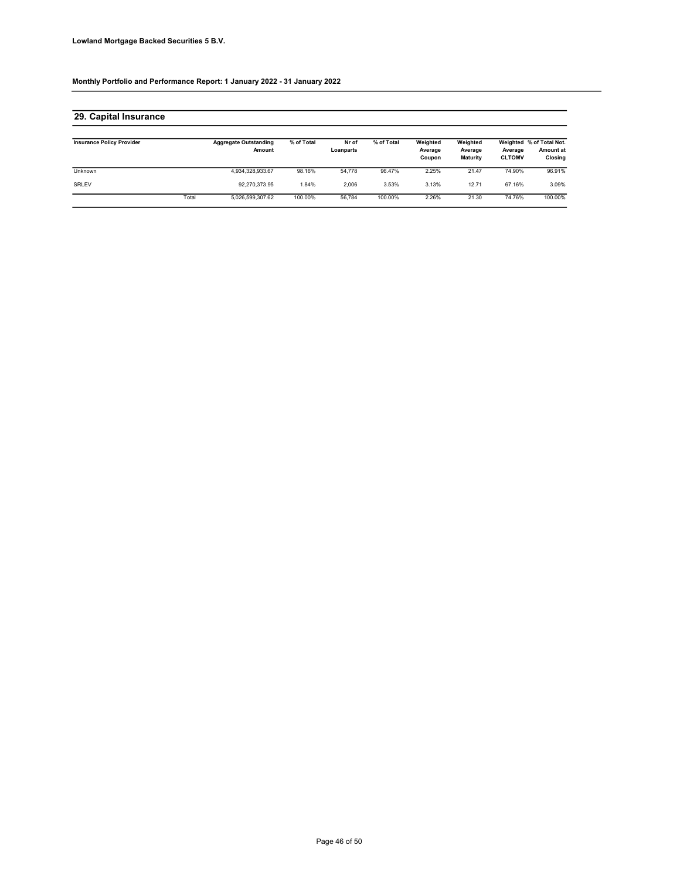**Lowland Mortgage Backed Securities 5 B.V.**

**Monthly Portfolio and Performance Report: 1 January 2022 - 31 January 2022**

## 29. Capital Insurance

| Insurance Policy Provider | | Aggregate Outstanding Amount | % of Total | Nr of Loanparts | % of Total | Weighted Average Coupon | Weighted Average Maturity | Weighted Average CLTOMV | % of Total Not. Amount at Closing |
|---|---|---|---|---|---|---|---|---|---|
| Unknown | | 4,934,328,933.67 | 98.16% | 54,778 | 96.47% | 2.25% | 21.47 | 74.90% | 96.91% |
| SRLEV | | 92,270,373.95 | 1.84% | 2,006 | 3.53% | 3.13% | 12.71 | 67.16% | 3.09% |
| | Total | 5,026,599,307.62 | 100.00% | 56,784 | 100.00% | 2.26% | 21.30 | 74.76% | 100.00% |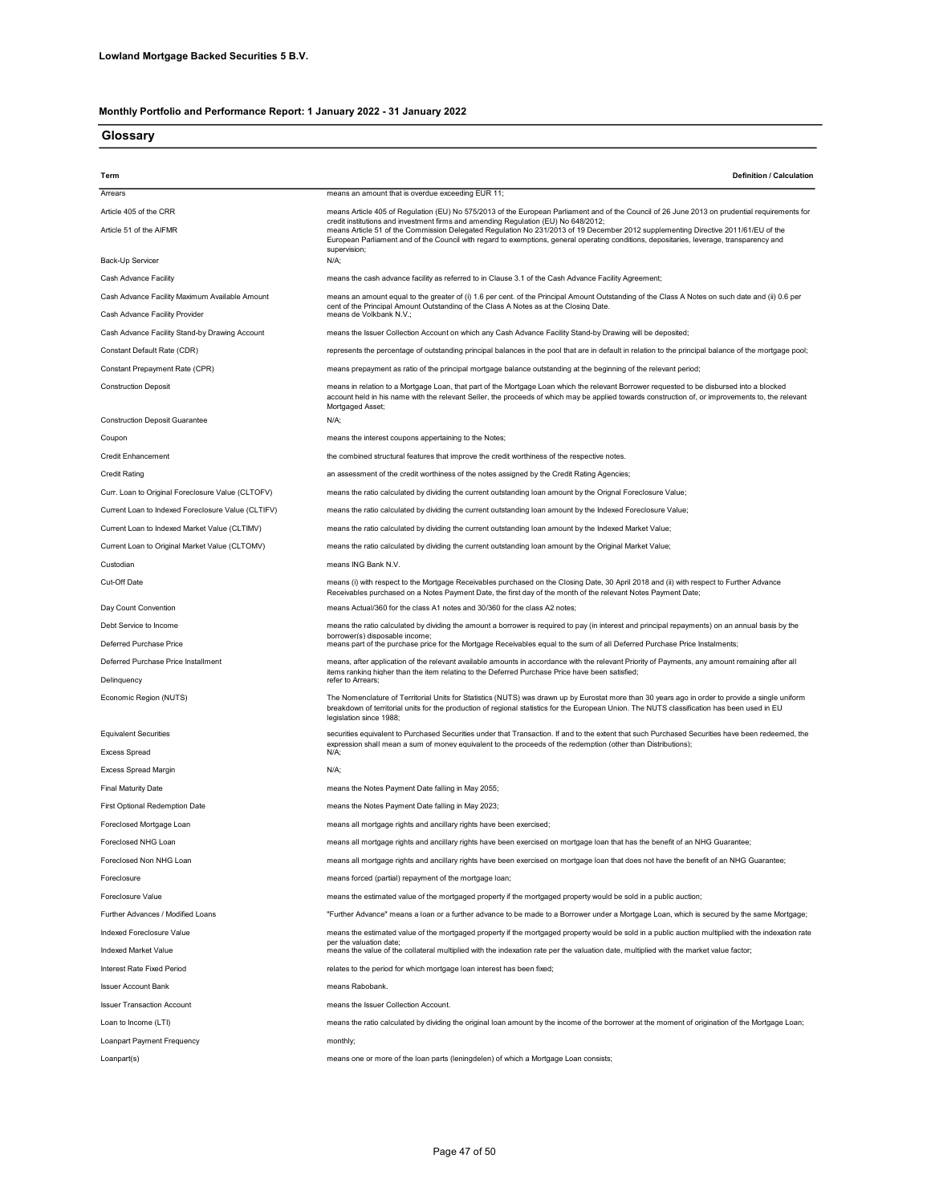**Lowland Mortgage Backed Securities 5 B.V.**

**Monthly Portfolio and Performance Report: 1 January 2022 - 31 January 2022**

## Glossary

| Term | Definition / Calculation |
|---|---|
| Arrears | means an amount that is overdue exceeding EUR 11; |
| Article 405 of the CRR | means Article 405 of Regulation (EU) No 575/2013 of the European Parliament and of the Council of 26 June 2013 on prudential requirements for credit institutions and investment firms and amending Regulation (EU) No 648/2012; |
| Article 51 of the AIFMR | means Article 51 of the Commission Delegated Regulation No 231/2013 of 19 December 2012 supplementing Directive 2011/61/EU of the European Parliament and of the Council with regard to exemptions, general operating conditions, depositaries, leverage, transparency and supervision; |
| Back-Up Servicer | N/A; |
| Cash Advance Facility | means the cash advance facility as referred to in Clause 3.1 of the Cash Advance Facility Agreement; |
| Cash Advance Facility Maximum Available Amount | means an amount equal to the greater of (i) 1.6 per cent. of the Principal Amount Outstanding of the Class A Notes on such date and (ii) 0.6 per cent of the Principal Amount Outstanding of the Class A Notes as at the Closing Date. |
| Cash Advance Facility Provider | means de Volkbank N.V.; |
| Cash Advance Facility Stand-by Drawing Account | means the Issuer Collection Account on which any Cash Advance Facility Stand-by Drawing will be deposited; |
| Constant Default Rate (CDR) | represents the percentage of outstanding principal balances in the pool that are in default in relation to the principal balance of the mortgage pool; |
| Constant Prepayment Rate (CPR) | means prepayment as ratio of the principal mortgage balance outstanding at the beginning of the relevant period; |
| Construction Deposit | means in relation to a Mortgage Loan, that part of the Mortgage Loan which the relevant Borrower requested to be disbursed into a blocked account held in his name with the relevant Seller, the proceeds of which may be applied towards construction of, or improvements to, the relevant Mortgaged Asset; |
| Construction Deposit Guarantee | N/A; |
| Coupon | means the interest coupons appertaining to the Notes; |
| Credit Enhancement | the combined structural features that improve the credit worthiness of the respective notes. |
| Credit Rating | an assessment of the credit worthiness of the notes assigned by the Credit Rating Agencies; |
| Curr. Loan to Original Foreclosure Value (CLTOFV) | means the ratio calculated by dividing the current outstanding loan amount by the Orignal Foreclosure Value; |
| Current Loan to Indexed Foreclosure Value (CLTIFV) | means the ratio calculated by dividing the current outstanding loan amount by the Indexed Foreclosure Value; |
| Current Loan to Indexed Market Value (CLTIMV) | means the ratio calculated by dividing the current outstanding loan amount by the Indexed Market Value; |
| Current Loan to Original Market Value (CLTOMV) | means the ratio calculated by dividing the current outstanding loan amount by the Original Market Value; |
| Custodian | means ING Bank N.V. |
| Cut-Off Date | means (i) with respect to the Mortgage Receivables purchased on the Closing Date, 30 April 2018 and (ii) with respect to Further Advance Receivables purchased on a Notes Payment Date, the first day of the month of the relevant Notes Payment Date; |
| Day Count Convention | means Actual/360 for the class A1 notes and 30/360 for the class A2 notes; |
| Debt Service to Income | means the ratio calculated by dividing the amount a borrower is required to pay (in interest and principal repayments) on an annual basis by the borrower(s) disposable income; |
| Deferred Purchase Price | means part of the purchase price for the Mortgage Receivables equal to the sum of all Deferred Purchase Price Instalments; |
| Deferred Purchase Price Installment | means, after application of the relevant available amounts in accordance with the relevant Priority of Payments, any amount remaining after all items ranking higher than the item relating to the Deferred Purchase Price have been satisfied; |
| Delinquency | refer to Arrears; |
| Economic Region (NUTS) | The Nomenclature of Territorial Units for Statistics (NUTS) was drawn up by Eurostat more than 30 years ago in order to provide a single uniform breakdown of territorial units for the production of regional statistics for the European Union. The NUTS classification has been used in EU legislation since 1988; |
| Equivalent Securities | securities equivalent to Purchased Securities under that Transaction. If and to the extent that such Purchased Securities have been redeemed, the expression shall mean a sum of money equivalent to the proceeds of the redemption (other than Distributions); |
| Excess Spread | N/A; |
| Excess Spread Margin | N/A; |
| Final Maturity Date | means the Notes Payment Date falling in May 2055; |
| First Optional Redemption Date | means the Notes Payment Date falling in May 2023; |
| Foreclosed Mortgage Loan | means all mortgage rights and ancillary rights have been exercised; |
| Foreclosed NHG Loan | means all mortgage rights and ancillary rights have been exercised on mortgage loan that has the benefit of an NHG Guarantee; |
| Foreclosed Non NHG Loan | means all mortgage rights and ancillary rights have been exercised on mortgage loan that does not have the benefit of an NHG Guarantee; |
| Foreclosure | means forced (partial) repayment of the mortgage loan; |
| Foreclosure Value | means the estimated value of the mortgaged property if the mortgaged property would be sold in a public auction; |
| Further Advances / Modified Loans | "Further Advance" means a loan or a further advance to be made to a Borrower under a Mortgage Loan, which is secured by the same Mortgage; |
| Indexed Foreclosure Value | means the estimated value of the mortgaged property if the mortgaged property would be sold in a public auction multiplied with the indexation rate per the valuation date; |
| Indexed Market Value | means the value of the collateral multiplied with the indexation rate per the valuation date, multiplied with the market value factor; |
| Interest Rate Fixed Period | relates to the period for which mortgage loan interest has been fixed; |
| Issuer Account Bank | means Rabobank. |
| Issuer Transaction Account | means the Issuer Collection Account. |
| Loan to Income (LTI) | means the ratio calculated by dividing the original loan amount by the income of the borrower at the moment of origination of the Mortgage Loan; |
| Loanpart Payment Frequency | monthly; |
| Loanpart(s) | means one or more of the loan parts (leningdelen) of which a Mortgage Loan consists; |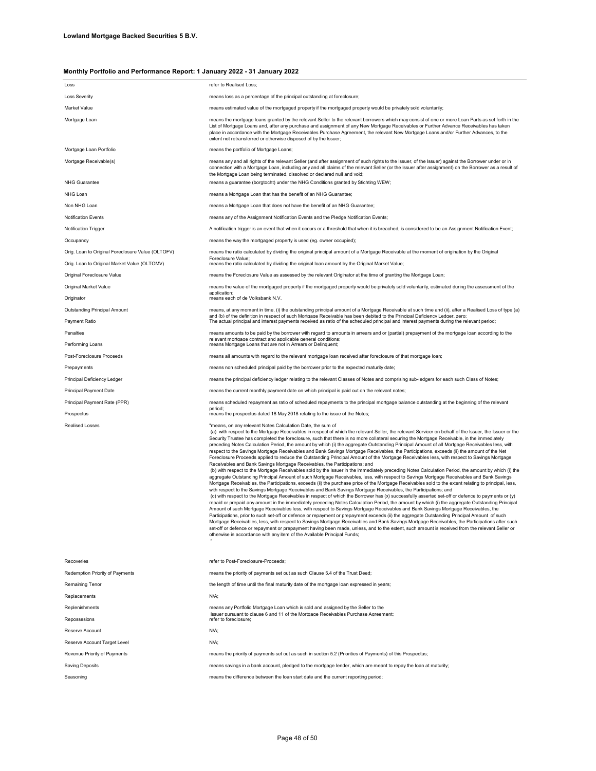**Lowland Mortgage Backed Securities 5 B.V.**

**Monthly Portfolio and Performance Report: 1 January 2022 - 31 January 2022**

| | |
|---|---|
| Loss | refer to Realised Loss; |
| Loss Severity | means loss as a percentage of the principal outstanding at foreclosure; |
| Market Value | means estimated value of the mortgaged property if the mortgaged property would be privately sold voluntarily; |
| Mortgage Loan | means the mortgage loans granted by the relevant Seller to the relevant borrowers which may consist of one or more Loan Parts as set forth in the List of Mortgage Loans and, after any purchase and assignment of any New Mortgage Receivables or Further Advance Receivables has taken place in accordance with the Mortgage Receivables Purchase Agreement, the relevant New Mortgage Loans and/or Further Advances, to the extent not retransferred or otherwise disposed of by the Issuer; |
| Mortgage Loan Portfolio | means the portfolio of Mortgage Loans; |
| Mortgage Receivable(s) | means any and all rights of the relevant Seller (and after assignment of such rights to the Issuer, of the Issuer) against the Borrower under or in connection with a Mortgage Loan, including any and all claims of the relevant Seller (or the Issuer after assignment) on the Borrower as a result of the Mortgage Loan being terminated, dissolved or declared null and void; |
| NHG Guarantee | means a guarantee (borgtocht) under the NHG Conditions granted by Stichting WEW; |
| NHG Loan | means a Mortgage Loan that has the benefit of an NHG Guarantee; |
| Non NHG Loan | means a Mortgage Loan that does not have the benefit of an NHG Guarantee; |
| Notification Events | means any of the Assignment Notification Events and the Pledge Notification Events; |
| Notification Trigger | A notification trigger is an event that when it occurs or a threshold that when it is breached, is considered to be an Assignment Notification Event; |
| Occupancy | means the way the mortgaged property is used (eg. owner occupied); |
| Orig. Loan to Original Foreclosure Value (OLTOFV) | means the ratio calculated by dividing the original principal amount of a Mortgage Receivable at the moment of origination by the Original Foreclosure Value; |
| Orig. Loan to Original Market Value (OLTOMV) | means the ratio calculated by dividing the original loan amount by the Original Market Value; |
| Original Foreclosure Value | means the Foreclosure Value as assessed by the relevant Originator at the time of granting the Mortgage Loan; |
| Original Market Value | means the value of the mortgaged property if the mortgaged property would be privately sold voluntarily, estimated during the assessment of the application; |
| Originator | means each of de Volksbank N.V. |
| Outstanding Principal Amount | means, at any moment in time, (i) the outstanding principal amount of a Mortgage Receivable at such time and (ii), after a Realised Loss of type (a) and (b) of the definition in respect of such Mortgage Receivable has been debited to the Principal Deficiency Ledger, zero; |
| Payment Ratio | The actual principal and interest payments received as ratio of the scheduled principal and interest payments during the relevant period; |
| Penalties | means amounts to be paid by the borrower with regard to amounts in arrears and or (partial) prepayment of the mortgage loan according to the relevant mortgage contract and applicable general conditions; |
| Performing Loans | means Mortgage Loans that are not in Arrears or Delinquent; |
| Post-Foreclosure Proceeds | means all amounts with regard to the relevant mortgage loan received after foreclosure of that mortgage loan; |
| Prepayments | means non scheduled principal paid by the borrower prior to the expected maturity date; |
| Principal Deficiency Ledger | means the principal deficiency ledger relating to the relevant Classes of Notes and comprising sub-ledgers for each such Class of Notes; |
| Principal Payment Date | means the current monthly payment date on which principal is paid out on the relevant notes; |
| Principal Payment Rate (PPR) | means scheduled repayment as ratio of scheduled repayments to the principal mortgage balance outstanding at the beginning of the relevant period; |
| Prospectus | means the prospectus dated 18 May 2018 relating to the issue of the Notes; |
| Realised Losses | "means, on any relevant Notes Calculation Date, the sum of (a) with respect to the Mortgage Receivables in respect of which the relevant Seller, the relevant Servicer on behalf of the Issuer, the Issuer or the Security Trustee has completed the foreclosure, such that there is no more collateral securing the Mortgage Receivable, in the immediately preceding Notes Calculation Period, the amount by which (i) the aggregate Outstanding Principal Amount of all Mortgage Receivables less, with respect to the Savings Mortgage Receivables and Bank Savings Mortgage Receivables, the Participations, exceeds (ii) the amount of the Net Foreclosure Proceeds applied to reduce the Outstanding Principal Amount of the Mortgage Receivables less, with respect to Savings Mortgage Receivables and Bank Savings Mortgage Receivables, the Participations; and (b) with respect to the Mortgage Receivables sold by the Issuer in the immediately preceding Notes Calculation Period, the amount by which (i) the aggregate Outstanding Principal Amount of such Mortgage Receivables, less, with respect to Savings Mortgage Receivables and Bank Savings Mortgage Receivables, the Participations, exceeds (ii) the purchase price of the Mortgage Receivables sold to the extent relating to principal, less, with respect to the Savings Mortgage Receivables and Bank Savings Mortgage Receivables, the Participations; and (c) with respect to the Mortgage Receivables in respect of which the Borrower has (x) successfully asserted set-off or defence to payments or (y) repaid or prepaid any amount in the immediately preceding Notes Calculation Period, the amount by which (i) the aggregate Outstanding Principal Amount of such Mortgage Receivables less, with respect to Savings Mortgage Receivables and Bank Savings Mortgage Receivables, the Participations, prior to such set-off or defence or repayment or prepayment exceeds (ii) the aggregate Outstanding Principal Amount of such Mortgage Receivables, less, with respect to Savings Mortgage Receivables and Bank Savings Mortgage Receivables, the Participations after such set-off or defence or repayment or prepayment having been made, unless, and to the extent, such amount is received from the relevant Seller or otherwise in accordance with any item of the Available Principal Funds; " |
| Recoveries | refer to Post-Foreclosure-Proceeds; |
| Redemption Priority of Payments | means the priority of payments set out as such Clause 5.4 of the Trust Deed; |
| Remaining Tenor | the length of time until the final maturity date of the mortgage loan expressed in years; |
| Replacements | N/A; |
| Replenishments | means any Portfolio Mortgage Loan which is sold and assigned by the Seller to the Issuer pursuant to clause 6 and 11 of the Mortgage Receivables Purchase Agreement; |
| Repossesions | refer to foreclosure; |
| Reserve Account | N/A; |
| Reserve Account Target Level | N/A; |
| Revenue Priority of Payments | means the priority of payments set out as such in section 5.2 (Priorities of Payments) of this Prospectus; |
| Saving Deposits | means savings in a bank account, pledged to the mortgage lender, which are meant to repay the loan at maturity; |
| Seasoning | means the difference between the loan start date and the current reporting period; |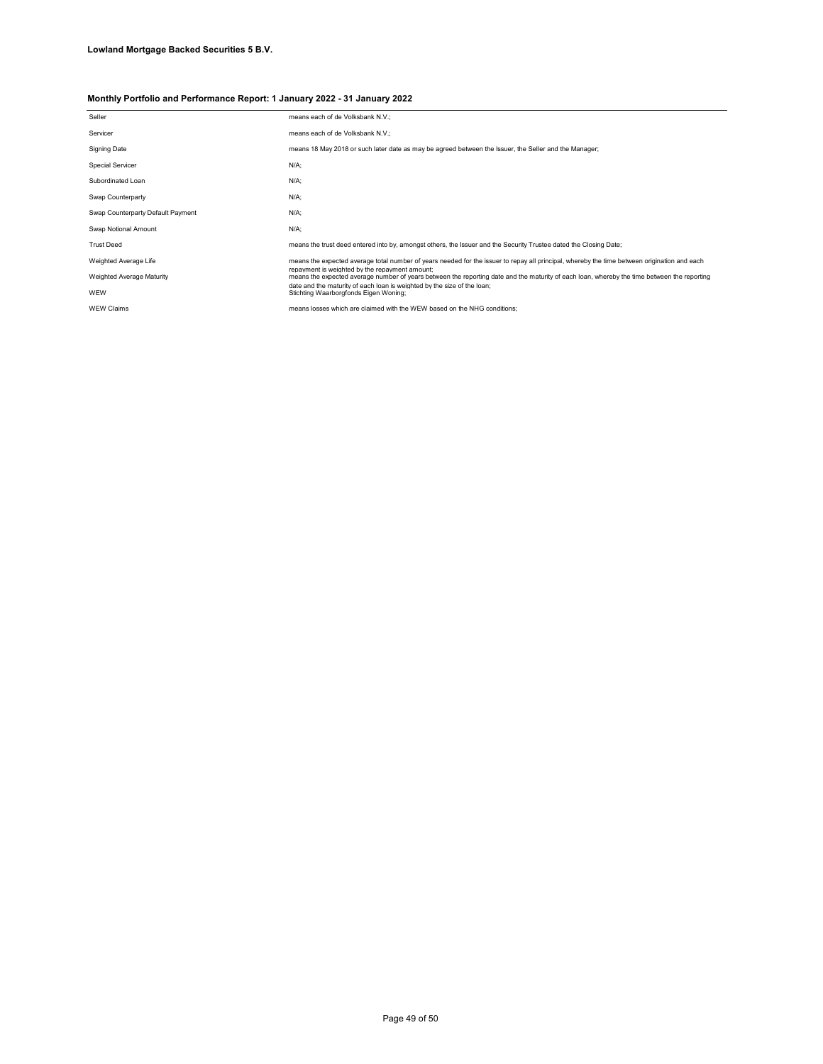**Lowland Mortgage Backed Securities 5 B.V.**

**Monthly Portfolio and Performance Report: 1 January 2022 - 31 January 2022**

| | |
|---|---|
| Seller | means each of de Volksbank N.V.; |
| Servicer | means each of de Volksbank N.V.; |
| Signing Date | means 18 May 2018 or such later date as may be agreed between the Issuer, the Seller and the Manager; |
| Special Servicer | N/A; |
| Subordinated Loan | N/A; |
| Swap Counterparty | N/A; |
| Swap Counterparty Default Payment | N/A; |
| Swap Notional Amount | N/A; |
| Trust Deed | means the trust deed entered into by, amongst others, the Issuer and the Security Trustee dated the Closing Date; |
| Weighted Average Life | means the expected average total number of years needed for the issuer to repay all principal, whereby the time between origination and each repayment is weighted by the repayment amount; |
| Weighted Average Maturity | means the expected average number of years between the reporting date and the maturity of each loan, whereby the time between the reporting date and the maturity of each loan is weighted by the size of the loan; |
| WEW | Stichting Waarborgfonds Eigen Woning; |
| WEW Claims | means losses which are claimed with the WEW based on the NHG conditions; |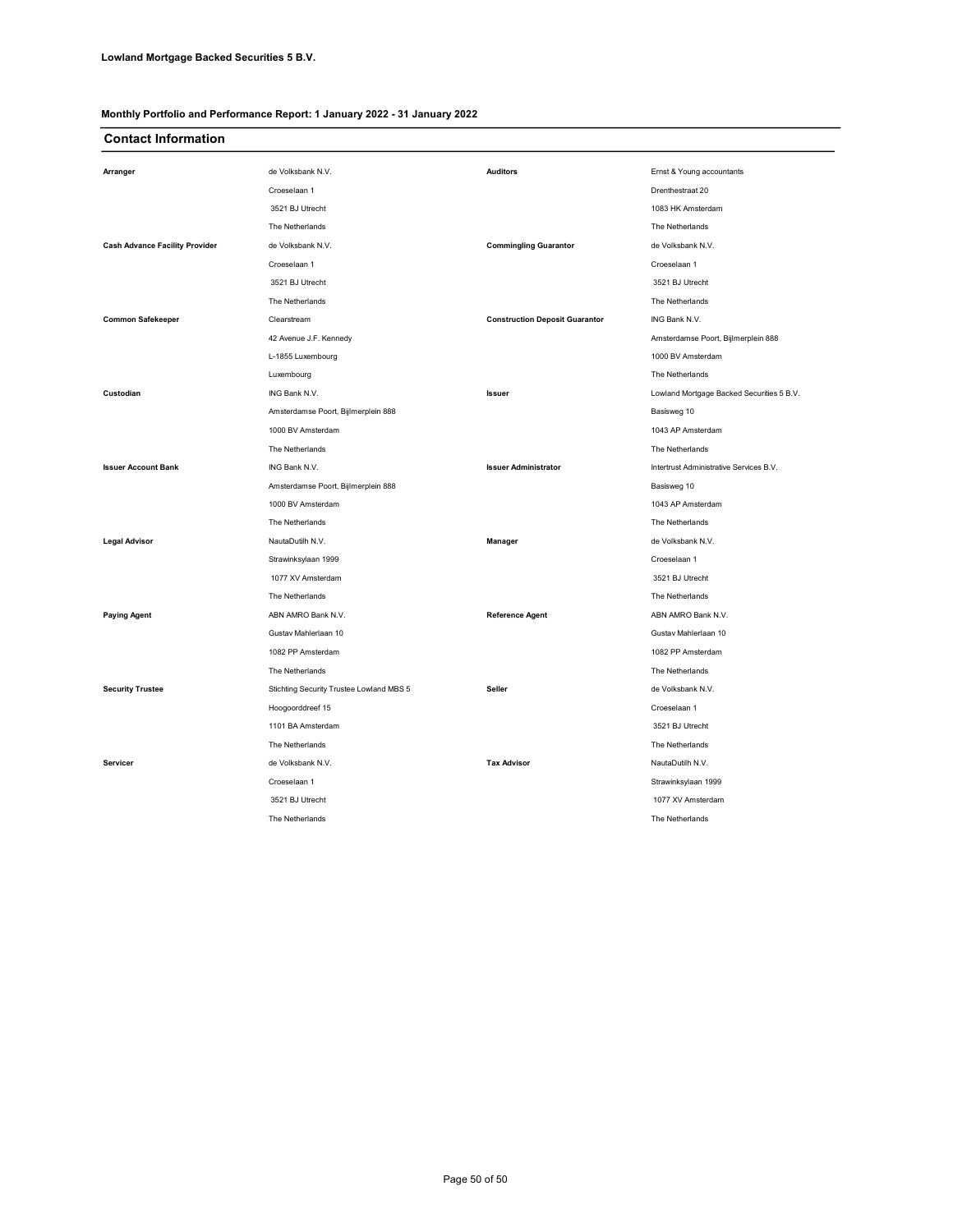## Contact Information

| | | | |
|---|---|---|---|
| **Arranger** | de Volksbank N.V. | **Auditors** | Ernst & Young accountants |
| | Croeselaan 1 | | Drenthestraat 20 |
| | 3521 BJ Utrecht | | 1083 HK Amsterdam |
| | The Netherlands | | The Netherlands |
| **Cash Advance Facility Provider** | de Volksbank N.V. | **Commingling Guarantor** | de Volksbank N.V. |
| | Croeselaan 1 | | Croeselaan 1 |
| | 3521 BJ Utrecht | | 3521 BJ Utrecht |
| | The Netherlands | | The Netherlands |
| **Common Safekeeper** | Clearstream | **Construction Deposit Guarantor** | ING Bank N.V. |
| | 42 Avenue J.F. Kennedy | | Amsterdamse Poort, Bijlmerplein 888 |
| | L-1855 Luxembourg | | 1000 BV Amsterdam |
| | Luxembourg | | The Netherlands |
| **Custodian** | ING Bank N.V. | **Issuer** | Lowland Mortgage Backed Securities 5 B.V. |
| | Amsterdamse Poort, Bijlmerplein 888 | | Basisweg 10 |
| | 1000 BV Amsterdam | | 1043 AP Amsterdam |
| | The Netherlands | | The Netherlands |
| **Issuer Account Bank** | ING Bank N.V. | **Issuer Administrator** | Intertrust Administrative Services B.V. |
| | Amsterdamse Poort, Bijlmerplein 888 | | Basisweg 10 |
| | 1000 BV Amsterdam | | 1043 AP Amsterdam |
| | The Netherlands | | The Netherlands |
| **Legal Advisor** | NautaDutilh N.V. | **Manager** | de Volksbank N.V. |
| | Strawinskylaan 1999 | | Croeselaan 1 |
| | 1077 XV Amsterdam | | 3521 BJ Utrecht |
| | The Netherlands | | The Netherlands |
| **Paying Agent** | ABN AMRO Bank N.V. | **Reference Agent** | ABN AMRO Bank N.V. |
| | Gustav Mahlerlaan 10 | | Gustav Mahlerlaan 10 |
| | 1082 PP Amsterdam | | 1082 PP Amsterdam |
| | The Netherlands | | The Netherlands |
| **Security Trustee** | Stichting Security Trustee Lowland MBS 5 | **Seller** | de Volksbank N.V. |
| | Hoogoorddreef 15 | | Croeselaan 1 |
| | 1101 BA Amsterdam | | 3521 BJ Utrecht |
| | The Netherlands | | The Netherlands |
| **Servicer** | de Volksbank N.V. | **Tax Advisor** | NautaDutilh N.V. |
| | Croeselaan 1 | | Strawinkskylaan 1999 |
| | 3521 BJ Utrecht | | 1077 XV Amsterdam |
| | The Netherlands | | The Netherlands |